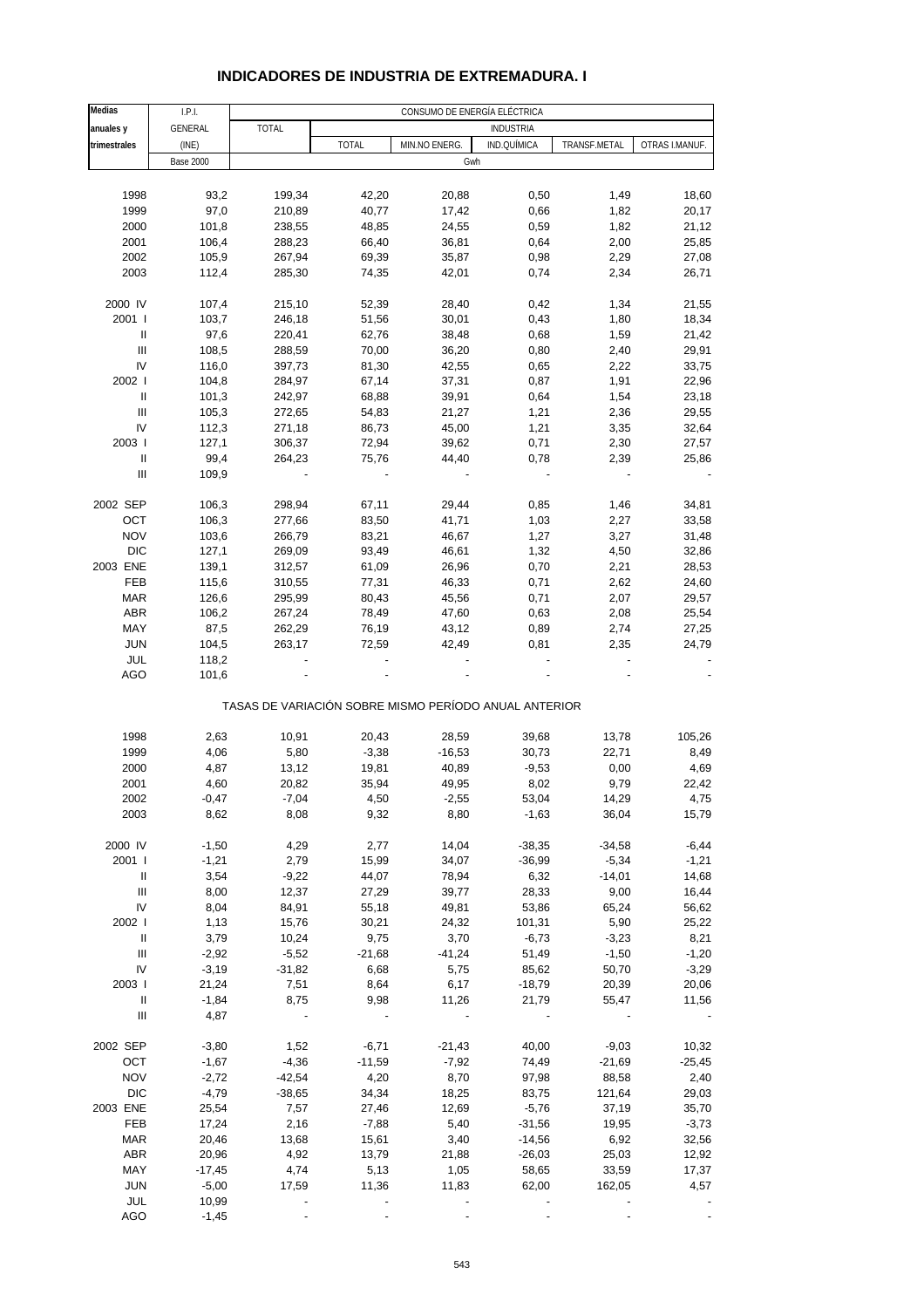# INDICADORES DE INDUSTRIA DE EXTREMADURA. I

| Medias anuales y trimestrales | I.P.I. GENERAL (INE) Base 2000 | CONSUMO DE ENERGÍA ELÉCTRICA TOTAL | INDUSTRIA TOTAL | MIN.NO ENERG. | IND.QUÍMICA | TRANSF.METAL | OTRAS I.MANUF. |
|---|---|---|---|---|---|---|---|
| | | Gwh | | | | | |
| 1998 | 93,2 | 199,34 | 42,20 | 20,88 | 0,50 | 1,49 | 18,60 |
| 1999 | 97,0 | 210,89 | 40,77 | 17,42 | 0,66 | 1,82 | 20,17 |
| 2000 | 101,8 | 238,55 | 48,85 | 24,55 | 0,59 | 1,82 | 21,12 |
| 2001 | 106,4 | 288,23 | 66,40 | 36,81 | 0,64 | 2,00 | 25,85 |
| 2002 | 105,9 | 267,94 | 69,39 | 35,87 | 0,98 | 2,29 | 27,08 |
| 2003 | 112,4 | 285,30 | 74,35 | 42,01 | 0,74 | 2,34 | 26,71 |
| 2000 IV | 107,4 | 215,10 | 52,39 | 28,40 | 0,42 | 1,34 | 21,55 |
| 2001 I | 103,7 | 246,18 | 51,56 | 30,01 | 0,43 | 1,80 | 18,34 |
| II | 97,6 | 220,41 | 62,76 | 38,48 | 0,68 | 1,59 | 21,42 |
| III | 108,5 | 288,59 | 70,00 | 36,20 | 0,80 | 2,40 | 29,91 |
| IV | 116,0 | 397,73 | 81,30 | 42,55 | 0,65 | 2,22 | 33,75 |
| 2002 I | 104,8 | 284,97 | 67,14 | 37,31 | 0,87 | 1,91 | 22,96 |
| II | 101,3 | 242,97 | 68,88 | 39,91 | 0,64 | 1,54 | 23,18 |
| III | 105,3 | 272,65 | 54,83 | 21,27 | 1,21 | 2,36 | 29,55 |
| IV | 112,3 | 271,18 | 86,73 | 45,00 | 1,21 | 3,35 | 32,64 |
| 2003 I | 127,1 | 306,37 | 72,94 | 39,62 | 0,71 | 2,30 | 27,57 |
| II | 99,4 | 264,23 | 75,76 | 44,40 | 0,78 | 2,39 | 25,86 |
| III | 109,9 | - | - | - | - | - | - |
| 2002 SEP | 106,3 | 298,94 | 67,11 | 29,44 | 0,85 | 1,46 | 34,81 |
| OCT | 106,3 | 277,66 | 83,50 | 41,71 | 1,03 | 2,27 | 33,58 |
| NOV | 103,6 | 266,79 | 83,21 | 46,67 | 1,27 | 3,27 | 31,48 |
| DIC | 127,1 | 269,09 | 93,49 | 46,61 | 1,32 | 4,50 | 32,86 |
| 2003 ENE | 139,1 | 312,57 | 61,09 | 26,96 | 0,70 | 2,21 | 28,53 |
| FEB | 115,6 | 310,55 | 77,31 | 46,33 | 0,71 | 2,62 | 24,60 |
| MAR | 126,6 | 295,99 | 80,43 | 45,56 | 0,71 | 2,07 | 29,57 |
| ABR | 106,2 | 267,24 | 78,49 | 47,60 | 0,63 | 2,08 | 25,54 |
| MAY | 87,5 | 262,29 | 76,19 | 43,12 | 0,89 | 2,74 | 27,25 |
| JUN | 104,5 | 263,17 | 72,59 | 42,49 | 0,81 | 2,35 | 24,79 |
| JUL | 118,2 | - | - | - | - | - | - |
| AGO | 101,6 | - | - | - | - | - | - |
| | | TASAS DE VARIACIÓN SOBRE MISMO PERÍODO ANUAL ANTERIOR | | | | | |
| 1998 | 2,63 | 10,91 | 20,43 | 28,59 | 39,68 | 13,78 | 105,26 |
| 1999 | 4,06 | 5,80 | -3,38 | -16,53 | 30,73 | 22,71 | 8,49 |
| 2000 | 4,87 | 13,12 | 19,81 | 40,89 | -9,53 | 0,00 | 4,69 |
| 2001 | 4,60 | 20,82 | 35,94 | 49,95 | 8,02 | 9,79 | 22,42 |
| 2002 | -0,47 | -7,04 | 4,50 | -2,55 | 53,04 | 14,29 | 4,75 |
| 2003 | 8,62 | 8,08 | 9,32 | 8,80 | -1,63 | 36,04 | 15,79 |
| 2000 IV | -1,50 | 4,29 | 2,77 | 14,04 | -38,35 | -34,58 | -6,44 |
| 2001 I | -1,21 | 2,79 | 15,99 | 34,07 | -36,99 | -5,34 | -1,21 |
| II | 3,54 | -9,22 | 44,07 | 78,94 | 6,32 | -14,01 | 14,68 |
| III | 8,00 | 12,37 | 27,29 | 39,77 | 28,33 | 9,00 | 16,44 |
| IV | 8,04 | 84,91 | 55,18 | 49,81 | 53,86 | 65,24 | 56,62 |
| 2002 I | 1,13 | 15,76 | 30,21 | 24,32 | 101,31 | 5,90 | 25,22 |
| II | 3,79 | 10,24 | 9,75 | 3,70 | -6,73 | -3,23 | 8,21 |
| III | -2,92 | -5,52 | -21,68 | -41,24 | 51,49 | -1,50 | -1,20 |
| IV | -3,19 | -31,82 | 6,68 | 5,75 | 85,62 | 50,70 | -3,29 |
| 2003 I | 21,24 | 7,51 | 8,64 | 6,17 | -18,79 | 20,39 | 20,06 |
| II | -1,84 | 8,75 | 9,98 | 11,26 | 21,79 | 55,47 | 11,56 |
| III | 4,87 | - | - | - | - | - | - |
| 2002 SEP | -3,80 | 1,52 | -6,71 | -21,43 | 40,00 | -9,03 | 10,32 |
| OCT | -1,67 | -4,36 | -11,59 | -7,92 | 74,49 | -21,69 | -25,45 |
| NOV | -2,72 | -42,54 | 4,20 | 8,70 | 97,98 | 88,58 | 2,40 |
| DIC | -4,79 | -38,65 | 34,34 | 18,25 | 83,75 | 121,64 | 29,03 |
| 2003 ENE | 25,54 | 7,57 | 27,46 | 12,69 | -5,76 | 37,19 | 35,70 |
| FEB | 17,24 | 2,16 | -7,88 | 5,40 | -31,56 | 19,95 | -3,73 |
| MAR | 20,46 | 13,68 | 15,61 | 3,40 | -14,56 | 6,92 | 32,56 |
| ABR | 20,96 | 4,92 | 13,79 | 21,88 | -26,03 | 25,03 | 12,92 |
| MAY | -17,45 | 4,74 | 5,13 | 1,05 | 58,65 | 33,59 | 17,37 |
| JUN | -5,00 | 17,59 | 11,36 | 11,83 | 62,00 | 162,05 | 4,57 |
| JUL | 10,99 | - | - | - | - | - | - |
| AGO | -1,45 | - | - | - | - | - | - |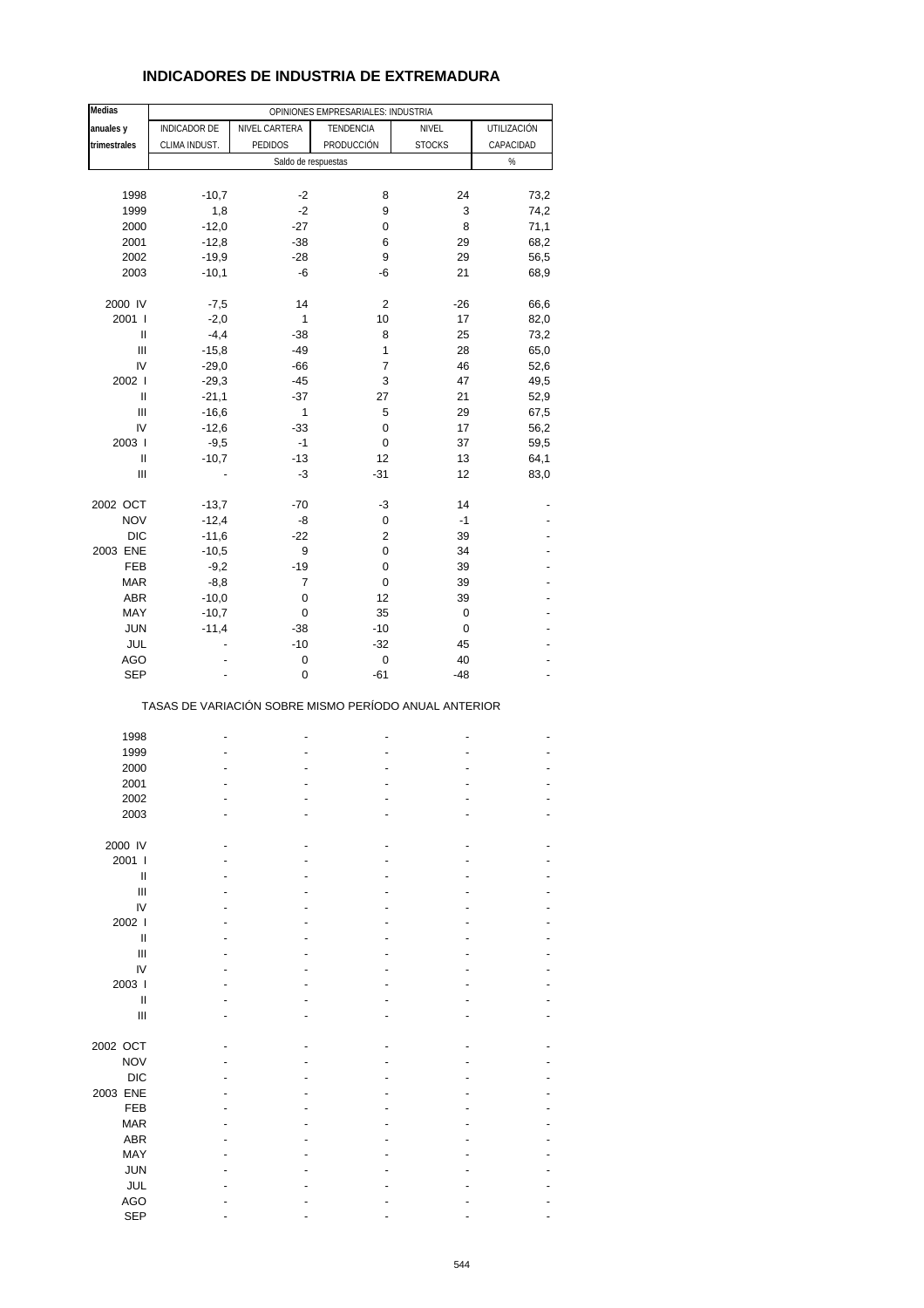# INDICADORES DE INDUSTRIA DE EXTREMADURA

| Medias anuales y trimestrales | OPINIONES EMPRESARIALES: INDUSTRIA | | | | |
|---|---|---|---|---|---|
| | INDICADOR DE CLIMA INDUST. | NIVEL CARTERA PEDIDOS | TENDENCIA PRODUCCIÓN | NIVEL STOCKS | UTILIZACIÓN CAPACIDAD |
| | Saldo de respuestas | | | | % |
| 1998 | -10,7 | -2 | 8 | 24 | 73,2 |
| 1999 | 1,8 | -2 | 9 | 3 | 74,2 |
| 2000 | -12,0 | -27 | 0 | 8 | 71,1 |
| 2001 | -12,8 | -38 | 6 | 29 | 68,2 |
| 2002 | -19,9 | -28 | 9 | 29 | 56,5 |
| 2003 | -10,1 | -6 | -6 | 21 | 68,9 |
| 2000 IV | -7,5 | 14 | 2 | -26 | 66,6 |
| 2001 I | -2,0 | 1 | 10 | 17 | 82,0 |
| II | -4,4 | -38 | 8 | 25 | 73,2 |
| III | -15,8 | -49 | 1 | 28 | 65,0 |
| IV | -29,0 | -66 | 7 | 46 | 52,6 |
| 2002 I | -29,3 | -45 | 3 | 47 | 49,5 |
| II | -21,1 | -37 | 27 | 21 | 52,9 |
| III | -16,6 | 1 | 5 | 29 | 67,5 |
| IV | -12,6 | -33 | 0 | 17 | 56,2 |
| 2003 I | -9,5 | -1 | 0 | 37 | 59,5 |
| II | -10,7 | -13 | 12 | 13 | 64,1 |
| III | - | -3 | -31 | 12 | 83,0 |
| 2002 OCT | -13,7 | -70 | -3 | 14 | - |
| NOV | -12,4 | -8 | 0 | -1 | - |
| DIC | -11,6 | -22 | 2 | 39 | - |
| 2003 ENE | -10,5 | 9 | 0 | 34 | - |
| FEB | -9,2 | -19 | 0 | 39 | - |
| MAR | -8,8 | 7 | 0 | 39 | - |
| ABR | -10,0 | 0 | 12 | 39 | - |
| MAY | -10,7 | 0 | 35 | 0 | - |
| JUN | -11,4 | -38 | -10 | 0 | - |
| JUL | - | -10 | -32 | 45 | - |
| AGO | - | 0 | 0 | 40 | - |
| SEP | - | 0 | -61 | -48 | - |
| TASAS DE VARIACIÓN SOBRE MISMO PERÍODO ANUAL ANTERIOR | | | | | |
| 1998 | - | - | - | - | - |
| 1999 | - | - | - | - | - |
| 2000 | - | - | - | - | - |
| 2001 | - | - | - | - | - |
| 2002 | - | - | - | - | - |
| 2003 | - | - | - | - | - |
| 2000 IV | - | - | - | - | - |
| 2001 I | - | - | - | - | - |
| II | - | - | - | - | - |
| III | - | - | - | - | - |
| IV | - | - | - | - | - |
| 2002 I | - | - | - | - | - |
| II | - | - | - | - | - |
| III | - | - | - | - | - |
| IV | - | - | - | - | - |
| 2003 I | - | - | - | - | - |
| II | - | - | - | - | - |
| III | - | - | - | - | - |
| 2002 OCT | - | - | - | - | - |
| NOV | - | - | - | - | - |
| DIC | - | - | - | - | - |
| 2003 ENE | - | - | - | - | - |
| FEB | - | - | - | - | - |
| MAR | - | - | - | - | - |
| ABR | - | - | - | - | - |
| MAY | - | - | - | - | - |
| JUN | - | - | - | - | - |
| JUL | - | - | - | - | - |
| AGO | - | - | - | - | - |
| SEP | - | - | - | - | - |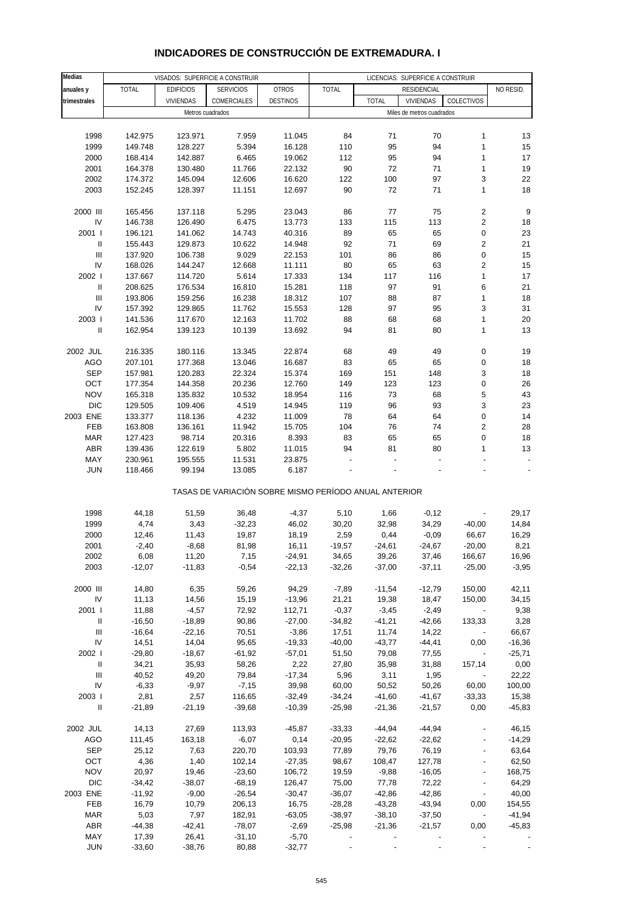# INDICADORES DE CONSTRUCCIÓN DE EXTREMADURA. I

| Medias anuales y trimestrales | VISADOS: SUPERFICIE A CONSTRUIR | | | | LICENCIAS: SUPERFICIE A CONSTRUIR | | | | |
|---|---|---|---|---|---|---|---|---|---|
| | TOTAL | EDIFICIOS VIVIENDAS | SERVICIOS COMERCIALES | OTROS DESTINOS | TOTAL | RESIDENCIAL | | | NO RESID. |
| | | | | | | TOTAL | VIVIENDAS | COLECTIVOS | |
| | Metros cuadrados | | | | Miles de metros cuadrados | | | | |
| 1998 | 142.975 | 123.971 | 7.959 | 11.045 | 84 | 71 | 70 | 1 | 13 |
| 1999 | 149.748 | 128.227 | 5.394 | 16.128 | 110 | 95 | 94 | 1 | 15 |
| 2000 | 168.414 | 142.887 | 6.465 | 19.062 | 112 | 95 | 94 | 1 | 17 |
| 2001 | 164.378 | 130.480 | 11.766 | 22.132 | 90 | 72 | 71 | 1 | 19 |
| 2002 | 174.372 | 145.094 | 12.606 | 16.620 | 122 | 100 | 97 | 3 | 22 |
| 2003 | 152.245 | 128.397 | 11.151 | 12.697 | 90 | 72 | 71 | 1 | 18 |
| 2000 III | 165.456 | 137.118 | 5.295 | 23.043 | 86 | 77 | 75 | 2 | 9 |
| IV | 146.738 | 126.490 | 6.475 | 13.773 | 133 | 115 | 113 | 2 | 18 |
| 2001 I | 196.121 | 141.062 | 14.743 | 40.316 | 89 | 65 | 65 | 0 | 23 |
| II | 155.443 | 129.873 | 10.622 | 14.948 | 92 | 71 | 69 | 2 | 21 |
| III | 137.920 | 106.738 | 9.029 | 22.153 | 101 | 86 | 86 | 0 | 15 |
| IV | 168.026 | 144.247 | 12.668 | 11.111 | 80 | 65 | 63 | 2 | 15 |
| 2002 I | 137.667 | 114.720 | 5.614 | 17.333 | 134 | 117 | 116 | 1 | 17 |
| II | 208.625 | 176.534 | 16.810 | 15.281 | 118 | 97 | 91 | 6 | 21 |
| III | 193.806 | 159.256 | 16.238 | 18.312 | 107 | 88 | 87 | 1 | 18 |
| IV | 157.392 | 129.865 | 11.762 | 15.553 | 128 | 97 | 95 | 3 | 31 |
| 2003 I | 141.536 | 117.670 | 12.163 | 11.702 | 88 | 68 | 68 | 1 | 20 |
| II | 162.954 | 139.123 | 10.139 | 13.692 | 94 | 81 | 80 | 1 | 13 |
| 2002 JUL | 216.335 | 180.116 | 13.345 | 22.874 | 68 | 49 | 49 | 0 | 19 |
| AGO | 207.101 | 177.368 | 13.046 | 16.687 | 83 | 65 | 65 | 0 | 18 |
| SEP | 157.981 | 120.283 | 22.324 | 15.374 | 169 | 151 | 148 | 3 | 18 |
| OCT | 177.354 | 144.358 | 20.236 | 12.760 | 149 | 123 | 123 | 0 | 26 |
| NOV | 165.318 | 135.832 | 10.532 | 18.954 | 116 | 73 | 68 | 5 | 43 |
| DIC | 129.505 | 109.406 | 4.519 | 14.945 | 119 | 96 | 93 | 3 | 23 |
| 2003 ENE | 133.377 | 118.136 | 4.232 | 11.009 | 78 | 64 | 64 | 0 | 14 |
| FEB | 163.808 | 136.161 | 11.942 | 15.705 | 104 | 76 | 74 | 2 | 28 |
| MAR | 127.423 | 98.714 | 20.316 | 8.393 | 83 | 65 | 65 | 0 | 18 |
| ABR | 139.436 | 122.619 | 5.802 | 11.015 | 94 | 81 | 80 | 1 | 13 |
| MAY | 230.961 | 195.555 | 11.531 | 23.875 | - | - | - | - | - |
| JUN | 118.466 | 99.194 | 13.085 | 6.187 | - | - | - | - | - |

TASAS DE VARIACIÓN SOBRE MISMO PERÍODO ANUAL ANTERIOR

| | TOTAL | EDIFICIOS VIVIENDAS | SERVICIOS COMERCIALES | OTROS DESTINOS | TOTAL | RESIDENCIAL TOTAL | VIVIENDAS | COLECTIVOS | NO RESID. |
|---|---|---|---|---|---|---|---|---|---|
| 1998 | 44,18 | 51,59 | 36,48 | -4,37 | 5,10 | 1,66 | -0,12 | - | 29,17 |
| 1999 | 4,74 | 3,43 | -32,23 | 46,02 | 30,20 | 32,98 | 34,29 | -40,00 | 14,84 |
| 2000 | 12,46 | 11,43 | 19,87 | 18,19 | 2,59 | 0,44 | -0,09 | 66,67 | 16,29 |
| 2001 | -2,40 | -8,68 | 81,98 | 16,11 | -19,57 | -24,61 | -24,67 | -20,00 | 8,21 |
| 2002 | 6,08 | 11,20 | 7,15 | -24,91 | 34,65 | 39,26 | 37,46 | 166,67 | 16,96 |
| 2003 | -12,07 | -11,83 | -0,54 | -22,13 | -32,26 | -37,00 | -37,11 | -25,00 | -3,95 |
| 2000 III | 14,80 | 6,35 | 59,26 | 94,29 | -7,89 | -11,54 | -12,79 | 150,00 | 42,11 |
| IV | 11,13 | 14,56 | 15,19 | -13,96 | 21,21 | 19,38 | 18,47 | 150,00 | 34,15 |
| 2001 I | 11,88 | -4,57 | 72,92 | 112,71 | -0,37 | -3,45 | -2,49 | - | 9,38 |
| II | -16,50 | -18,89 | 90,86 | -27,00 | -34,82 | -41,21 | -42,66 | 133,33 | 3,28 |
| III | -16,64 | -22,16 | 70,51 | -3,86 | 17,51 | 11,74 | 14,22 | - | 66,67 |
| IV | 14,51 | 14,04 | 95,65 | -19,33 | -40,00 | -43,77 | -44,41 | 0,00 | -16,36 |
| 2002 I | -29,80 | -18,67 | -61,92 | -57,01 | 51,50 | 79,08 | 77,55 | - | -25,71 |
| II | 34,21 | 35,93 | 58,26 | 2,22 | 27,80 | 35,98 | 31,88 | 157,14 | 0,00 |
| III | 40,52 | 49,20 | 79,84 | -17,34 | 5,96 | 3,11 | 1,95 | - | 22,22 |
| IV | -6,33 | -9,97 | -7,15 | 39,98 | 60,00 | 50,52 | 50,26 | 60,00 | 100,00 |
| 2003 I | 2,81 | 2,57 | 116,65 | -32,49 | -34,24 | -41,60 | -41,67 | -33,33 | 15,38 |
| II | -21,89 | -21,19 | -39,68 | -10,39 | -25,98 | -21,36 | -21,57 | 0,00 | -45,83 |
| 2002 JUL | 14,13 | 27,69 | 113,93 | -45,87 | -33,33 | -44,94 | -44,94 | - | 46,15 |
| AGO | 111,45 | 163,18 | -6,07 | 0,14 | -20,95 | -22,62 | -22,62 | - | -14,29 |
| SEP | 25,12 | 7,63 | 220,70 | 103,93 | 77,89 | 79,76 | 76,19 | - | 63,64 |
| OCT | 4,36 | 1,40 | 102,14 | -27,35 | 98,67 | 108,47 | 127,78 | - | 62,50 |
| NOV | 20,97 | 19,46 | -23,60 | 106,72 | 19,59 | -9,88 | -16,05 | - | 168,75 |
| DIC | -34,42 | -38,07 | -68,19 | 126,47 | 75,00 | 77,78 | 72,22 | - | 64,29 |
| 2003 ENE | -11,92 | -9,00 | -26,54 | -30,47 | -36,07 | -42,86 | -42,86 | - | 40,00 |
| FEB | 16,79 | 10,79 | 206,13 | 16,75 | -28,28 | -43,28 | -43,94 | 0,00 | 154,55 |
| MAR | 5,03 | 7,97 | 182,91 | -63,05 | -38,97 | -38,10 | -37,50 | - | -41,94 |
| ABR | -44,38 | -42,41 | -78,07 | -2,69 | -25,98 | -21,36 | -21,57 | 0,00 | -45,83 |
| MAY | 17,39 | 26,41 | -31,10 | -5,70 | - | - | - | - | - |
| JUN | -33,60 | -38,76 | 80,88 | -32,77 | - | - | - | - | - |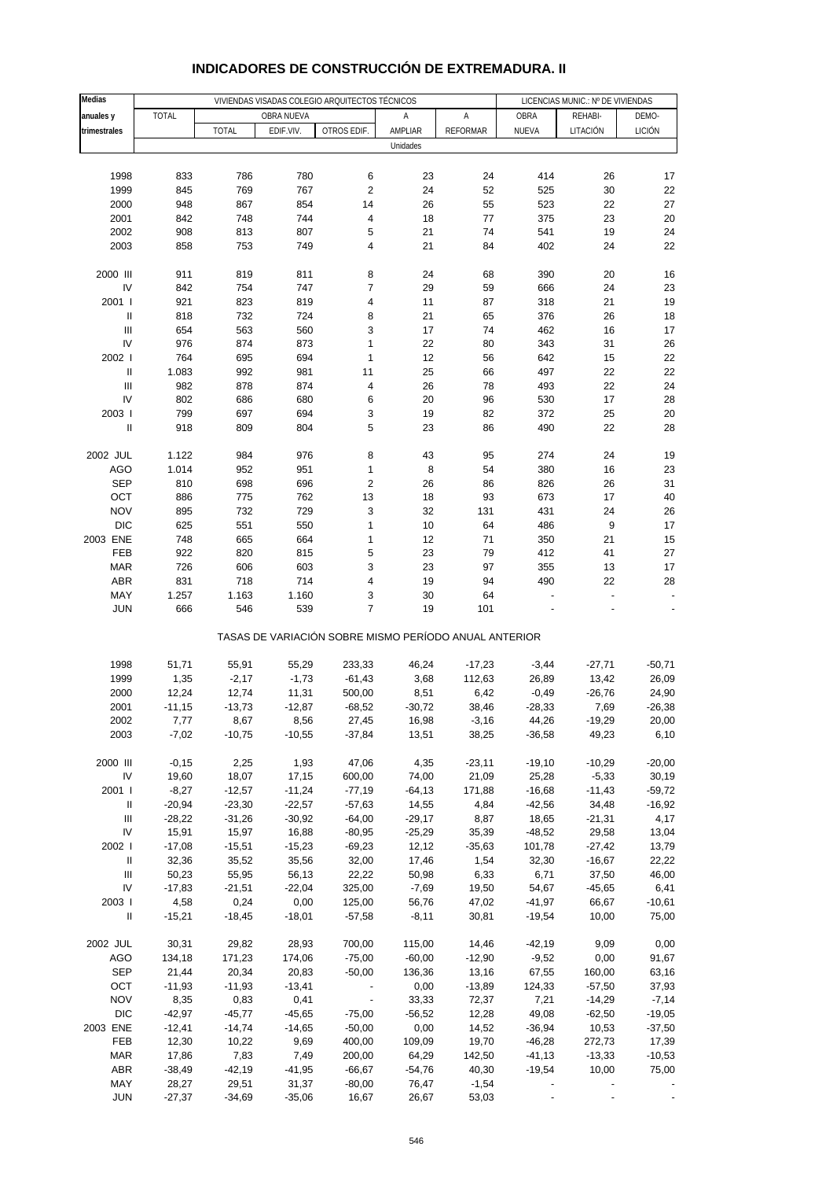# INDICADORES DE CONSTRUCCIÓN DE EXTREMADURA. II

| Medias anuales y trimestrales | VIVIENDAS VISADAS COLEGIO ARQUITECTOS TÉCNICOS | | | | | | LICENCIAS MUNIC.: Nº DE VIVIENDAS | | |
|---|---|---|---|---|---|---|---|---|---|
| | TOTAL | OBRA NUEVA | | | A AMPLIAR | A REFORMAR | OBRA NUEVA | REHABI-LITACIÓN | DEMO-LICIÓN |
| | | TOTAL | EDIF.VIV. | OTROS EDIF. | | | | | |
| | Unidades | | | | | | | | |
| 1998 | 833 | 786 | 780 | 6 | 23 | 24 | 414 | 26 | 17 |
| 1999 | 845 | 769 | 767 | 2 | 24 | 52 | 525 | 30 | 22 |
| 2000 | 948 | 867 | 854 | 14 | 26 | 55 | 523 | 22 | 27 |
| 2001 | 842 | 748 | 744 | 4 | 18 | 77 | 375 | 23 | 20 |
| 2002 | 908 | 813 | 807 | 5 | 21 | 74 | 541 | 19 | 24 |
| 2003 | 858 | 753 | 749 | 4 | 21 | 84 | 402 | 24 | 22 |
| 2000 III | 911 | 819 | 811 | 8 | 24 | 68 | 390 | 20 | 16 |
| IV | 842 | 754 | 747 | 7 | 29 | 59 | 666 | 24 | 23 |
| 2001 I | 921 | 823 | 819 | 4 | 11 | 87 | 318 | 21 | 19 |
| II | 818 | 732 | 724 | 8 | 21 | 65 | 376 | 26 | 18 |
| III | 654 | 563 | 560 | 3 | 17 | 74 | 462 | 16 | 17 |
| IV | 976 | 874 | 873 | 1 | 22 | 80 | 343 | 31 | 26 |
| 2002 I | 764 | 695 | 694 | 1 | 12 | 56 | 642 | 15 | 22 |
| II | 1.083 | 992 | 981 | 11 | 25 | 66 | 497 | 22 | 22 |
| III | 982 | 878 | 874 | 4 | 26 | 78 | 493 | 22 | 24 |
| IV | 802 | 686 | 680 | 6 | 20 | 96 | 530 | 17 | 28 |
| 2003 I | 799 | 697 | 694 | 3 | 19 | 82 | 372 | 25 | 20 |
| II | 918 | 809 | 804 | 5 | 23 | 86 | 490 | 22 | 28 |
| 2002 JUL | 1.122 | 984 | 976 | 8 | 43 | 95 | 274 | 24 | 19 |
| AGO | 1.014 | 952 | 951 | 1 | 8 | 54 | 380 | 16 | 23 |
| SEP | 810 | 698 | 696 | 2 | 26 | 86 | 826 | 26 | 31 |
| OCT | 886 | 775 | 762 | 13 | 18 | 93 | 673 | 17 | 40 |
| NOV | 895 | 732 | 729 | 3 | 32 | 131 | 431 | 24 | 26 |
| DIC | 625 | 551 | 550 | 1 | 10 | 64 | 486 | 9 | 17 |
| 2003 ENE | 748 | 665 | 664 | 1 | 12 | 71 | 350 | 21 | 15 |
| FEB | 922 | 820 | 815 | 5 | 23 | 79 | 412 | 41 | 27 |
| MAR | 726 | 606 | 603 | 3 | 23 | 97 | 355 | 13 | 17 |
| ABR | 831 | 718 | 714 | 4 | 19 | 94 | 490 | 22 | 28 |
| MAY | 1.257 | 1.163 | 1.160 | 3 | 30 | 64 | - | - | - |
| JUN | 666 | 546 | 539 | 7 | 19 | 101 | - | - | - |
| | TASAS DE VARIACIÓN SOBRE MISMO PERÍODO ANUAL ANTERIOR | | | | | | | | |
| 1998 | 51,71 | 55,91 | 55,29 | 233,33 | 46,24 | -17,23 | -3,44 | -27,71 | -50,71 |
| 1999 | 1,35 | -2,17 | -1,73 | -61,43 | 3,68 | 112,63 | 26,89 | 13,42 | 26,09 |
| 2000 | 12,24 | 12,74 | 11,31 | 500,00 | 8,51 | 6,42 | -0,49 | -26,76 | 24,90 |
| 2001 | -11,15 | -13,73 | -12,87 | -68,52 | -30,72 | 38,46 | -28,33 | 7,69 | -26,38 |
| 2002 | 7,77 | 8,67 | 8,56 | 27,45 | 16,98 | -3,16 | 44,26 | -19,29 | 20,00 |
| 2003 | -7,02 | -10,75 | -10,55 | -37,84 | 13,51 | 38,25 | -36,58 | 49,23 | 6,10 |
| 2000 III | -0,15 | 2,25 | 1,93 | 47,06 | 4,35 | -23,11 | -19,10 | -10,29 | -20,00 |
| IV | 19,60 | 18,07 | 17,15 | 600,00 | 74,00 | 21,09 | 25,28 | -5,33 | 30,19 |
| 2001 I | -8,27 | -12,57 | -11,24 | -77,19 | -64,13 | 171,88 | -16,68 | -11,43 | -59,72 |
| II | -20,94 | -23,30 | -22,57 | -57,63 | 14,55 | 4,84 | -42,56 | 34,48 | -16,92 |
| III | -28,22 | -31,26 | -30,92 | -64,00 | -29,17 | 8,87 | 18,65 | -21,31 | 4,17 |
| IV | 15,91 | 15,97 | 16,88 | -80,95 | -25,29 | 35,39 | -48,52 | 29,58 | 13,04 |
| 2002 I | -17,08 | -15,51 | -15,23 | -69,23 | 12,12 | -35,63 | 101,78 | -27,42 | 13,79 |
| II | 32,36 | 35,52 | 35,56 | 32,00 | 17,46 | 1,54 | 32,30 | -16,67 | 22,22 |
| III | 50,23 | 55,95 | 56,13 | 22,22 | 50,98 | 6,33 | 6,71 | 37,50 | 46,00 |
| IV | -17,83 | -21,51 | -22,04 | 325,00 | -7,69 | 19,50 | 54,67 | -45,65 | 6,41 |
| 2003 I | 4,58 | 0,24 | 0,00 | 125,00 | 56,76 | 47,02 | -41,97 | 66,67 | -10,61 |
| II | -15,21 | -18,45 | -18,01 | -57,58 | -8,11 | 30,81 | -19,54 | 10,00 | 75,00 |
| 2002 JUL | 30,31 | 29,82 | 28,93 | 700,00 | 115,00 | 14,46 | -42,19 | 9,09 | 0,00 |
| AGO | 134,18 | 171,23 | 174,06 | -75,00 | -60,00 | -12,90 | -9,52 | 0,00 | 91,67 |
| SEP | 21,44 | 20,34 | 20,83 | -50,00 | 136,36 | 13,16 | 67,55 | 160,00 | 63,16 |
| OCT | -11,93 | -11,93 | -13,41 | - | 0,00 | -13,89 | 124,33 | -57,50 | 37,93 |
| NOV | 8,35 | 0,83 | 0,41 | - | 33,33 | 72,37 | 7,21 | -14,29 | -7,14 |
| DIC | -42,97 | -45,77 | -45,65 | -75,00 | -56,52 | 12,28 | 49,08 | -62,50 | -19,05 |
| 2003 ENE | -12,41 | -14,74 | -14,65 | -50,00 | 0,00 | 14,52 | -36,94 | 10,53 | -37,50 |
| FEB | 12,30 | 10,22 | 9,69 | 400,00 | 109,09 | 19,70 | -46,28 | 272,73 | 17,39 |
| MAR | 17,86 | 7,83 | 7,49 | 200,00 | 64,29 | 142,50 | -41,13 | -13,33 | -10,53 |
| ABR | -38,49 | -42,19 | -41,95 | -66,67 | -54,76 | 40,30 | -19,54 | 10,00 | 75,00 |
| MAY | 28,27 | 29,51 | 31,37 | -80,00 | 76,47 | -1,54 | - | - | - |
| JUN | -27,37 | -34,69 | -35,06 | 16,67 | 26,67 | 53,03 | - | - | - |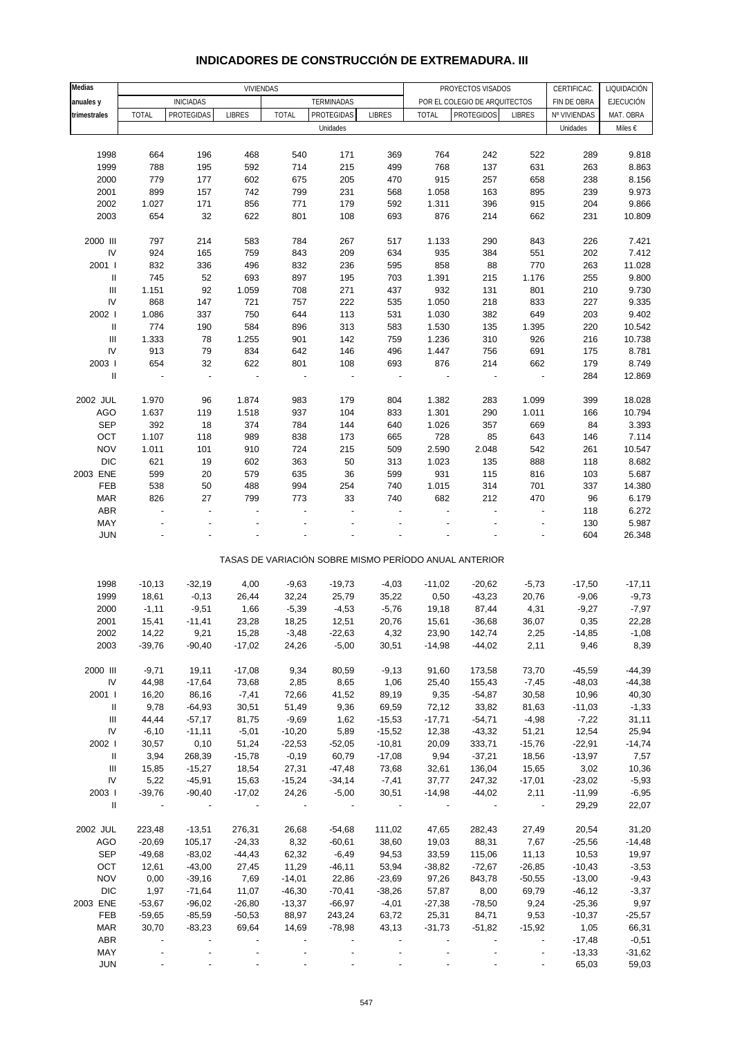# INDICADORES DE CONSTRUCCIÓN DE EXTREMADURA. III

| Medias anuales y trimestrales | VIVIENDAS | | | | | | PROYECTOS VISADOS POR EL COLEGIO DE ARQUITECTOS | | | CERTIFICAC. FIN DE OBRA | LIQUIDACIÓN EJECUCIÓN MAT. OBRA |
|---|---|---|---|---|---|---|---|---|---|---|---|
| | INICIADAS | | | TERMINADAS | | | | | | | |
| | TOTAL | PROTEGIDAS | LIBRES | TOTAL | PROTEGIDAS | LIBRES | TOTAL | PROTEGIDOS | LIBRES | Nº VIVIENDAS | |
| | Unidades | | | | | | | | | Unidades | Miles € |
| 1998 | 664 | 196 | 468 | 540 | 171 | 369 | 764 | 242 | 522 | 289 | 9.818 |
| 1999 | 788 | 195 | 592 | 714 | 215 | 499 | 768 | 137 | 631 | 263 | 8.863 |
| 2000 | 779 | 177 | 602 | 675 | 205 | 470 | 915 | 257 | 658 | 238 | 8.156 |
| 2001 | 899 | 157 | 742 | 799 | 231 | 568 | 1.058 | 163 | 895 | 239 | 9.973 |
| 2002 | 1.027 | 171 | 856 | 771 | 179 | 592 | 1.311 | 396 | 915 | 204 | 9.866 |
| 2003 | 654 | 32 | 622 | 801 | 108 | 693 | 876 | 214 | 662 | 231 | 10.809 |
| 2000 III | 797 | 214 | 583 | 784 | 267 | 517 | 1.133 | 290 | 843 | 226 | 7.421 |
| IV | 924 | 165 | 759 | 843 | 209 | 634 | 935 | 384 | 551 | 202 | 7.412 |
| 2001 I | 832 | 336 | 496 | 832 | 236 | 595 | 858 | 88 | 770 | 263 | 11.028 |
| II | 745 | 52 | 693 | 897 | 195 | 703 | 1.391 | 215 | 1.176 | 255 | 9.800 |
| III | 1.151 | 92 | 1.059 | 708 | 271 | 437 | 932 | 131 | 801 | 210 | 9.730 |
| IV | 868 | 147 | 721 | 757 | 222 | 535 | 1.050 | 218 | 833 | 227 | 9.335 |
| 2002 I | 1.086 | 337 | 750 | 644 | 113 | 531 | 1.030 | 382 | 649 | 203 | 9.402 |
| II | 774 | 190 | 584 | 896 | 313 | 583 | 1.530 | 135 | 1.395 | 220 | 10.542 |
| III | 1.333 | 78 | 1.255 | 901 | 142 | 759 | 1.236 | 310 | 926 | 216 | 10.738 |
| IV | 913 | 79 | 834 | 642 | 146 | 496 | 1.447 | 756 | 691 | 175 | 8.781 |
| 2003 I | 654 | 32 | 622 | 801 | 108 | 693 | 876 | 214 | 662 | 179 | 8.749 |
| II | - | - | - | - | - | - | - | - | - | 284 | 12.869 |
| 2002 JUL | 1.970 | 96 | 1.874 | 983 | 179 | 804 | 1.382 | 283 | 1.099 | 399 | 18.028 |
| AGO | 1.637 | 119 | 1.518 | 937 | 104 | 833 | 1.301 | 290 | 1.011 | 166 | 10.794 |
| SEP | 392 | 18 | 374 | 784 | 144 | 640 | 1.026 | 357 | 669 | 84 | 3.393 |
| OCT | 1.107 | 118 | 989 | 838 | 173 | 665 | 728 | 85 | 643 | 146 | 7.114 |
| NOV | 1.011 | 101 | 910 | 724 | 215 | 509 | 2.590 | 2.048 | 542 | 261 | 10.547 |
| DIC | 621 | 19 | 602 | 363 | 50 | 313 | 1.023 | 135 | 888 | 118 | 8.682 |
| 2003 ENE | 599 | 20 | 579 | 635 | 36 | 599 | 931 | 115 | 816 | 103 | 5.687 |
| FEB | 538 | 50 | 488 | 994 | 254 | 740 | 1.015 | 314 | 701 | 337 | 14.380 |
| MAR | 826 | 27 | 799 | 773 | 33 | 740 | 682 | 212 | 470 | 96 | 6.179 |
| ABR | - | - | - | - | - | - | - | - | - | 118 | 6.272 |
| MAY | - | - | - | - | - | - | - | - | - | 130 | 5.987 |
| JUN | - | - | - | - | - | - | - | - | - | 604 | 26.348 |
| TASAS DE VARIACIÓN SOBRE MISMO PERÍODO ANUAL ANTERIOR | | | | | | | | | | | |
| 1998 | -10,13 | -32,19 | 4,00 | -9,63 | -19,73 | -4,03 | -11,02 | -20,62 | -5,73 | -17,50 | -17,11 |
| 1999 | 18,61 | -0,13 | 26,44 | 32,24 | 25,79 | 35,22 | 0,50 | -43,23 | 20,76 | -9,06 | -9,73 |
| 2000 | -1,11 | -9,51 | 1,66 | -5,39 | -4,53 | -5,76 | 19,18 | 87,44 | 4,31 | -9,27 | -7,97 |
| 2001 | 15,41 | -11,41 | 23,28 | 18,25 | 12,51 | 20,76 | 15,61 | -36,68 | 36,07 | 0,35 | 22,28 |
| 2002 | 14,22 | 9,21 | 15,28 | -3,48 | -22,63 | 4,32 | 23,90 | 142,74 | 2,25 | -14,85 | -1,08 |
| 2003 | -39,76 | -90,40 | -17,02 | 24,26 | -5,00 | 30,51 | -14,98 | -44,02 | 2,11 | 9,46 | 8,39 |
| 2000 III | -9,71 | 19,11 | -17,08 | 9,34 | 80,59 | -9,13 | 91,60 | 173,58 | 73,70 | -45,59 | -44,39 |
| IV | 44,98 | -17,64 | 73,68 | 2,85 | 8,65 | 1,06 | 25,40 | 155,43 | -7,45 | -48,03 | -44,38 |
| 2001 I | 16,20 | 86,16 | -7,41 | 72,66 | 41,52 | 89,19 | 9,35 | -54,87 | 30,58 | 10,96 | 40,30 |
| II | 9,78 | -64,93 | 30,51 | 51,49 | 9,36 | 69,59 | 72,12 | 33,82 | 81,63 | -11,03 | -1,33 |
| III | 44,44 | -57,17 | 81,75 | -9,69 | 1,62 | -15,53 | -17,71 | -54,71 | -4,98 | -7,22 | 31,11 |
| IV | -6,10 | -11,11 | -5,01 | -10,20 | 5,89 | -15,52 | 12,38 | -43,32 | 51,21 | 12,54 | 25,94 |
| 2002 I | 30,57 | 0,10 | 51,24 | -22,53 | -52,05 | -10,81 | 20,09 | 333,71 | -15,76 | -22,91 | -14,74 |
| II | 3,94 | 268,39 | -15,78 | -0,19 | 60,79 | -17,08 | 9,94 | -37,21 | 18,56 | -13,97 | 7,57 |
| III | 15,85 | -15,27 | 18,54 | 27,31 | -47,48 | 73,68 | 32,61 | 136,04 | 15,65 | 3,02 | 10,36 |
| IV | 5,22 | -45,91 | 15,63 | -15,24 | -34,14 | -7,41 | 37,77 | 247,32 | -17,01 | -23,02 | -5,93 |
| 2003 I | -39,76 | -90,40 | -17,02 | 24,26 | -5,00 | 30,51 | -14,98 | -44,02 | 2,11 | -11,99 | -6,95 |
| II | - | - | - | - | - | - | - | - | - | 29,29 | 22,07 |
| 2002 JUL | 223,48 | -13,51 | 276,31 | 26,68 | -54,68 | 111,02 | 47,65 | 282,43 | 27,49 | 20,54 | 31,20 |
| AGO | -20,69 | 105,17 | -24,33 | 8,32 | -60,61 | 38,60 | 19,03 | 88,31 | 7,67 | -25,56 | -14,48 |
| SEP | -49,68 | -83,02 | -44,43 | 62,32 | -6,49 | 94,53 | 33,59 | 115,06 | 11,13 | 10,53 | 19,97 |
| OCT | 12,61 | -43,00 | 27,45 | 11,29 | -46,11 | 53,94 | -38,82 | -72,67 | -26,85 | -10,43 | -3,53 |
| NOV | 0,00 | -39,16 | 7,69 | -14,01 | 22,86 | -23,69 | 97,26 | 843,78 | -50,55 | -13,00 | -9,43 |
| DIC | 1,97 | -71,64 | 11,07 | -46,30 | -70,41 | -38,26 | 57,87 | 8,00 | 69,79 | -46,12 | -3,37 |
| 2003 ENE | -53,67 | -96,02 | -26,80 | -13,37 | -66,97 | -4,01 | -27,38 | -78,50 | 9,24 | -25,36 | 9,97 |
| FEB | -59,65 | -85,59 | -50,53 | 88,97 | 243,24 | 63,72 | 25,31 | 84,71 | 9,53 | -10,37 | -25,57 |
| MAR | 30,70 | -83,23 | 69,64 | 14,69 | -78,98 | 43,13 | -31,73 | -51,82 | -15,92 | 1,05 | 66,31 |
| ABR | - | - | - | - | - | - | - | - | - | -17,48 | -0,51 |
| MAY | - | - | - | - | - | - | - | - | - | -13,33 | -31,62 |
| JUN | - | - | - | - | - | - | - | - | - | 65,03 | 59,03 |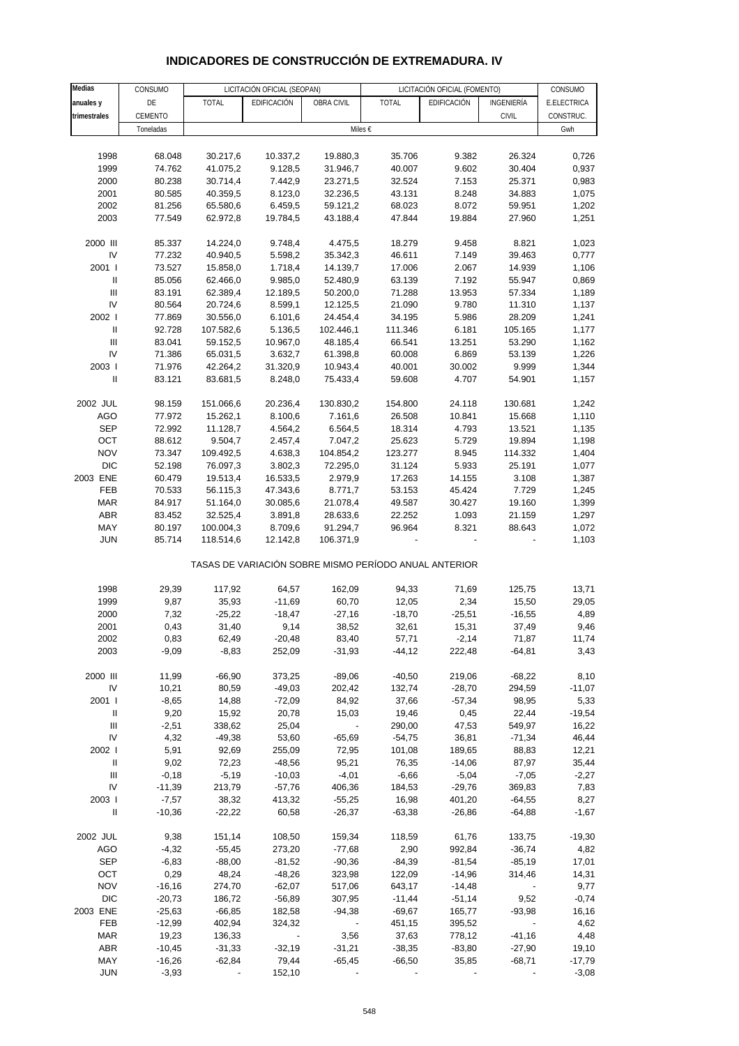# INDICADORES DE CONSTRUCCIÓN DE EXTREMADURA. IV

| Medias anuales y trimestrales | CONSUMO DE CEMENTO | LICITACIÓN OFICIAL (SEOPAN) | | | LICITACIÓN OFICIAL (FOMENTO) | | | CONSUMO E.ELECTRICA CONSTRUC. |
|---|---|---|---|---|---|---|---|---|
| | | TOTAL | EDIFICACIÓN | OBRA CIVIL | TOTAL | EDIFICACIÓN | INGENIERÍA CIVIL | |
| | Toneladas | Miles € | | | | | | Gwh |
| 1998 | 68.048 | 30.217,6 | 10.337,2 | 19.880,3 | 35.706 | 9.382 | 26.324 | 0,726 |
| 1999 | 74.762 | 41.075,2 | 9.128,5 | 31.946,7 | 40.007 | 9.602 | 30.404 | 0,937 |
| 2000 | 80.238 | 30.714,4 | 7.442,9 | 23.271,5 | 32.524 | 7.153 | 25.371 | 0,983 |
| 2001 | 80.585 | 40.359,5 | 8.123,0 | 32.236,5 | 43.131 | 8.248 | 34.883 | 1,075 |
| 2002 | 81.256 | 65.580,6 | 6.459,5 | 59.121,2 | 68.023 | 8.072 | 59.951 | 1,202 |
| 2003 | 77.549 | 62.972,8 | 19.784,5 | 43.188,4 | 47.844 | 19.884 | 27.960 | 1,251 |
| 2000 III | 85.337 | 14.224,0 | 9.748,4 | 4.475,5 | 18.279 | 9.458 | 8.821 | 1,023 |
| IV | 77.232 | 40.940,5 | 5.598,2 | 35.342,3 | 46.611 | 7.149 | 39.463 | 0,777 |
| 2001 I | 73.527 | 15.858,0 | 1.718,4 | 14.139,7 | 17.006 | 2.067 | 14.939 | 1,106 |
| II | 85.056 | 62.466,0 | 9.985,0 | 52.480,9 | 63.139 | 7.192 | 55.947 | 0,869 |
| III | 83.191 | 62.389,4 | 12.189,5 | 50.200,0 | 71.288 | 13.953 | 57.334 | 1,189 |
| IV | 80.564 | 20.724,6 | 8.599,1 | 12.125,5 | 21.090 | 9.780 | 11.310 | 1,137 |
| 2002 I | 77.869 | 30.556,0 | 6.101,6 | 24.454,4 | 34.195 | 5.986 | 28.209 | 1,241 |
| II | 92.728 | 107.582,6 | 5.136,5 | 102.446,1 | 111.346 | 6.181 | 105.165 | 1,177 |
| III | 83.041 | 59.152,5 | 10.967,0 | 48.185,4 | 66.541 | 13.251 | 53.290 | 1,162 |
| IV | 71.386 | 65.031,5 | 3.632,7 | 61.398,8 | 60.008 | 6.869 | 53.139 | 1,226 |
| 2003 I | 71.976 | 42.264,2 | 31.320,9 | 10.943,4 | 40.001 | 30.002 | 9.999 | 1,344 |
| II | 83.121 | 83.681,5 | 8.248,0 | 75.433,4 | 59.608 | 4.707 | 54.901 | 1,157 |
| 2002 JUL | 98.159 | 151.066,6 | 20.236,4 | 130.830,2 | 154.800 | 24.118 | 130.681 | 1,242 |
| AGO | 77.972 | 15.262,1 | 8.100,6 | 7.161,6 | 26.508 | 10.841 | 15.668 | 1,110 |
| SEP | 72.992 | 11.128,7 | 4.564,2 | 6.564,5 | 18.314 | 4.793 | 13.521 | 1,135 |
| OCT | 88.612 | 9.504,7 | 2.457,4 | 7.047,2 | 25.623 | 5.729 | 19.894 | 1,198 |
| NOV | 73.347 | 109.492,5 | 4.638,3 | 104.854,2 | 123.277 | 8.945 | 114.332 | 1,404 |
| DIC | 52.198 | 76.097,3 | 3.802,3 | 72.295,0 | 31.124 | 5.933 | 25.191 | 1,077 |
| 2003 ENE | 60.479 | 19.513,4 | 16.533,5 | 2.979,9 | 17.263 | 14.155 | 3.108 | 1,387 |
| FEB | 70.533 | 56.115,3 | 47.343,6 | 8.771,7 | 53.153 | 45.424 | 7.729 | 1,245 |
| MAR | 84.917 | 51.164,0 | 30.085,6 | 21.078,4 | 49.587 | 30.427 | 19.160 | 1,399 |
| ABR | 83.452 | 32.525,4 | 3.891,8 | 28.633,6 | 22.252 | 1.093 | 21.159 | 1,297 |
| MAY | 80.197 | 100.004,3 | 8.709,6 | 91.294,7 | 96.964 | 8.321 | 88.643 | 1,072 |
| JUN | 85.714 | 118.514,6 | 12.142,8 | 106.371,9 | - | - | - | 1,103 |
| TASAS DE VARIACIÓN SOBRE MISMO PERÍODO ANUAL ANTERIOR | | | | | | | | |
| 1998 | 29,39 | 117,92 | 64,57 | 162,09 | 94,33 | 71,69 | 125,75 | 13,71 |
| 1999 | 9,87 | 35,93 | -11,69 | 60,70 | 12,05 | 2,34 | 15,50 | 29,05 |
| 2000 | 7,32 | -25,22 | -18,47 | -27,16 | -18,70 | -25,51 | -16,55 | 4,89 |
| 2001 | 0,43 | 31,40 | 9,14 | 38,52 | 32,61 | 15,31 | 37,49 | 9,46 |
| 2002 | 0,83 | 62,49 | -20,48 | 83,40 | 57,71 | -2,14 | 71,87 | 11,74 |
| 2003 | -9,09 | -8,83 | 252,09 | -31,93 | -44,12 | 222,48 | -64,81 | 3,43 |
| 2000 III | 11,99 | -66,90 | 373,25 | -89,06 | -40,50 | 219,06 | -68,22 | 8,10 |
| IV | 10,21 | 80,59 | -49,03 | 202,42 | 132,74 | -28,70 | 294,59 | -11,07 |
| 2001 I | -8,65 | 14,88 | -72,09 | 84,92 | 37,66 | -57,34 | 98,95 | 5,33 |
| II | 9,20 | 15,92 | 20,78 | 15,03 | 19,46 | 0,45 | 22,44 | -19,54 |
| III | -2,51 | 338,62 | 25,04 | - | 290,00 | 47,53 | 549,97 | 16,22 |
| IV | 4,32 | -49,38 | 53,60 | -65,69 | -54,75 | 36,81 | -71,34 | 46,44 |
| 2002 I | 5,91 | 92,69 | 255,09 | 72,95 | 101,08 | 189,65 | 88,83 | 12,21 |
| II | 9,02 | 72,23 | -48,56 | 95,21 | 76,35 | -14,06 | 87,97 | 35,44 |
| III | -0,18 | -5,19 | -10,03 | -4,01 | -6,66 | -5,04 | -7,05 | -2,27 |
| IV | -11,39 | 213,79 | -57,76 | 406,36 | 184,53 | -29,76 | 369,83 | 7,83 |
| 2003 I | -7,57 | 38,32 | 413,32 | -55,25 | 16,98 | 401,20 | -64,55 | 8,27 |
| II | -10,36 | -22,22 | 60,58 | -26,37 | -63,38 | -26,86 | -64,88 | -1,67 |
| 2002 JUL | 9,38 | 151,14 | 108,50 | 159,34 | 118,59 | 61,76 | 133,75 | -19,30 |
| AGO | -4,32 | -55,45 | 273,20 | -77,68 | 2,90 | 992,84 | -36,74 | 4,82 |
| SEP | -6,83 | -88,00 | -81,52 | -90,36 | -84,39 | -81,54 | -85,19 | 17,01 |
| OCT | 0,29 | 48,24 | -48,26 | 323,98 | 122,09 | -14,96 | 314,46 | 14,31 |
| NOV | -16,16 | 274,70 | -62,07 | 517,06 | 643,17 | -14,48 | - | 9,77 |
| DIC | -20,73 | 186,72 | -56,89 | 307,95 | -11,44 | -51,14 | 9,52 | -0,74 |
| 2003 ENE | -25,63 | -66,85 | 182,58 | -94,38 | -69,67 | 165,77 | -93,98 | 16,16 |
| FEB | -12,99 | 402,94 | 324,32 | - | 451,15 | 395,52 | - | 4,62 |
| MAR | 19,23 | 136,33 | - | 3,56 | 37,63 | 778,12 | -41,16 | 4,48 |
| ABR | -10,45 | -31,33 | -32,19 | -31,21 | -38,35 | -83,80 | -27,90 | 19,10 |
| MAY | -16,26 | -62,84 | 79,44 | -65,45 | -66,50 | 35,85 | -68,71 | -17,79 |
| JUN | -3,93 | - | 152,10 | - | - | - | - | -3,08 |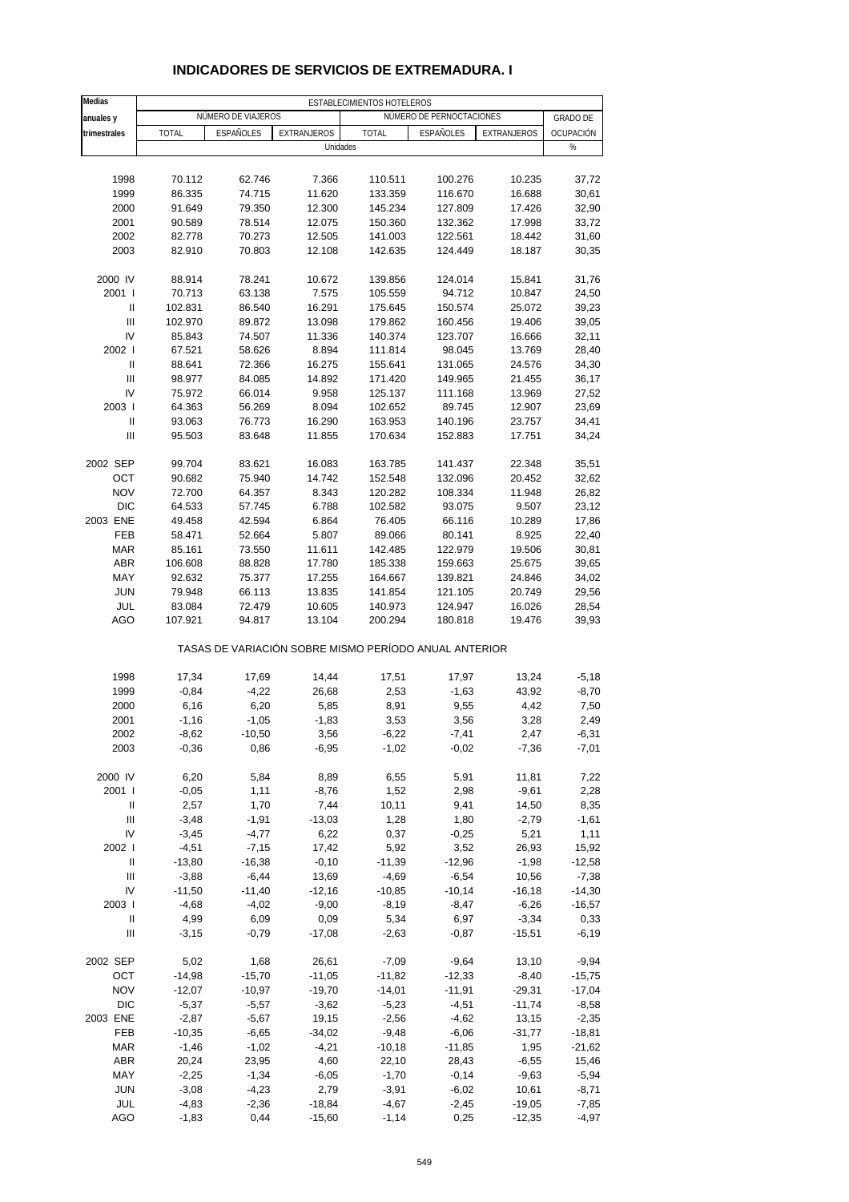# INDICADORES DE SERVICIOS DE EXTREMADURA. I

| Medias anuales y trimestrales | ESTABLECIMIENTOS HOTELEROS | | | | | | |
|---|---|---|---|---|---|---|---|
| | NÚMERO DE VIAJEROS | | | NÚMERO DE PERNOCTACIONES | | | GRADO DE OCUPACIÓN |
| | TOTAL | ESPAÑOLES | EXTRANJEROS | TOTAL | ESPAÑOLES | EXTRANJEROS | |
| | Unidades | | | | | | % |
| 1998 | 70.112 | 62.746 | 7.366 | 110.511 | 100.276 | 10.235 | 37,72 |
| 1999 | 86.335 | 74.715 | 11.620 | 133.359 | 116.670 | 16.688 | 30,61 |
| 2000 | 91.649 | 79.350 | 12.300 | 145.234 | 127.809 | 17.426 | 32,90 |
| 2001 | 90.589 | 78.514 | 12.075 | 150.360 | 132.362 | 17.998 | 33,72 |
| 2002 | 82.778 | 70.273 | 12.505 | 141.003 | 122.561 | 18.442 | 31,60 |
| 2003 | 82.910 | 70.803 | 12.108 | 142.635 | 124.449 | 18.187 | 30,35 |
| 2000 IV | 88.914 | 78.241 | 10.672 | 139.856 | 124.014 | 15.841 | 31,76 |
| 2001 I | 70.713 | 63.138 | 7.575 | 105.559 | 94.712 | 10.847 | 24,50 |
| II | 102.831 | 86.540 | 16.291 | 175.645 | 150.574 | 25.072 | 39,23 |
| III | 102.970 | 89.872 | 13.098 | 179.862 | 160.456 | 19.406 | 39,05 |
| IV | 85.843 | 74.507 | 11.336 | 140.374 | 123.707 | 16.666 | 32,11 |
| 2002 I | 67.521 | 58.626 | 8.894 | 111.814 | 98.045 | 13.769 | 28,40 |
| II | 88.641 | 72.366 | 16.275 | 155.641 | 131.065 | 24.576 | 34,30 |
| III | 98.977 | 84.085 | 14.892 | 171.420 | 149.965 | 21.455 | 36,17 |
| IV | 75.972 | 66.014 | 9.958 | 125.137 | 111.168 | 13.969 | 27,52 |
| 2003 I | 64.363 | 56.269 | 8.094 | 102.652 | 89.745 | 12.907 | 23,69 |
| II | 93.063 | 76.773 | 16.290 | 163.953 | 140.196 | 23.757 | 34,41 |
| III | 95.503 | 83.648 | 11.855 | 170.634 | 152.883 | 17.751 | 34,24 |
| 2002 SEP | 99.704 | 83.621 | 16.083 | 163.785 | 141.437 | 22.348 | 35,51 |
| OCT | 90.682 | 75.940 | 14.742 | 152.548 | 132.096 | 20.452 | 32,62 |
| NOV | 72.700 | 64.357 | 8.343 | 120.282 | 108.334 | 11.948 | 26,82 |
| DIC | 64.533 | 57.745 | 6.788 | 102.582 | 93.075 | 9.507 | 23,12 |
| 2003 ENE | 49.458 | 42.594 | 6.864 | 76.405 | 66.116 | 10.289 | 17,86 |
| FEB | 58.471 | 52.664 | 5.807 | 89.066 | 80.141 | 8.925 | 22,40 |
| MAR | 85.161 | 73.550 | 11.611 | 142.485 | 122.979 | 19.506 | 30,81 |
| ABR | 106.608 | 88.828 | 17.780 | 185.338 | 159.663 | 25.675 | 39,65 |
| MAY | 92.632 | 75.377 | 17.255 | 164.667 | 139.821 | 24.846 | 34,02 |
| JUN | 79.948 | 66.113 | 13.835 | 141.854 | 121.105 | 20.749 | 29,56 |
| JUL | 83.084 | 72.479 | 10.605 | 140.973 | 124.947 | 16.026 | 28,54 |
| AGO | 107.921 | 94.817 | 13.104 | 200.294 | 180.818 | 19.476 | 39,93 |
| | TASAS DE VARIACIÓN SOBRE MISMO PERÍODO ANUAL ANTERIOR | | | | | | |
| 1998 | 17,34 | 17,69 | 14,44 | 17,51 | 17,97 | 13,24 | -5,18 |
| 1999 | -0,84 | -4,22 | 26,68 | 2,53 | -1,63 | 43,92 | -8,70 |
| 2000 | 6,16 | 6,20 | 5,85 | 8,91 | 9,55 | 4,42 | 7,50 |
| 2001 | -1,16 | -1,05 | -1,83 | 3,53 | 3,56 | 3,28 | 2,49 |
| 2002 | -8,62 | -10,50 | 3,56 | -6,22 | -7,41 | 2,47 | -6,31 |
| 2003 | -0,36 | 0,86 | -6,95 | -1,02 | -0,02 | -7,36 | -7,01 |
| 2000 IV | 6,20 | 5,84 | 8,89 | 6,55 | 5,91 | 11,81 | 7,22 |
| 2001 I | -0,05 | 1,11 | -8,76 | 1,52 | 2,98 | -9,61 | 2,28 |
| II | 2,57 | 1,70 | 7,44 | 10,11 | 9,41 | 14,50 | 8,35 |
| III | -3,48 | -1,91 | -13,03 | 1,28 | 1,80 | -2,79 | -1,61 |
| IV | -3,45 | -4,77 | 6,22 | 0,37 | -0,25 | 5,21 | 1,11 |
| 2002 I | -4,51 | -7,15 | 17,42 | 5,92 | 3,52 | 26,93 | 15,92 |
| II | -13,80 | -16,38 | -0,10 | -11,39 | -12,96 | -1,98 | -12,58 |
| III | -3,88 | -6,44 | 13,69 | -4,69 | -6,54 | 10,56 | -7,38 |
| IV | -11,50 | -11,40 | -12,16 | -10,85 | -10,14 | -16,18 | -14,30 |
| 2003 I | -4,68 | -4,02 | -9,00 | -8,19 | -8,47 | -6,26 | -16,57 |
| II | 4,99 | 6,09 | 0,09 | 5,34 | 6,97 | -3,34 | 0,33 |
| III | -3,15 | -0,79 | -17,08 | -2,63 | -0,87 | -15,51 | -6,19 |
| 2002 SEP | 5,02 | 1,68 | 26,61 | -7,09 | -9,64 | 13,10 | -9,94 |
| OCT | -14,98 | -15,70 | -11,05 | -11,82 | -12,33 | -8,40 | -15,75 |
| NOV | -12,07 | -10,97 | -19,70 | -14,01 | -11,91 | -29,31 | -17,04 |
| DIC | -5,37 | -5,57 | -3,62 | -5,23 | -4,51 | -11,74 | -8,58 |
| 2003 ENE | -2,87 | -5,67 | 19,15 | -2,56 | -4,62 | 13,15 | -2,35 |
| FEB | -10,35 | -6,65 | -34,02 | -9,48 | -6,06 | -31,77 | -18,81 |
| MAR | -1,46 | -1,02 | -4,21 | -10,18 | -11,85 | 1,95 | -21,62 |
| ABR | 20,24 | 23,95 | 4,60 | 22,10 | 28,43 | -6,55 | 15,46 |
| MAY | -2,25 | -1,34 | -6,05 | -1,70 | -0,14 | -9,63 | -5,94 |
| JUN | -3,08 | -4,23 | 2,79 | -3,91 | -6,02 | 10,61 | -8,71 |
| JUL | -4,83 | -2,36 | -18,84 | -4,67 | -2,45 | -19,05 | -7,85 |
| AGO | -1,83 | 0,44 | -15,60 | -1,14 | 0,25 | -12,35 | -4,97 |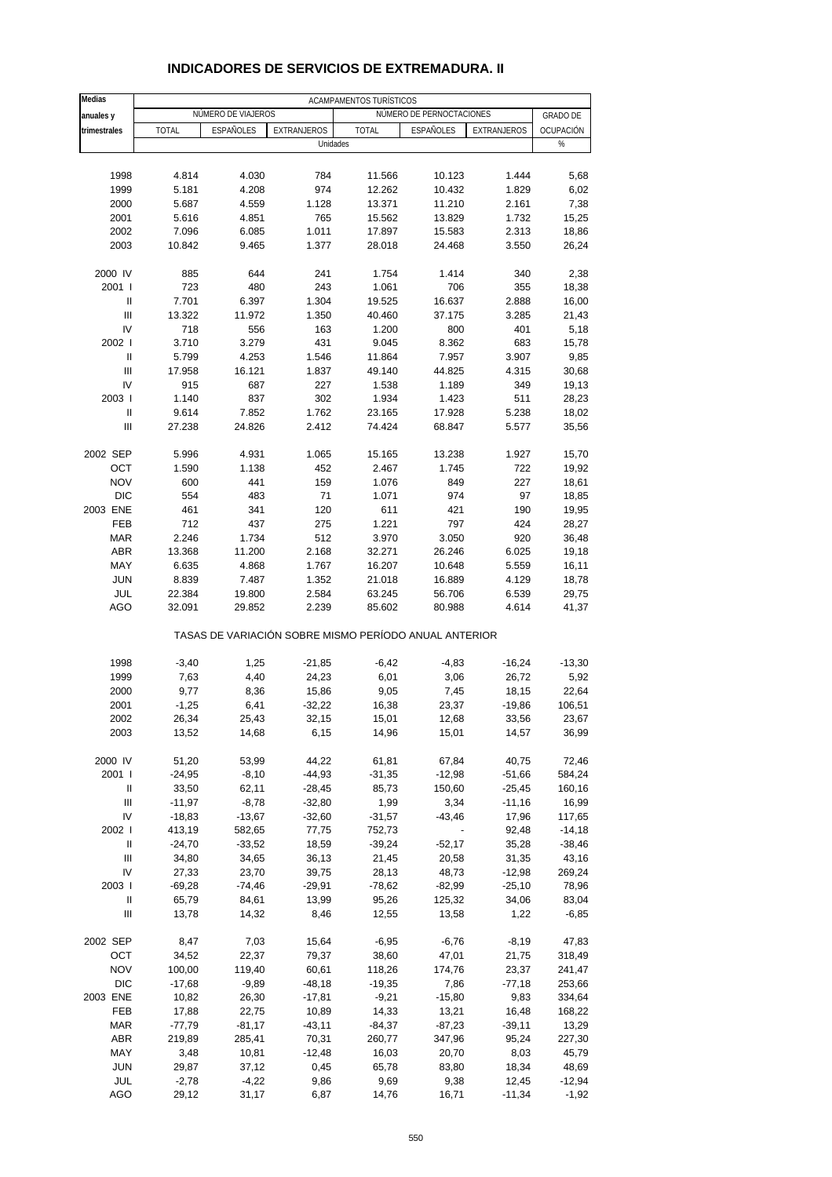## INDICADORES DE SERVICIOS DE EXTREMADURA. II

| Medias anuales y trimestrales | ACAMPAMENTOS TURÍSTICOS | | | | | | |
|---|---|---|---|---|---|---|---|
| | NÚMERO DE VIAJEROS | | | NÚMERO DE PERNOCTACIONES | | | GRADO DE |
| | TOTAL | ESPAÑOLES | EXTRANJEROS | TOTAL | ESPAÑOLES | EXTRANJEROS | OCUPACIÓN |
| | Unidades | | | | | | % |
| 1998 | 4.814 | 4.030 | 784 | 11.566 | 10.123 | 1.444 | 5,68 |
| 1999 | 5.181 | 4.208 | 974 | 12.262 | 10.432 | 1.829 | 6,02 |
| 2000 | 5.687 | 4.559 | 1.128 | 13.371 | 11.210 | 2.161 | 7,38 |
| 2001 | 5.616 | 4.851 | 765 | 15.562 | 13.829 | 1.732 | 15,25 |
| 2002 | 7.096 | 6.085 | 1.011 | 17.897 | 15.583 | 2.313 | 18,86 |
| 2003 | 10.842 | 9.465 | 1.377 | 28.018 | 24.468 | 3.550 | 26,24 |
| 2000 IV | 885 | 644 | 241 | 1.754 | 1.414 | 340 | 2,38 |
| 2001 I | 723 | 480 | 243 | 1.061 | 706 | 355 | 18,38 |
| II | 7.701 | 6.397 | 1.304 | 19.525 | 16.637 | 2.888 | 16,00 |
| III | 13.322 | 11.972 | 1.350 | 40.460 | 37.175 | 3.285 | 21,43 |
| IV | 718 | 556 | 163 | 1.200 | 800 | 401 | 5,18 |
| 2002 I | 3.710 | 3.279 | 431 | 9.045 | 8.362 | 683 | 15,78 |
| II | 5.799 | 4.253 | 1.546 | 11.864 | 7.957 | 3.907 | 9,85 |
| III | 17.958 | 16.121 | 1.837 | 49.140 | 44.825 | 4.315 | 30,68 |
| IV | 915 | 687 | 227 | 1.538 | 1.189 | 349 | 19,13 |
| 2003 I | 1.140 | 837 | 302 | 1.934 | 1.423 | 511 | 28,23 |
| II | 9.614 | 7.852 | 1.762 | 23.165 | 17.928 | 5.238 | 18,02 |
| III | 27.238 | 24.826 | 2.412 | 74.424 | 68.847 | 5.577 | 35,56 |
| 2002 SEP | 5.996 | 4.931 | 1.065 | 15.165 | 13.238 | 1.927 | 15,70 |
| OCT | 1.590 | 1.138 | 452 | 2.467 | 1.745 | 722 | 19,92 |
| NOV | 600 | 441 | 159 | 1.076 | 849 | 227 | 18,61 |
| DIC | 554 | 483 | 71 | 1.071 | 974 | 97 | 18,85 |
| 2003 ENE | 461 | 341 | 120 | 611 | 421 | 190 | 19,95 |
| FEB | 712 | 437 | 275 | 1.221 | 797 | 424 | 28,27 |
| MAR | 2.246 | 1.734 | 512 | 3.970 | 3.050 | 920 | 36,48 |
| ABR | 13.368 | 11.200 | 2.168 | 32.271 | 26.246 | 6.025 | 19,18 |
| MAY | 6.635 | 4.868 | 1.767 | 16.207 | 10.648 | 5.559 | 16,11 |
| JUN | 8.839 | 7.487 | 1.352 | 21.018 | 16.889 | 4.129 | 18,78 |
| JUL | 22.384 | 19.800 | 2.584 | 63.245 | 56.706 | 6.539 | 29,75 |
| AGO | 32.091 | 29.852 | 2.239 | 85.602 | 80.988 | 4.614 | 41,37 |
| | TASAS DE VARIACIÓN SOBRE MISMO PERÍODO ANUAL ANTERIOR | | | | | | |
| 1998 | -3,40 | 1,25 | -21,85 | -6,42 | -4,83 | -16,24 | -13,30 |
| 1999 | 7,63 | 4,40 | 24,23 | 6,01 | 3,06 | 26,72 | 5,92 |
| 2000 | 9,77 | 8,36 | 15,86 | 9,05 | 7,45 | 18,15 | 22,64 |
| 2001 | -1,25 | 6,41 | -32,22 | 16,38 | 23,37 | -19,86 | 106,51 |
| 2002 | 26,34 | 25,43 | 32,15 | 15,01 | 12,68 | 33,56 | 23,67 |
| 2003 | 13,52 | 14,68 | 6,15 | 14,96 | 15,01 | 14,57 | 36,99 |
| 2000 IV | 51,20 | 53,99 | 44,22 | 61,81 | 67,84 | 40,75 | 72,46 |
| 2001 I | -24,95 | -8,10 | -44,93 | -31,35 | -12,98 | -51,66 | 584,24 |
| II | 33,50 | 62,11 | -28,45 | 85,73 | 150,60 | -25,45 | 160,16 |
| III | -11,97 | -8,78 | -32,80 | 1,99 | 3,34 | -11,16 | 16,99 |
| IV | -18,83 | -13,67 | -32,60 | -31,57 | -43,46 | 17,96 | 117,65 |
| 2002 I | 413,19 | 582,65 | 77,75 | 752,73 | - | 92,48 | -14,18 |
| II | -24,70 | -33,52 | 18,59 | -39,24 | -52,17 | 35,28 | -38,46 |
| III | 34,80 | 34,65 | 36,13 | 21,45 | 20,58 | 31,35 | 43,16 |
| IV | 27,33 | 23,70 | 39,75 | 28,13 | 48,73 | -12,98 | 269,24 |
| 2003 I | -69,28 | -74,46 | -29,91 | -78,62 | -82,99 | -25,10 | 78,96 |
| II | 65,79 | 84,61 | 13,99 | 95,26 | 125,32 | 34,06 | 83,04 |
| III | 13,78 | 14,32 | 8,46 | 12,55 | 13,58 | 1,22 | -6,85 |
| 2002 SEP | 8,47 | 7,03 | 15,64 | -6,95 | -6,76 | -8,19 | 47,83 |
| OCT | 34,52 | 22,37 | 79,37 | 38,60 | 47,01 | 21,75 | 318,49 |
| NOV | 100,00 | 119,40 | 60,61 | 118,26 | 174,76 | 23,37 | 241,47 |
| DIC | -17,68 | -9,89 | -48,18 | -19,35 | 7,86 | -77,18 | 253,66 |
| 2003 ENE | 10,82 | 26,30 | -17,81 | -9,21 | -15,80 | 9,83 | 334,64 |
| FEB | 17,88 | 22,75 | 10,89 | 14,33 | 13,21 | 16,48 | 168,22 |
| MAR | -77,79 | -81,17 | -43,11 | -84,37 | -87,23 | -39,11 | 13,29 |
| ABR | 219,89 | 285,41 | 70,31 | 260,77 | 347,96 | 95,24 | 227,30 |
| MAY | 3,48 | 10,81 | -12,48 | 16,03 | 20,70 | 8,03 | 45,79 |
| JUN | 29,87 | 37,12 | 0,45 | 65,78 | 83,80 | 18,34 | 48,69 |
| JUL | -2,78 | -4,22 | 9,86 | 9,69 | 9,38 | 12,45 | -12,94 |
| AGO | 29,12 | 31,17 | 6,87 | 14,76 | 16,71 | -11,34 | -1,92 |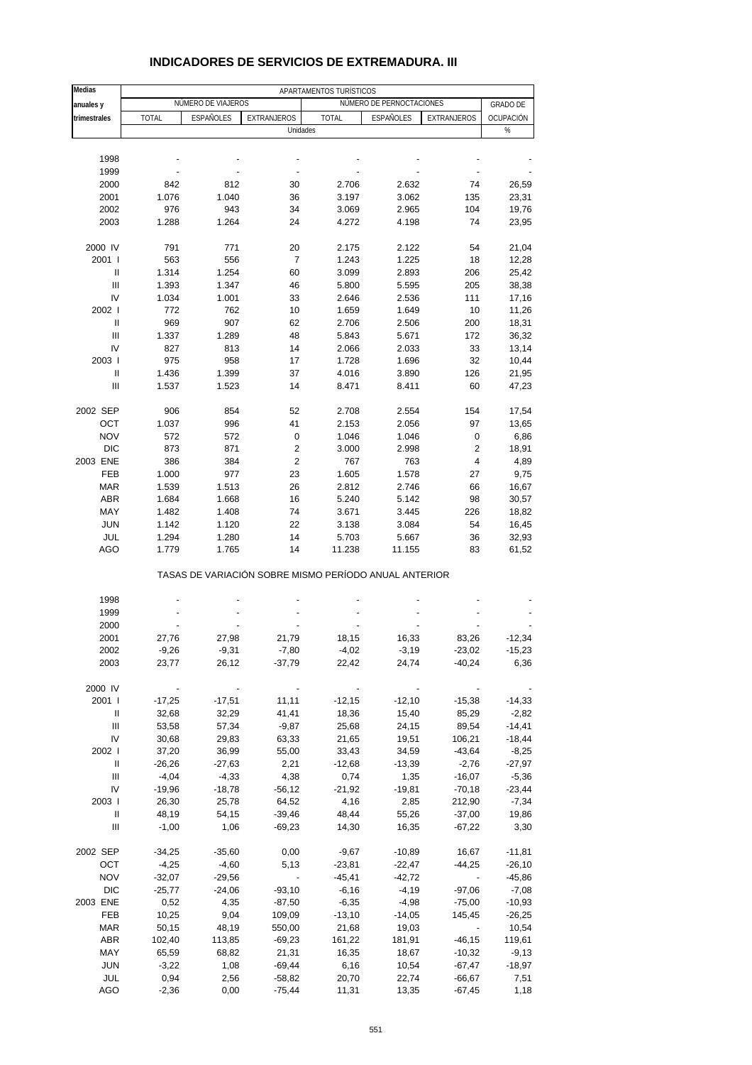# INDICADORES DE SERVICIOS DE EXTREMADURA. III

| Medias anuales y trimestrales | APARTAMENTOS TURÍSTICOS | | | | | | |
|---|---|---|---|---|---|---|---|
| | NÚMERO DE VIAJEROS | | | NÚMERO DE PERNOCTACIONES | | | GRADO DE OCUPACIÓN |
| | TOTAL | ESPAÑOLES | EXTRANJEROS | TOTAL | ESPAÑOLES | EXTRANJEROS | |
| | Unidades | | | | | | % |
| 1998 | - | - | - | - | - | - | - |
| 1999 | - | - | - | - | - | - | - |
| 2000 | 842 | 812 | 30 | 2.706 | 2.632 | 74 | 26,59 |
| 2001 | 1.076 | 1.040 | 36 | 3.197 | 3.062 | 135 | 23,31 |
| 2002 | 976 | 943 | 34 | 3.069 | 2.965 | 104 | 19,76 |
| 2003 | 1.288 | 1.264 | 24 | 4.272 | 4.198 | 74 | 23,95 |
| 2000 IV | 791 | 771 | 20 | 2.175 | 2.122 | 54 | 21,04 |
| 2001 I | 563 | 556 | 7 | 1.243 | 1.225 | 18 | 12,28 |
| II | 1.314 | 1.254 | 60 | 3.099 | 2.893 | 206 | 25,42 |
| III | 1.393 | 1.347 | 46 | 5.800 | 5.595 | 205 | 38,38 |
| IV | 1.034 | 1.001 | 33 | 2.646 | 2.536 | 111 | 17,16 |
| 2002 I | 772 | 762 | 10 | 1.659 | 1.649 | 10 | 11,26 |
| II | 969 | 907 | 62 | 2.706 | 2.506 | 200 | 18,31 |
| III | 1.337 | 1.289 | 48 | 5.843 | 5.671 | 172 | 36,32 |
| IV | 827 | 813 | 14 | 2.066 | 2.033 | 33 | 13,14 |
| 2003 I | 975 | 958 | 17 | 1.728 | 1.696 | 32 | 10,44 |
| II | 1.436 | 1.399 | 37 | 4.016 | 3.890 | 126 | 21,95 |
| III | 1.537 | 1.523 | 14 | 8.471 | 8.411 | 60 | 47,23 |
| 2002 SEP | 906 | 854 | 52 | 2.708 | 2.554 | 154 | 17,54 |
| OCT | 1.037 | 996 | 41 | 2.153 | 2.056 | 97 | 13,65 |
| NOV | 572 | 572 | 0 | 1.046 | 1.046 | 0 | 6,86 |
| DIC | 873 | 871 | 2 | 3.000 | 2.998 | 2 | 18,91 |
| 2003 ENE | 386 | 384 | 2 | 767 | 763 | 4 | 4,89 |
| FEB | 1.000 | 977 | 23 | 1.605 | 1.578 | 27 | 9,75 |
| MAR | 1.539 | 1.513 | 26 | 2.812 | 2.746 | 66 | 16,67 |
| ABR | 1.684 | 1.668 | 16 | 5.240 | 5.142 | 98 | 30,57 |
| MAY | 1.482 | 1.408 | 74 | 3.671 | 3.445 | 226 | 18,82 |
| JUN | 1.142 | 1.120 | 22 | 3.138 | 3.084 | 54 | 16,45 |
| JUL | 1.294 | 1.280 | 14 | 5.703 | 5.667 | 36 | 32,93 |
| AGO | 1.779 | 1.765 | 14 | 11.238 | 11.155 | 83 | 61,52 |
| | TASAS DE VARIACIÓN SOBRE MISMO PERÍODO ANUAL ANTERIOR | | | | | | |
| 1998 | - | - | - | - | - | - | - |
| 1999 | - | - | - | - | - | - | - |
| 2000 | - | - | - | - | - | - | - |
| 2001 | 27,76 | 27,98 | 21,79 | 18,15 | 16,33 | 83,26 | -12,34 |
| 2002 | -9,26 | -9,31 | -7,80 | -4,02 | -3,19 | -23,02 | -15,23 |
| 2003 | 23,77 | 26,12 | -37,79 | 22,42 | 24,74 | -40,24 | 6,36 |
| 2000 IV | - | - | - | - | - | - | - |
| 2001 I | -17,25 | -17,51 | 11,11 | -12,15 | -12,10 | -15,38 | -14,33 |
| II | 32,68 | 32,29 | 41,41 | 18,36 | 15,40 | 85,29 | -2,82 |
| III | 53,58 | 57,34 | -9,87 | 25,68 | 24,15 | 89,54 | -14,41 |
| IV | 30,68 | 29,83 | 63,33 | 21,65 | 19,51 | 106,21 | -18,44 |
| 2002 I | 37,20 | 36,99 | 55,00 | 33,43 | 34,59 | -43,64 | -8,25 |
| II | -26,26 | -27,63 | 2,21 | -12,68 | -13,39 | -2,76 | -27,97 |
| III | -4,04 | -4,33 | 4,38 | 0,74 | 1,35 | -16,07 | -5,36 |
| IV | -19,96 | -18,78 | -56,12 | -21,92 | -19,81 | -70,18 | -23,44 |
| 2003 I | 26,30 | 25,78 | 64,52 | 4,16 | 2,85 | 212,90 | -7,34 |
| II | 48,19 | 54,15 | -39,46 | 48,44 | 55,26 | -37,00 | 19,86 |
| III | -1,00 | 1,06 | -69,23 | 14,30 | 16,35 | -67,22 | 3,30 |
| 2002 SEP | -34,25 | -35,60 | 0,00 | -9,67 | -10,89 | 16,67 | -11,81 |
| OCT | -4,25 | -4,60 | 5,13 | -23,81 | -22,47 | -44,25 | -26,10 |
| NOV | -32,07 | -29,56 | - | -45,41 | -42,72 | - | -45,86 |
| DIC | -25,77 | -24,06 | -93,10 | -6,16 | -4,19 | -97,06 | -7,08 |
| 2003 ENE | 0,52 | 4,35 | -87,50 | -6,35 | -4,98 | -75,00 | -10,93 |
| FEB | 10,25 | 9,04 | 109,09 | -13,10 | -14,05 | 145,45 | -26,25 |
| MAR | 50,15 | 48,19 | 550,00 | 21,68 | 19,03 | - | 10,54 |
| ABR | 102,40 | 113,85 | -69,23 | 161,22 | 181,91 | -46,15 | 119,61 |
| MAY | 65,59 | 68,82 | 21,31 | 16,35 | 18,67 | -10,32 | -9,13 |
| JUN | -3,22 | 1,08 | -69,44 | 6,16 | 10,54 | -67,47 | -18,97 |
| JUL | 0,94 | 2,56 | -58,82 | 20,70 | 22,74 | -66,67 | 7,51 |
| AGO | -2,36 | 0,00 | -75,44 | 11,31 | 13,35 | -67,45 | 1,18 |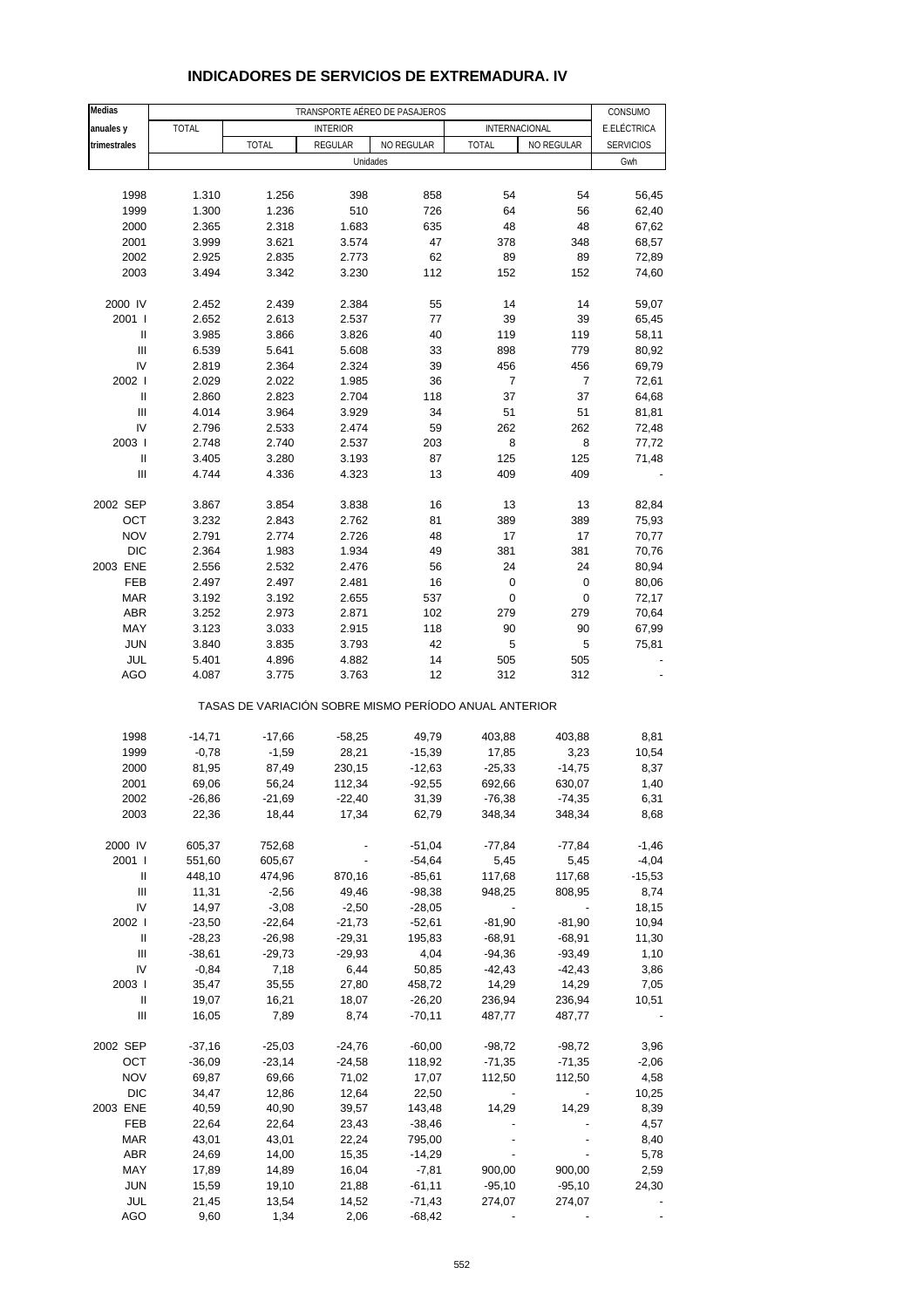# INDICADORES DE SERVICIOS DE EXTREMADURA. IV

| Medias anuales y trimestrales | TRANSPORTE AÉREO DE PASAJEROS | | | | | | CONSUMO E.ELÉCTRICA SERVICIOS |
|---|---|---|---|---|---|---|---|
| | TOTAL | INTERIOR | | | INTERNACIONAL | | |
| | | TOTAL | REGULAR | NO REGULAR | TOTAL | NO REGULAR | |
| | Unidades | | | | | | Gwh |
| 1998 | 1.310 | 1.256 | 398 | 858 | 54 | 54 | 56,45 |
| 1999 | 1.300 | 1.236 | 510 | 726 | 64 | 56 | 62,40 |
| 2000 | 2.365 | 2.318 | 1.683 | 635 | 48 | 48 | 67,62 |
| 2001 | 3.999 | 3.621 | 3.574 | 47 | 378 | 348 | 68,57 |
| 2002 | 2.925 | 2.835 | 2.773 | 62 | 89 | 89 | 72,89 |
| 2003 | 3.494 | 3.342 | 3.230 | 112 | 152 | 152 | 74,60 |
| 2000 IV | 2.452 | 2.439 | 2.384 | 55 | 14 | 14 | 59,07 |
| 2001 I | 2.652 | 2.613 | 2.537 | 77 | 39 | 39 | 65,45 |
| II | 3.985 | 3.866 | 3.826 | 40 | 119 | 119 | 58,11 |
| III | 6.539 | 5.641 | 5.608 | 33 | 898 | 779 | 80,92 |
| IV | 2.819 | 2.364 | 2.324 | 39 | 456 | 456 | 69,79 |
| 2002 I | 2.029 | 2.022 | 1.985 | 36 | 7 | 7 | 72,61 |
| II | 2.860 | 2.823 | 2.704 | 118 | 37 | 37 | 64,68 |
| III | 4.014 | 3.964 | 3.929 | 34 | 51 | 51 | 81,81 |
| IV | 2.796 | 2.533 | 2.474 | 59 | 262 | 262 | 72,48 |
| 2003 I | 2.748 | 2.740 | 2.537 | 203 | 8 | 8 | 77,72 |
| II | 3.405 | 3.280 | 3.193 | 87 | 125 | 125 | 71,48 |
| III | 4.744 | 4.336 | 4.323 | 13 | 409 | 409 | - |
| 2002 SEP | 3.867 | 3.854 | 3.838 | 16 | 13 | 13 | 82,84 |
| OCT | 3.232 | 2.843 | 2.762 | 81 | 389 | 389 | 75,93 |
| NOV | 2.791 | 2.774 | 2.726 | 48 | 17 | 17 | 70,77 |
| DIC | 2.364 | 1.983 | 1.934 | 49 | 381 | 381 | 70,76 |
| 2003 ENE | 2.556 | 2.532 | 2.476 | 56 | 24 | 24 | 80,94 |
| FEB | 2.497 | 2.497 | 2.481 | 16 | 0 | 0 | 80,06 |
| MAR | 3.192 | 3.192 | 2.655 | 537 | 0 | 0 | 72,17 |
| ABR | 3.252 | 2.973 | 2.871 | 102 | 279 | 279 | 70,64 |
| MAY | 3.123 | 3.033 | 2.915 | 118 | 90 | 90 | 67,99 |
| JUN | 3.840 | 3.835 | 3.793 | 42 | 5 | 5 | 75,81 |
| JUL | 5.401 | 4.896 | 4.882 | 14 | 505 | 505 | - |
| AGO | 4.087 | 3.775 | 3.763 | 12 | 312 | 312 | - |
| | TASAS DE VARIACIÓN SOBRE MISMO PERÍODO ANUAL ANTERIOR | | | | | | |
| 1998 | -14,71 | -17,66 | -58,25 | 49,79 | 403,88 | 403,88 | 8,81 |
| 1999 | -0,78 | -1,59 | 28,21 | -15,39 | 17,85 | 3,23 | 10,54 |
| 2000 | 81,95 | 87,49 | 230,15 | -12,63 | -25,33 | -14,75 | 8,37 |
| 2001 | 69,06 | 56,24 | 112,34 | -92,55 | 692,66 | 630,07 | 1,40 |
| 2002 | -26,86 | -21,69 | -22,40 | 31,39 | -76,38 | -74,35 | 6,31 |
| 2003 | 22,36 | 18,44 | 17,34 | 62,79 | 348,34 | 348,34 | 8,68 |
| 2000 IV | 605,37 | 752,68 | - | -51,04 | -77,84 | -77,84 | -1,46 |
| 2001 I | 551,60 | 605,67 | - | -54,64 | 5,45 | 5,45 | -4,04 |
| II | 448,10 | 474,96 | 870,16 | -85,61 | 117,68 | 117,68 | -15,53 |
| III | 11,31 | -2,56 | 49,46 | -98,38 | 948,25 | 808,95 | 8,74 |
| IV | 14,97 | -3,08 | -2,50 | -28,05 | - | - | 18,15 |
| 2002 I | -23,50 | -22,64 | -21,73 | -52,61 | -81,90 | -81,90 | 10,94 |
| II | -28,23 | -26,98 | -29,31 | 195,83 | -68,91 | -68,91 | 11,30 |
| III | -38,61 | -29,73 | -29,93 | 4,04 | -94,36 | -93,49 | 1,10 |
| IV | -0,84 | 7,18 | 6,44 | 50,85 | -42,43 | -42,43 | 3,86 |
| 2003 I | 35,47 | 35,55 | 27,80 | 458,72 | 14,29 | 14,29 | 7,05 |
| II | 19,07 | 16,21 | 18,07 | -26,20 | 236,94 | 236,94 | 10,51 |
| III | 16,05 | 7,89 | 8,74 | -70,11 | 487,77 | 487,77 | - |
| 2002 SEP | -37,16 | -25,03 | -24,76 | -60,00 | -98,72 | -98,72 | 3,96 |
| OCT | -36,09 | -23,14 | -24,58 | 118,92 | -71,35 | -71,35 | -2,06 |
| NOV | 69,87 | 69,66 | 71,02 | 17,07 | 112,50 | 112,50 | 4,58 |
| DIC | 34,47 | 12,86 | 12,64 | 22,50 | - | - | 10,25 |
| 2003 ENE | 40,59 | 40,90 | 39,57 | 143,48 | 14,29 | 14,29 | 8,39 |
| FEB | 22,64 | 22,64 | 23,43 | -38,46 | - | - | 4,57 |
| MAR | 43,01 | 43,01 | 22,24 | 795,00 | - | - | 8,40 |
| ABR | 24,69 | 14,00 | 15,35 | -14,29 | - | - | 5,78 |
| MAY | 17,89 | 14,89 | 16,04 | -7,81 | 900,00 | 900,00 | 2,59 |
| JUN | 15,59 | 19,10 | 21,88 | -61,11 | -95,10 | -95,10 | 24,30 |
| JUL | 21,45 | 13,54 | 14,52 | -71,43 | 274,07 | 274,07 | - |
| AGO | 9,60 | 1,34 | 2,06 | -68,42 | - | - | - |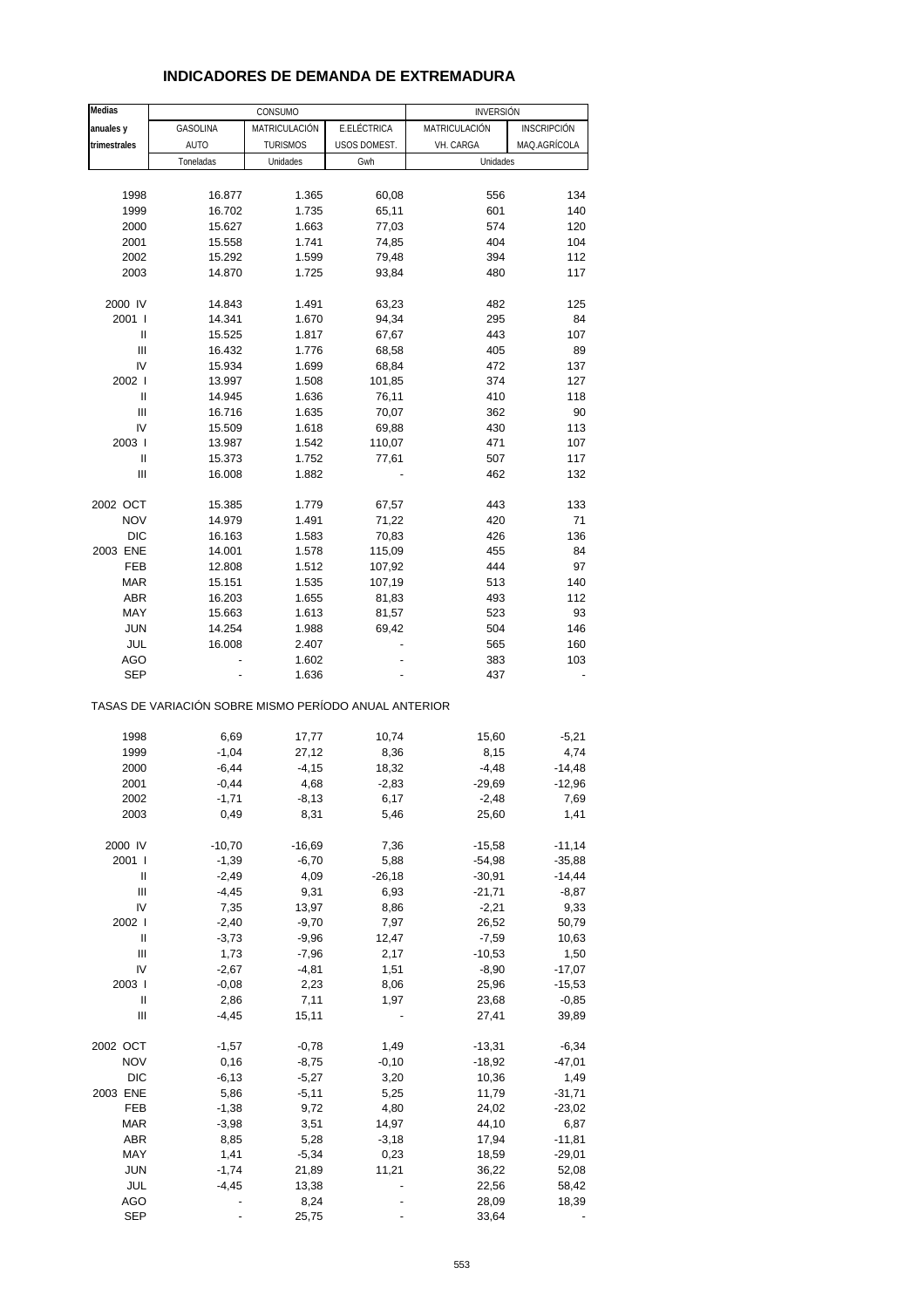# INDICADORES DE DEMANDA DE EXTREMADURA

| Medias anuales y trimestrales | CONSUMO | | | INVERSIÓN | |
|---|---|---|---|---|---|
| | GASOLINA AUTO | MATRICULACIÓN TURISMOS | E.ELÉCTRICA USOS DOMEST. | MATRICULACIÓN VH. CARGA | INSCRIPCIÓN MAQ.AGRÍCOLA |
| | Toneladas | Unidades | Gwh | Unidades | |
| 1998 | 16.877 | 1.365 | 60,08 | 556 | 134 |
| 1999 | 16.702 | 1.735 | 65,11 | 601 | 140 |
| 2000 | 15.627 | 1.663 | 77,03 | 574 | 120 |
| 2001 | 15.558 | 1.741 | 74,85 | 404 | 104 |
| 2002 | 15.292 | 1.599 | 79,48 | 394 | 112 |
| 2003 | 14.870 | 1.725 | 93,84 | 480 | 117 |
| 2000 IV | 14.843 | 1.491 | 63,23 | 482 | 125 |
| 2001 I | 14.341 | 1.670 | 94,34 | 295 | 84 |
| II | 15.525 | 1.817 | 67,67 | 443 | 107 |
| III | 16.432 | 1.776 | 68,58 | 405 | 89 |
| IV | 15.934 | 1.699 | 68,84 | 472 | 137 |
| 2002 I | 13.997 | 1.508 | 101,85 | 374 | 127 |
| II | 14.945 | 1.636 | 76,11 | 410 | 118 |
| III | 16.716 | 1.635 | 70,07 | 362 | 90 |
| IV | 15.509 | 1.618 | 69,88 | 430 | 113 |
| 2003 I | 13.987 | 1.542 | 110,07 | 471 | 107 |
| II | 15.373 | 1.752 | 77,61 | 507 | 117 |
| III | 16.008 | 1.882 | - | 462 | 132 |
| 2002 OCT | 15.385 | 1.779 | 67,57 | 443 | 133 |
| NOV | 14.979 | 1.491 | 71,22 | 420 | 71 |
| DIC | 16.163 | 1.583 | 70,83 | 426 | 136 |
| 2003 ENE | 14.001 | 1.578 | 115,09 | 455 | 84 |
| FEB | 12.808 | 1.512 | 107,92 | 444 | 97 |
| MAR | 15.151 | 1.535 | 107,19 | 513 | 140 |
| ABR | 16.203 | 1.655 | 81,83 | 493 | 112 |
| MAY | 15.663 | 1.613 | 81,57 | 523 | 93 |
| JUN | 14.254 | 1.988 | 69,42 | 504 | 146 |
| JUL | 16.008 | 2.407 | - | 565 | 160 |
| AGO | - | 1.602 | - | 383 | 103 |
| SEP | - | 1.636 | - | 437 | - |
| TASAS DE VARIACIÓN SOBRE MISMO PERÍODO ANUAL ANTERIOR | | | | | |
| 1998 | 6,69 | 17,77 | 10,74 | 15,60 | -5,21 |
| 1999 | -1,04 | 27,12 | 8,36 | 8,15 | 4,74 |
| 2000 | -6,44 | -4,15 | 18,32 | -4,48 | -14,48 |
| 2001 | -0,44 | 4,68 | -2,83 | -29,69 | -12,96 |
| 2002 | -1,71 | -8,13 | 6,17 | -2,48 | 7,69 |
| 2003 | 0,49 | 8,31 | 5,46 | 25,60 | 1,41 |
| 2000 IV | -10,70 | -16,69 | 7,36 | -15,58 | -11,14 |
| 2001 I | -1,39 | -6,70 | 5,88 | -54,98 | -35,88 |
| II | -2,49 | 4,09 | -26,18 | -30,91 | -14,44 |
| III | -4,45 | 9,31 | 6,93 | -21,71 | -8,87 |
| IV | 7,35 | 13,97 | 8,86 | -2,21 | 9,33 |
| 2002 I | -2,40 | -9,70 | 7,97 | 26,52 | 50,79 |
| II | -3,73 | -9,96 | 12,47 | -7,59 | 10,63 |
| III | 1,73 | -7,96 | 2,17 | -10,53 | 1,50 |
| IV | -2,67 | -4,81 | 1,51 | -8,90 | -17,07 |
| 2003 I | -0,08 | 2,23 | 8,06 | 25,96 | -15,53 |
| II | 2,86 | 7,11 | 1,97 | 23,68 | -0,85 |
| III | -4,45 | 15,11 | - | 27,41 | 39,89 |
| 2002 OCT | -1,57 | -0,78 | 1,49 | -13,31 | -6,34 |
| NOV | 0,16 | -8,75 | -0,10 | -18,92 | -47,01 |
| DIC | -6,13 | -5,27 | 3,20 | 10,36 | 1,49 |
| 2003 ENE | 5,86 | -5,11 | 5,25 | 11,79 | -31,71 |
| FEB | -1,38 | 9,72 | 4,80 | 24,02 | -23,02 |
| MAR | -3,98 | 3,51 | 14,97 | 44,10 | 6,87 |
| ABR | 8,85 | 5,28 | -3,18 | 17,94 | -11,81 |
| MAY | 1,41 | -5,34 | 0,23 | 18,59 | -29,01 |
| JUN | -1,74 | 21,89 | 11,21 | 36,22 | 52,08 |
| JUL | -4,45 | 13,38 | - | 22,56 | 58,42 |
| AGO | - | 8,24 | - | 28,09 | 18,39 |
| SEP | - | 25,75 | - | 33,64 | - |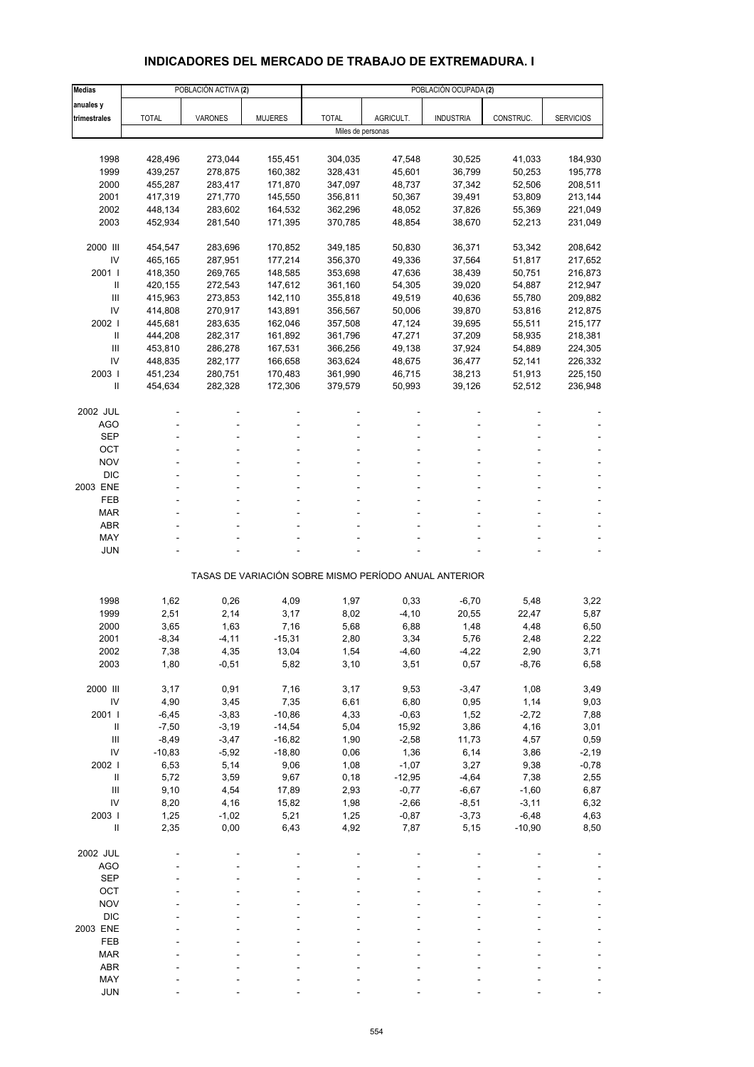# INDICADORES DEL MERCADO DE TRABAJO DE EXTREMADURA. I

| Medias anuales y trimestrales | POBLACIÓN ACTIVA (2) | | | POBLACIÓN OCUPADA (2) | | | | |
|---|---|---|---|---|---|---|---|---|
| | TOTAL | VARONES | MUJERES | TOTAL | AGRICULT. | INDUSTRIA | CONSTRUC. | SERVICIOS |
| | Miles de personas | | | | | | | |
| 1998 | 428,496 | 273,044 | 155,451 | 304,035 | 47,548 | 30,525 | 41,033 | 184,930 |
| 1999 | 439,257 | 278,875 | 160,382 | 328,431 | 45,601 | 36,799 | 50,253 | 195,778 |
| 2000 | 455,287 | 283,417 | 171,870 | 347,097 | 48,737 | 37,342 | 52,506 | 208,511 |
| 2001 | 417,319 | 271,770 | 145,550 | 356,811 | 50,367 | 39,491 | 53,809 | 213,144 |
| 2002 | 448,134 | 283,602 | 164,532 | 362,296 | 48,052 | 37,826 | 55,369 | 221,049 |
| 2003 | 452,934 | 281,540 | 171,395 | 370,785 | 48,854 | 38,670 | 52,213 | 231,049 |
| 2000 III | 454,547 | 283,696 | 170,852 | 349,185 | 50,830 | 36,371 | 53,342 | 208,642 |
| IV | 465,165 | 287,951 | 177,214 | 356,370 | 49,336 | 37,564 | 51,817 | 217,652 |
| 2001 I | 418,350 | 269,765 | 148,585 | 353,698 | 47,636 | 38,439 | 50,751 | 216,873 |
| II | 420,155 | 272,543 | 147,612 | 361,160 | 54,305 | 39,020 | 54,887 | 212,947 |
| III | 415,963 | 273,853 | 142,110 | 355,818 | 49,519 | 40,636 | 55,780 | 209,882 |
| IV | 414,808 | 270,917 | 143,891 | 356,567 | 50,006 | 39,870 | 53,816 | 212,875 |
| 2002 I | 445,681 | 283,635 | 162,046 | 357,508 | 47,124 | 39,695 | 55,511 | 215,177 |
| II | 444,208 | 282,317 | 161,892 | 361,796 | 47,271 | 37,209 | 58,935 | 218,381 |
| III | 453,810 | 286,278 | 167,531 | 366,256 | 49,138 | 37,924 | 54,889 | 224,305 |
| IV | 448,835 | 282,177 | 166,658 | 363,624 | 48,675 | 36,477 | 52,141 | 226,332 |
| 2003 I | 451,234 | 280,751 | 170,483 | 361,990 | 46,715 | 38,213 | 51,913 | 225,150 |
| II | 454,634 | 282,328 | 172,306 | 379,579 | 50,993 | 39,126 | 52,512 | 236,948 |
| 2002 JUL | - | - | - | - | - | - | - | - |
| AGO | - | - | - | - | - | - | - | - |
| SEP | - | - | - | - | - | - | - | - |
| OCT | - | - | - | - | - | - | - | - |
| NOV | - | - | - | - | - | - | - | - |
| DIC | - | - | - | - | - | - | - | - |
| 2003 ENE | - | - | - | - | - | - | - | - |
| FEB | - | - | - | - | - | - | - | - |
| MAR | - | - | - | - | - | - | - | - |
| ABR | - | - | - | - | - | - | - | - |
| MAY | - | - | - | - | - | - | - | - |
| JUN | - | - | - | - | - | - | - | - |
| | TASAS DE VARIACIÓN SOBRE MISMO PERÍODO ANUAL ANTERIOR | | | | | | | |
| 1998 | 1,62 | 0,26 | 4,09 | 1,97 | 0,33 | -6,70 | 5,48 | 3,22 |
| 1999 | 2,51 | 2,14 | 3,17 | 8,02 | -4,10 | 20,55 | 22,47 | 5,87 |
| 2000 | 3,65 | 1,63 | 7,16 | 5,68 | 6,88 | 1,48 | 4,48 | 6,50 |
| 2001 | -8,34 | -4,11 | -15,31 | 2,80 | 3,34 | 5,76 | 2,48 | 2,22 |
| 2002 | 7,38 | 4,35 | 13,04 | 1,54 | -4,60 | -4,22 | 2,90 | 3,71 |
| 2003 | 1,80 | -0,51 | 5,82 | 3,10 | 3,51 | 0,57 | -8,76 | 6,58 |
| 2000 III | 3,17 | 0,91 | 7,16 | 3,17 | 9,53 | -3,47 | 1,08 | 3,49 |
| IV | 4,90 | 3,45 | 7,35 | 6,61 | 6,80 | 0,95 | 1,14 | 9,03 |
| 2001 I | -6,45 | -3,83 | -10,86 | 4,33 | -0,63 | 1,52 | -2,72 | 7,88 |
| II | -7,50 | -3,19 | -14,54 | 5,04 | 15,92 | 3,86 | 4,16 | 3,01 |
| III | -8,49 | -3,47 | -16,82 | 1,90 | -2,58 | 11,73 | 4,57 | 0,59 |
| IV | -10,83 | -5,92 | -18,80 | 0,06 | 1,36 | 6,14 | 3,86 | -2,19 |
| 2002 I | 6,53 | 5,14 | 9,06 | 1,08 | -1,07 | 3,27 | 9,38 | -0,78 |
| II | 5,72 | 3,59 | 9,67 | 0,18 | -12,95 | -4,64 | 7,38 | 2,55 |
| III | 9,10 | 4,54 | 17,89 | 2,93 | -0,77 | -6,67 | -1,60 | 6,87 |
| IV | 8,20 | 4,16 | 15,82 | 1,98 | -2,66 | -8,51 | -3,11 | 6,32 |
| 2003 I | 1,25 | -1,02 | 5,21 | 1,25 | -0,87 | -3,73 | -6,48 | 4,63 |
| II | 2,35 | 0,00 | 6,43 | 4,92 | 7,87 | 5,15 | -10,90 | 8,50 |
| 2002 JUL | - | - | - | - | - | - | - | - |
| AGO | - | - | - | - | - | - | - | - |
| SEP | - | - | - | - | - | - | - | - |
| OCT | - | - | - | - | - | - | - | - |
| NOV | - | - | - | - | - | - | - | - |
| DIC | - | - | - | - | - | - | - | - |
| 2003 ENE | - | - | - | - | - | - | - | - |
| FEB | - | - | - | - | - | - | - | - |
| MAR | - | - | - | - | - | - | - | - |
| ABR | - | - | - | - | - | - | - | - |
| MAY | - | - | - | - | - | - | - | - |
| JUN | - | - | - | - | - | - | - | - |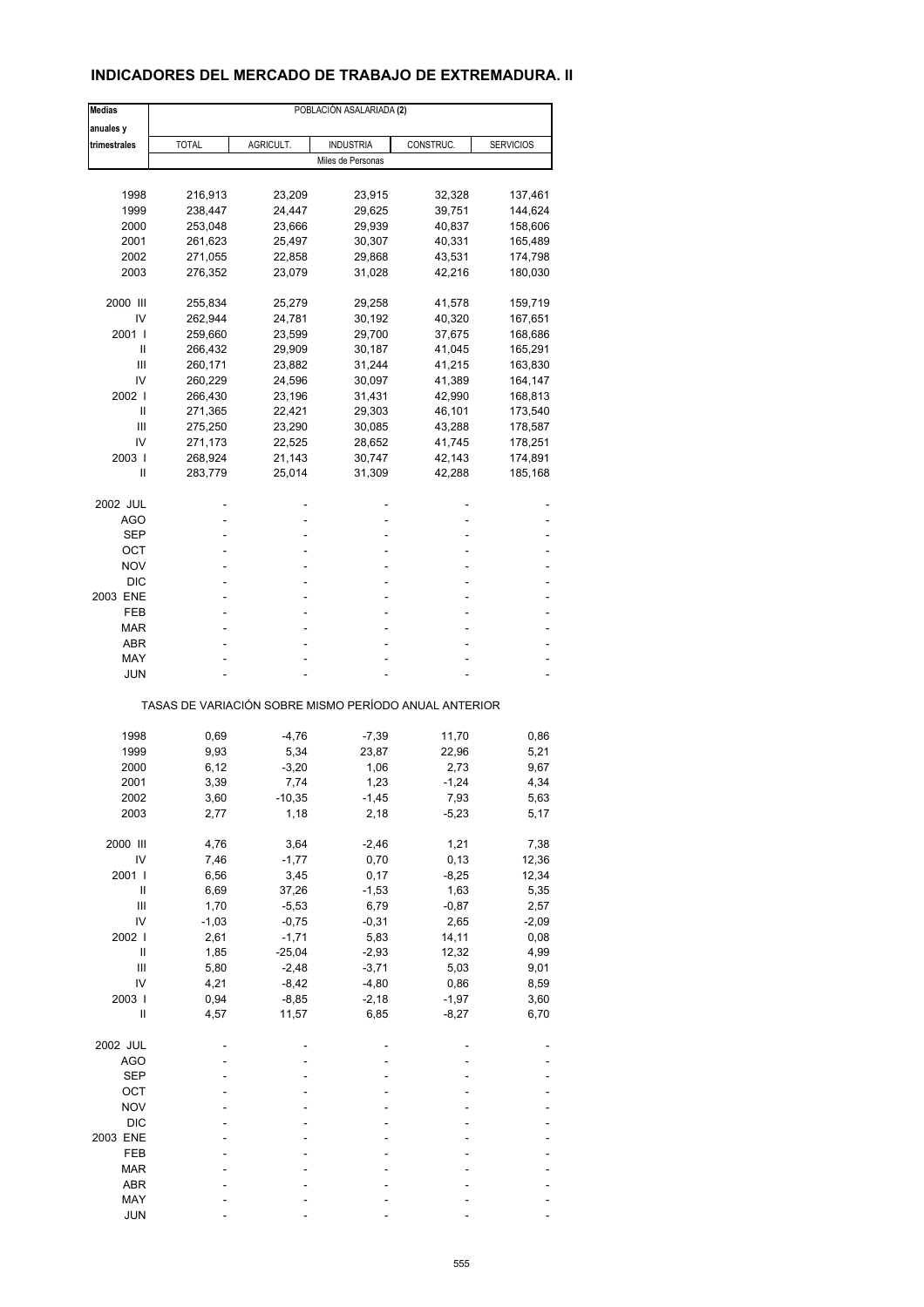# INDICADORES DEL MERCADO DE TRABAJO DE EXTREMADURA. II

| Medias anuales y trimestrales | POBLACIÓN ASALARIADA (2) | | | | |
|---|---|---|---|---|---|
| | TOTAL | AGRICULT. | INDUSTRIA | CONSTRUC. | SERVICIOS |
| | Miles de Personas | | | | |
| 1998 | 216,913 | 23,209 | 23,915 | 32,328 | 137,461 |
| 1999 | 238,447 | 24,447 | 29,625 | 39,751 | 144,624 |
| 2000 | 253,048 | 23,666 | 29,939 | 40,837 | 158,606 |
| 2001 | 261,623 | 25,497 | 30,307 | 40,331 | 165,489 |
| 2002 | 271,055 | 22,858 | 29,868 | 43,531 | 174,798 |
| 2003 | 276,352 | 23,079 | 31,028 | 42,216 | 180,030 |
| 2000 III | 255,834 | 25,279 | 29,258 | 41,578 | 159,719 |
| IV | 262,944 | 24,781 | 30,192 | 40,320 | 167,651 |
| 2001 I | 259,660 | 23,599 | 29,700 | 37,675 | 168,686 |
| II | 266,432 | 29,909 | 30,187 | 41,045 | 165,291 |
| III | 260,171 | 23,882 | 31,244 | 41,215 | 163,830 |
| IV | 260,229 | 24,596 | 30,097 | 41,389 | 164,147 |
| 2002 I | 266,430 | 23,196 | 31,431 | 42,990 | 168,813 |
| II | 271,365 | 22,421 | 29,303 | 46,101 | 173,540 |
| III | 275,250 | 23,290 | 30,085 | 43,288 | 178,587 |
| IV | 271,173 | 22,525 | 28,652 | 41,745 | 178,251 |
| 2003 I | 268,924 | 21,143 | 30,747 | 42,143 | 174,891 |
| II | 283,779 | 25,014 | 31,309 | 42,288 | 185,168 |
| 2002 JUL | - | - | - | - | - |
| AGO | - | - | - | - | - |
| SEP | - | - | - | - | - |
| OCT | - | - | - | - | - |
| NOV | - | - | - | - | - |
| DIC | - | - | - | - | - |
| 2003 ENE | - | - | - | - | - |
| FEB | - | - | - | - | - |
| MAR | - | - | - | - | - |
| ABR | - | - | - | - | - |
| MAY | - | - | - | - | - |
| JUN | - | - | - | - | - |
| | TASAS DE VARIACIÓN SOBRE MISMO PERÍODO ANUAL ANTERIOR | | | | |
| 1998 | 0,69 | -4,76 | -7,39 | 11,70 | 0,86 |
| 1999 | 9,93 | 5,34 | 23,87 | 22,96 | 5,21 |
| 2000 | 6,12 | -3,20 | 1,06 | 2,73 | 9,67 |
| 2001 | 3,39 | 7,74 | 1,23 | -1,24 | 4,34 |
| 2002 | 3,60 | -10,35 | -1,45 | 7,93 | 5,63 |
| 2003 | 2,77 | 1,18 | 2,18 | -5,23 | 5,17 |
| 2000 III | 4,76 | 3,64 | -2,46 | 1,21 | 7,38 |
| IV | 7,46 | -1,77 | 0,70 | 0,13 | 12,36 |
| 2001 I | 6,56 | 3,45 | 0,17 | -8,25 | 12,34 |
| II | 6,69 | 37,26 | -1,53 | 1,63 | 5,35 |
| III | 1,70 | -5,53 | 6,79 | -0,87 | 2,57 |
| IV | -1,03 | -0,75 | -0,31 | 2,65 | -2,09 |
| 2002 I | 2,61 | -1,71 | 5,83 | 14,11 | 0,08 |
| II | 1,85 | -25,04 | -2,93 | 12,32 | 4,99 |
| III | 5,80 | -2,48 | -3,71 | 5,03 | 9,01 |
| IV | 4,21 | -8,42 | -4,80 | 0,86 | 8,59 |
| 2003 I | 0,94 | -8,85 | -2,18 | -1,97 | 3,60 |
| II | 4,57 | 11,57 | 6,85 | -8,27 | 6,70 |
| 2002 JUL | - | - | - | - | - |
| AGO | - | - | - | - | - |
| SEP | - | - | - | - | - |
| OCT | - | - | - | - | - |
| NOV | - | - | - | - | - |
| DIC | - | - | - | - | - |
| 2003 ENE | - | - | - | - | - |
| FEB | - | - | - | - | - |
| MAR | - | - | - | - | - |
| ABR | - | - | - | - | - |
| MAY | - | - | - | - | - |
| JUN | - | - | - | - | - |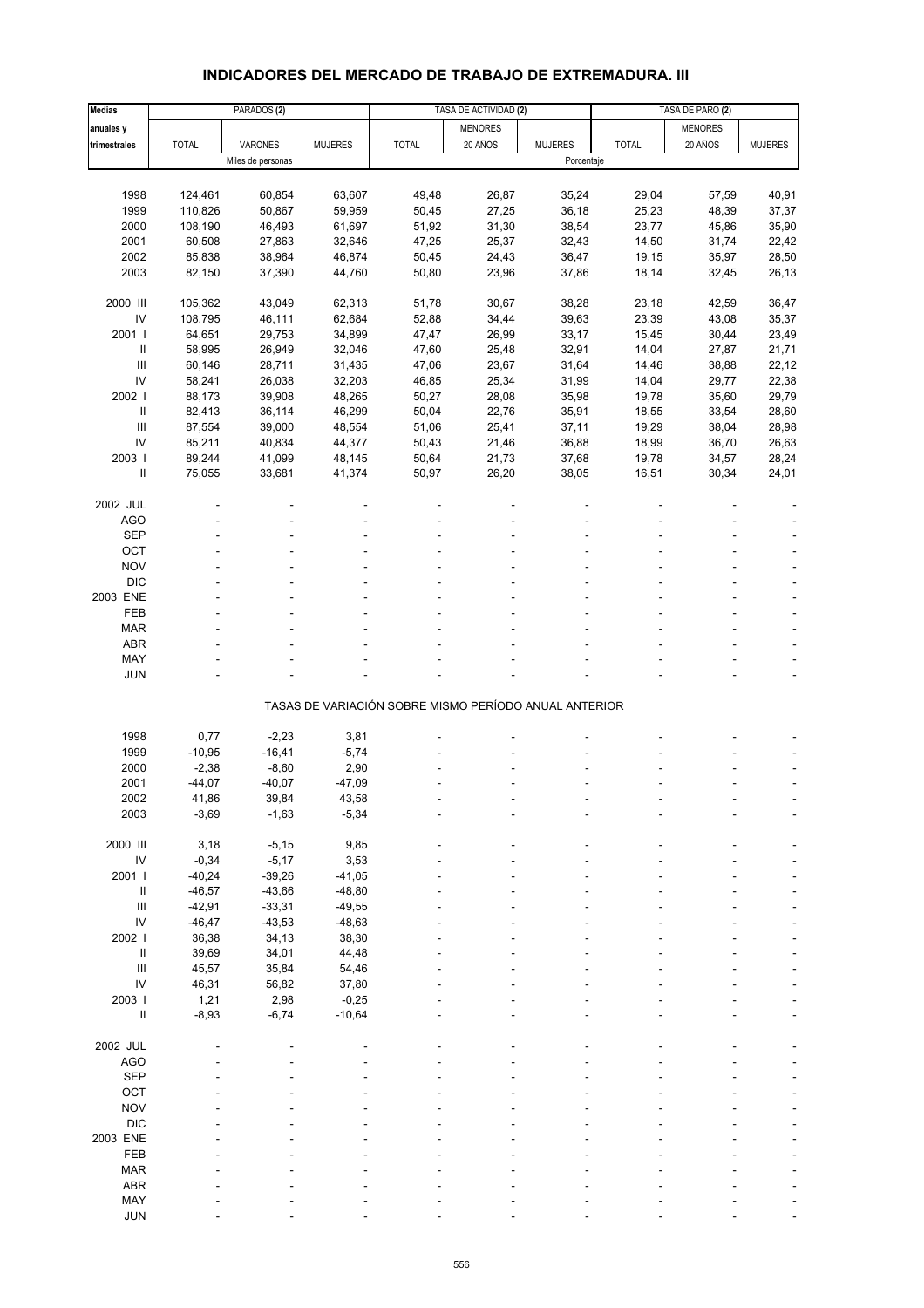## INDICADORES DEL MERCADO DE TRABAJO DE EXTREMADURA. III

| Medias anuales y trimestrales | PARADOS (2) | | | TASA DE ACTIVIDAD (2) | | | TASA DE PARO (2) | | |
|---|---|---|---|---|---|---|---|---|---|
| | TOTAL | VARONES | MUJERES | TOTAL | MENORES 20 AÑOS | MUJERES | TOTAL | MENORES 20 AÑOS | MUJERES |
| | Miles de personas | | | Porcentaje | | | | | |
| 1998 | 124,461 | 60,854 | 63,607 | 49,48 | 26,87 | 35,24 | 29,04 | 57,59 | 40,91 |
| 1999 | 110,826 | 50,867 | 59,959 | 50,45 | 27,25 | 36,18 | 25,23 | 48,39 | 37,37 |
| 2000 | 108,190 | 46,493 | 61,697 | 51,92 | 31,30 | 38,54 | 23,77 | 45,86 | 35,90 |
| 2001 | 60,508 | 27,863 | 32,646 | 47,25 | 25,37 | 32,43 | 14,50 | 31,74 | 22,42 |
| 2002 | 85,838 | 38,964 | 46,874 | 50,45 | 24,43 | 36,47 | 19,15 | 35,97 | 28,50 |
| 2003 | 82,150 | 37,390 | 44,760 | 50,80 | 23,96 | 37,86 | 18,14 | 32,45 | 26,13 |
| 2000 III | 105,362 | 43,049 | 62,313 | 51,78 | 30,67 | 38,28 | 23,18 | 42,59 | 36,47 |
| IV | 108,795 | 46,111 | 62,684 | 52,88 | 34,44 | 39,63 | 23,39 | 43,08 | 35,37 |
| 2001 I | 64,651 | 29,753 | 34,899 | 47,47 | 26,99 | 33,17 | 15,45 | 30,44 | 23,49 |
| II | 58,995 | 26,949 | 32,046 | 47,60 | 25,48 | 32,91 | 14,04 | 27,87 | 21,71 |
| III | 60,146 | 28,711 | 31,435 | 47,06 | 23,67 | 31,64 | 14,46 | 38,88 | 22,12 |
| IV | 58,241 | 26,038 | 32,203 | 46,85 | 25,34 | 31,99 | 14,04 | 29,77 | 22,38 |
| 2002 I | 88,173 | 39,908 | 48,265 | 50,27 | 28,08 | 35,98 | 19,78 | 35,60 | 29,79 |
| II | 82,413 | 36,114 | 46,299 | 50,04 | 22,76 | 35,91 | 18,55 | 33,54 | 28,60 |
| III | 87,554 | 39,000 | 48,554 | 51,06 | 25,41 | 37,11 | 19,29 | 38,04 | 28,98 |
| IV | 85,211 | 40,834 | 44,377 | 50,43 | 21,46 | 36,88 | 18,99 | 36,70 | 26,63 |
| 2003 I | 89,244 | 41,099 | 48,145 | 50,64 | 21,73 | 37,68 | 19,78 | 34,57 | 28,24 |
| II | 75,055 | 33,681 | 41,374 | 50,97 | 26,20 | 38,05 | 16,51 | 30,34 | 24,01 |
| 2002 JUL | - | - | - | - | - | - | - | - | - |
| AGO | - | - | - | - | - | - | - | - | - |
| SEP | - | - | - | - | - | - | - | - | - |
| OCT | - | - | - | - | - | - | - | - | - |
| NOV | - | - | - | - | - | - | - | - | - |
| DIC | - | - | - | - | - | - | - | - | - |
| 2003 ENE | - | - | - | - | - | - | - | - | - |
| FEB | - | - | - | - | - | - | - | - | - |
| MAR | - | - | - | - | - | - | - | - | - |
| ABR | - | - | - | - | - | - | - | - | - |
| MAY | - | - | - | - | - | - | - | - | - |
| JUN | - | - | - | - | - | - | - | - | - |
| TASAS DE VARIACIÓN SOBRE MISMO PERÍODO ANUAL ANTERIOR | | | | | | | | | |
| 1998 | 0,77 | -2,23 | 3,81 | - | - | - | - | - | - |
| 1999 | -10,95 | -16,41 | -5,74 | - | - | - | - | - | - |
| 2000 | -2,38 | -8,60 | 2,90 | - | - | - | - | - | - |
| 2001 | -44,07 | -40,07 | -47,09 | - | - | - | - | - | - |
| 2002 | 41,86 | 39,84 | 43,58 | - | - | - | - | - | - |
| 2003 | -3,69 | -1,63 | -5,34 | - | - | - | - | - | - |
| 2000 III | 3,18 | -5,15 | 9,85 | - | - | - | - | - | - |
| IV | -0,34 | -5,17 | 3,53 | - | - | - | - | - | - |
| 2001 I | -40,24 | -39,26 | -41,05 | - | - | - | - | - | - |
| II | -46,57 | -43,66 | -48,80 | - | - | - | - | - | - |
| III | -42,91 | -33,31 | -49,55 | - | - | - | - | - | - |
| IV | -46,47 | -43,53 | -48,63 | - | - | - | - | - | - |
| 2002 I | 36,38 | 34,13 | 38,30 | - | - | - | - | - | - |
| II | 39,69 | 34,01 | 44,48 | - | - | - | - | - | - |
| III | 45,57 | 35,84 | 54,46 | - | - | - | - | - | - |
| IV | 46,31 | 56,82 | 37,80 | - | - | - | - | - | - |
| 2003 I | 1,21 | 2,98 | -0,25 | - | - | - | - | - | - |
| II | -8,93 | -6,74 | -10,64 | - | - | - | - | - | - |
| 2002 JUL | - | - | - | - | - | - | - | - | - |
| AGO | - | - | - | - | - | - | - | - | - |
| SEP | - | - | - | - | - | - | - | - | - |
| OCT | - | - | - | - | - | - | - | - | - |
| NOV | - | - | - | - | - | - | - | - | - |
| DIC | - | - | - | - | - | - | - | - | - |
| 2003 ENE | - | - | - | - | - | - | - | - | - |
| FEB | - | - | - | - | - | - | - | - | - |
| MAR | - | - | - | - | - | - | - | - | - |
| ABR | - | - | - | - | - | - | - | - | - |
| MAY | - | - | - | - | - | - | - | - | - |
| JUN | - | - | - | - | - | - | - | - | - |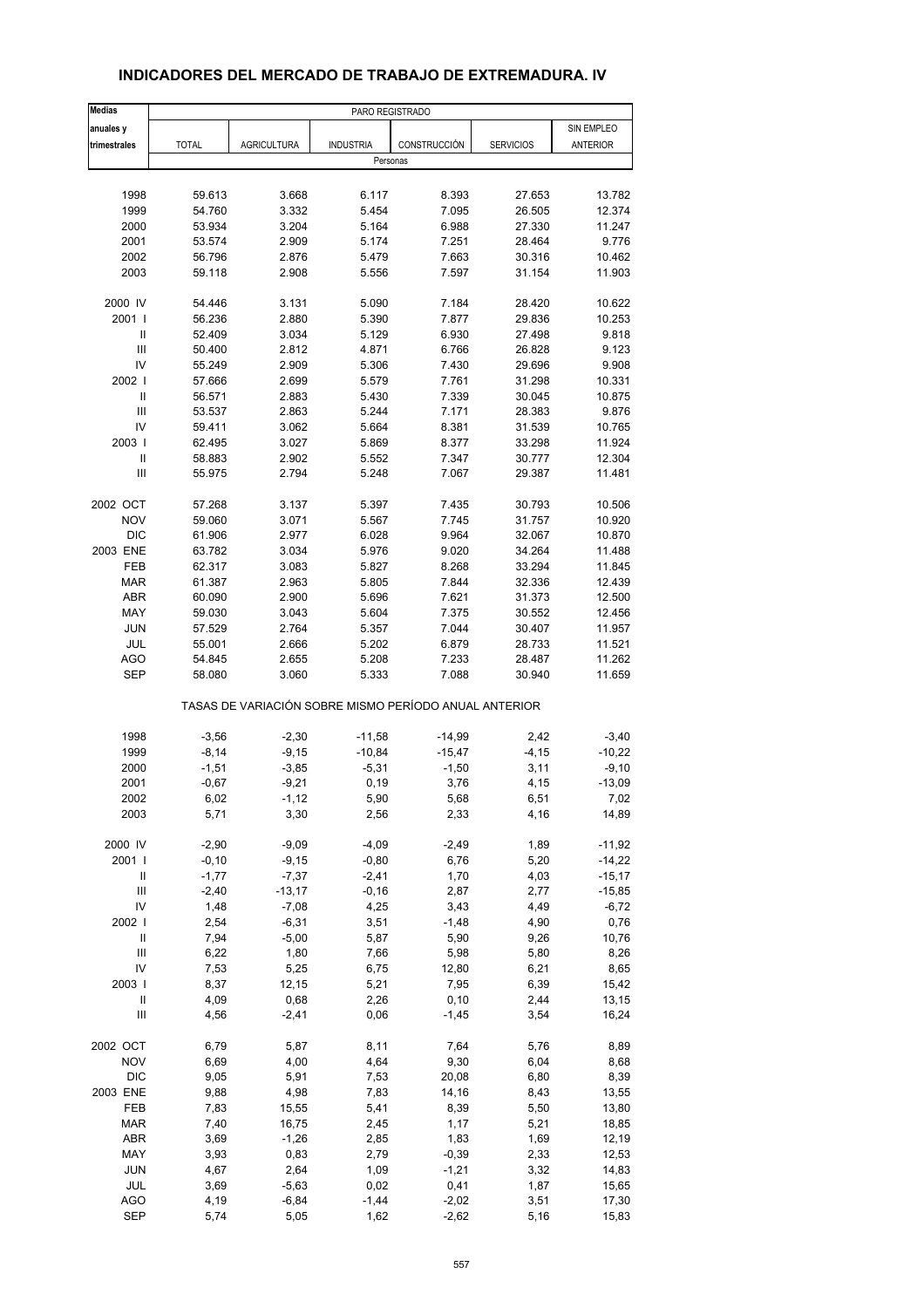# INDICADORES DEL MERCADO DE TRABAJO DE EXTREMADURA. IV

| Medias anuales y trimestrales | PARO REGISTRADO | | | | | |
|---|---|---|---|---|---|---|
| | TOTAL | AGRICULTURA | INDUSTRIA | CONSTRUCCIÓN | SERVICIOS | SIN EMPLEO ANTERIOR |
| | Personas | | | | | |
| 1998 | 59.613 | 3.668 | 6.117 | 8.393 | 27.653 | 13.782 |
| 1999 | 54.760 | 3.332 | 5.454 | 7.095 | 26.505 | 12.374 |
| 2000 | 53.934 | 3.204 | 5.164 | 6.988 | 27.330 | 11.247 |
| 2001 | 53.574 | 2.909 | 5.174 | 7.251 | 28.464 | 9.776 |
| 2002 | 56.796 | 2.876 | 5.479 | 7.663 | 30.316 | 10.462 |
| 2003 | 59.118 | 2.908 | 5.556 | 7.597 | 31.154 | 11.903 |
| 2000 IV | 54.446 | 3.131 | 5.090 | 7.184 | 28.420 | 10.622 |
| 2001 I | 56.236 | 2.880 | 5.390 | 7.877 | 29.836 | 10.253 |
| II | 52.409 | 3.034 | 5.129 | 6.930 | 27.498 | 9.818 |
| III | 50.400 | 2.812 | 4.871 | 6.766 | 26.828 | 9.123 |
| IV | 55.249 | 2.909 | 5.306 | 7.430 | 29.696 | 9.908 |
| 2002 I | 57.666 | 2.699 | 5.579 | 7.761 | 31.298 | 10.331 |
| II | 56.571 | 2.883 | 5.430 | 7.339 | 30.045 | 10.875 |
| III | 53.537 | 2.863 | 5.244 | 7.171 | 28.383 | 9.876 |
| IV | 59.411 | 3.062 | 5.664 | 8.381 | 31.539 | 10.765 |
| 2003 I | 62.495 | 3.027 | 5.869 | 8.377 | 33.298 | 11.924 |
| II | 58.883 | 2.902 | 5.552 | 7.347 | 30.777 | 12.304 |
| III | 55.975 | 2.794 | 5.248 | 7.067 | 29.387 | 11.481 |
| 2002 OCT | 57.268 | 3.137 | 5.397 | 7.435 | 30.793 | 10.506 |
| NOV | 59.060 | 3.071 | 5.567 | 7.745 | 31.757 | 10.920 |
| DIC | 61.906 | 2.977 | 6.028 | 9.964 | 32.067 | 10.870 |
| 2003 ENE | 63.782 | 3.034 | 5.976 | 9.020 | 34.264 | 11.488 |
| FEB | 62.317 | 3.083 | 5.827 | 8.268 | 33.294 | 11.845 |
| MAR | 61.387 | 2.963 | 5.805 | 7.844 | 32.336 | 12.439 |
| ABR | 60.090 | 2.900 | 5.696 | 7.621 | 31.373 | 12.500 |
| MAY | 59.030 | 3.043 | 5.604 | 7.375 | 30.552 | 12.456 |
| JUN | 57.529 | 2.764 | 5.357 | 7.044 | 30.407 | 11.957 |
| JUL | 55.001 | 2.666 | 5.202 | 6.879 | 28.733 | 11.521 |
| AGO | 54.845 | 2.655 | 5.208 | 7.233 | 28.487 | 11.262 |
| SEP | 58.080 | 3.060 | 5.333 | 7.088 | 30.940 | 11.659 |
| | TASAS DE VARIACIÓN SOBRE MISMO PERÍODO ANUAL ANTERIOR | | | | | |
| 1998 | -3,56 | -2,30 | -11,58 | -14,99 | 2,42 | -3,40 |
| 1999 | -8,14 | -9,15 | -10,84 | -15,47 | -4,15 | -10,22 |
| 2000 | -1,51 | -3,85 | -5,31 | -1,50 | 3,11 | -9,10 |
| 2001 | -0,67 | -9,21 | 0,19 | 3,76 | 4,15 | -13,09 |
| 2002 | 6,02 | -1,12 | 5,90 | 5,68 | 6,51 | 7,02 |
| 2003 | 5,71 | 3,30 | 2,56 | 2,33 | 4,16 | 14,89 |
| 2000 IV | -2,90 | -9,09 | -4,09 | -2,49 | 1,89 | -11,92 |
| 2001 I | -0,10 | -9,15 | -0,80 | 6,76 | 5,20 | -14,22 |
| II | -1,77 | -7,37 | -2,41 | 1,70 | 4,03 | -15,17 |
| III | -2,40 | -13,17 | -0,16 | 2,87 | 2,77 | -15,85 |
| IV | 1,48 | -7,08 | 4,25 | 3,43 | 4,49 | -6,72 |
| 2002 I | 2,54 | -6,31 | 3,51 | -1,48 | 4,90 | 0,76 |
| II | 7,94 | -5,00 | 5,87 | 5,90 | 9,26 | 10,76 |
| III | 6,22 | 1,80 | 7,66 | 5,98 | 5,80 | 8,26 |
| IV | 7,53 | 5,25 | 6,75 | 12,80 | 6,21 | 8,65 |
| 2003 I | 8,37 | 12,15 | 5,21 | 7,95 | 6,39 | 15,42 |
| II | 4,09 | 0,68 | 2,26 | 0,10 | 2,44 | 13,15 |
| III | 4,56 | -2,41 | 0,06 | -1,45 | 3,54 | 16,24 |
| 2002 OCT | 6,79 | 5,87 | 8,11 | 7,64 | 5,76 | 8,89 |
| NOV | 6,69 | 4,00 | 4,64 | 9,30 | 6,04 | 8,68 |
| DIC | 9,05 | 5,91 | 7,53 | 20,08 | 6,80 | 8,39 |
| 2003 ENE | 9,88 | 4,98 | 7,83 | 14,16 | 8,43 | 13,55 |
| FEB | 7,83 | 15,55 | 5,41 | 8,39 | 5,50 | 13,80 |
| MAR | 7,40 | 16,75 | 2,45 | 1,17 | 5,21 | 18,85 |
| ABR | 3,69 | -1,26 | 2,85 | 1,83 | 1,69 | 12,19 |
| MAY | 3,93 | 0,83 | 2,79 | -0,39 | 2,33 | 12,53 |
| JUN | 4,67 | 2,64 | 1,09 | -1,21 | 3,32 | 14,83 |
| JUL | 3,69 | -5,63 | 0,02 | 0,41 | 1,87 | 15,65 |
| AGO | 4,19 | -6,84 | -1,44 | -2,02 | 3,51 | 17,30 |
| SEP | 5,74 | 5,05 | 1,62 | -2,62 | 5,16 | 15,83 |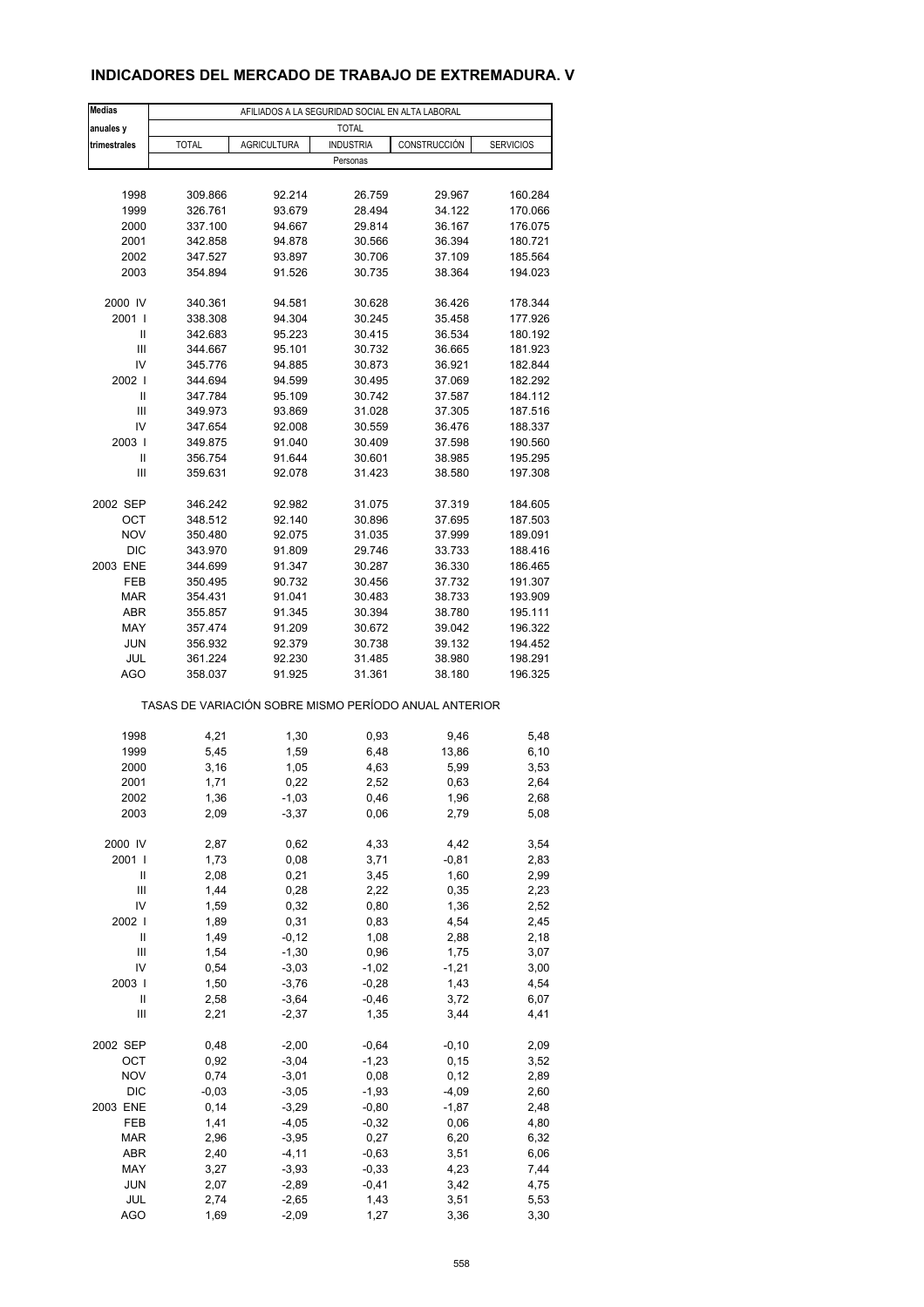# INDICADORES DEL MERCADO DE TRABAJO DE EXTREMADURA. V

| Medias anuales y trimestrales | AFILIADOS A LA SEGURIDAD SOCIAL EN ALTA LABORAL | | | | |
|---|---|---|---|---|---|
| | TOTAL | | | | |
| | TOTAL | AGRICULTURA | INDUSTRIA | CONSTRUCCIÓN | SERVICIOS |
| | Personas | | | | |
| 1998 | 309.866 | 92.214 | 26.759 | 29.967 | 160.284 |
| 1999 | 326.761 | 93.679 | 28.494 | 34.122 | 170.066 |
| 2000 | 337.100 | 94.667 | 29.814 | 36.167 | 176.075 |
| 2001 | 342.858 | 94.878 | 30.566 | 36.394 | 180.721 |
| 2002 | 347.527 | 93.897 | 30.706 | 37.109 | 185.564 |
| 2003 | 354.894 | 91.526 | 30.735 | 38.364 | 194.023 |
| 2000 IV | 340.361 | 94.581 | 30.628 | 36.426 | 178.344 |
| 2001 I | 338.308 | 94.304 | 30.245 | 35.458 | 177.926 |
| II | 342.683 | 95.223 | 30.415 | 36.534 | 180.192 |
| III | 344.667 | 95.101 | 30.732 | 36.665 | 181.923 |
| IV | 345.776 | 94.885 | 30.873 | 36.921 | 182.844 |
| 2002 I | 344.694 | 94.599 | 30.495 | 37.069 | 182.292 |
| II | 347.784 | 95.109 | 30.742 | 37.587 | 184.112 |
| III | 349.973 | 93.869 | 31.028 | 37.305 | 187.516 |
| IV | 347.654 | 92.008 | 30.559 | 36.476 | 188.337 |
| 2003 I | 349.875 | 91.040 | 30.409 | 37.598 | 190.560 |
| II | 356.754 | 91.644 | 30.601 | 38.985 | 195.295 |
| III | 359.631 | 92.078 | 31.423 | 38.580 | 197.308 |
| 2002 SEP | 346.242 | 92.982 | 31.075 | 37.319 | 184.605 |
| OCT | 348.512 | 92.140 | 30.896 | 37.695 | 187.503 |
| NOV | 350.480 | 92.075 | 31.035 | 37.999 | 189.091 |
| DIC | 343.970 | 91.809 | 29.746 | 33.733 | 188.416 |
| 2003 ENE | 344.699 | 91.347 | 30.287 | 36.330 | 186.465 |
| FEB | 350.495 | 90.732 | 30.456 | 37.732 | 191.307 |
| MAR | 354.431 | 91.041 | 30.483 | 38.733 | 193.909 |
| ABR | 355.857 | 91.345 | 30.394 | 38.780 | 195.111 |
| MAY | 357.474 | 91.209 | 30.672 | 39.042 | 196.322 |
| JUN | 356.932 | 92.379 | 30.738 | 39.132 | 194.452 |
| JUL | 361.224 | 92.230 | 31.485 | 38.980 | 198.291 |
| AGO | 358.037 | 91.925 | 31.361 | 38.180 | 196.325 |
| | TASAS DE VARIACIÓN SOBRE MISMO PERÍODO ANUAL ANTERIOR | | | | |
| 1998 | 4,21 | 1,30 | 0,93 | 9,46 | 5,48 |
| 1999 | 5,45 | 1,59 | 6,48 | 13,86 | 6,10 |
| 2000 | 3,16 | 1,05 | 4,63 | 5,99 | 3,53 |
| 2001 | 1,71 | 0,22 | 2,52 | 0,63 | 2,64 |
| 2002 | 1,36 | -1,03 | 0,46 | 1,96 | 2,68 |
| 2003 | 2,09 | -3,37 | 0,06 | 2,79 | 5,08 |
| 2000 IV | 2,87 | 0,62 | 4,33 | 4,42 | 3,54 |
| 2001 I | 1,73 | 0,08 | 3,71 | -0,81 | 2,83 |
| II | 2,08 | 0,21 | 3,45 | 1,60 | 2,99 |
| III | 1,44 | 0,28 | 2,22 | 0,35 | 2,23 |
| IV | 1,59 | 0,32 | 0,80 | 1,36 | 2,52 |
| 2002 I | 1,89 | 0,31 | 0,83 | 4,54 | 2,45 |
| II | 1,49 | -0,12 | 1,08 | 2,88 | 2,18 |
| III | 1,54 | -1,30 | 0,96 | 1,75 | 3,07 |
| IV | 0,54 | -3,03 | -1,02 | -1,21 | 3,00 |
| 2003 I | 1,50 | -3,76 | -0,28 | 1,43 | 4,54 |
| II | 2,58 | -3,64 | -0,46 | 3,72 | 6,07 |
| III | 2,21 | -2,37 | 1,35 | 3,44 | 4,41 |
| 2002 SEP | 0,48 | -2,00 | -0,64 | -0,10 | 2,09 |
| OCT | 0,92 | -3,04 | -1,23 | 0,15 | 3,52 |
| NOV | 0,74 | -3,01 | 0,08 | 0,12 | 2,89 |
| DIC | -0,03 | -3,05 | -1,93 | -4,09 | 2,60 |
| 2003 ENE | 0,14 | -3,29 | -0,80 | -1,87 | 2,48 |
| FEB | 1,41 | -4,05 | -0,32 | 0,06 | 4,80 |
| MAR | 2,96 | -3,95 | 0,27 | 6,20 | 6,32 |
| ABR | 2,40 | -4,11 | -0,63 | 3,51 | 6,06 |
| MAY | 3,27 | -3,93 | -0,33 | 4,23 | 7,44 |
| JUN | 2,07 | -2,89 | -0,41 | 3,42 | 4,75 |
| JUL | 2,74 | -2,65 | 1,43 | 3,51 | 5,53 |
| AGO | 1,69 | -2,09 | 1,27 | 3,36 | 3,30 |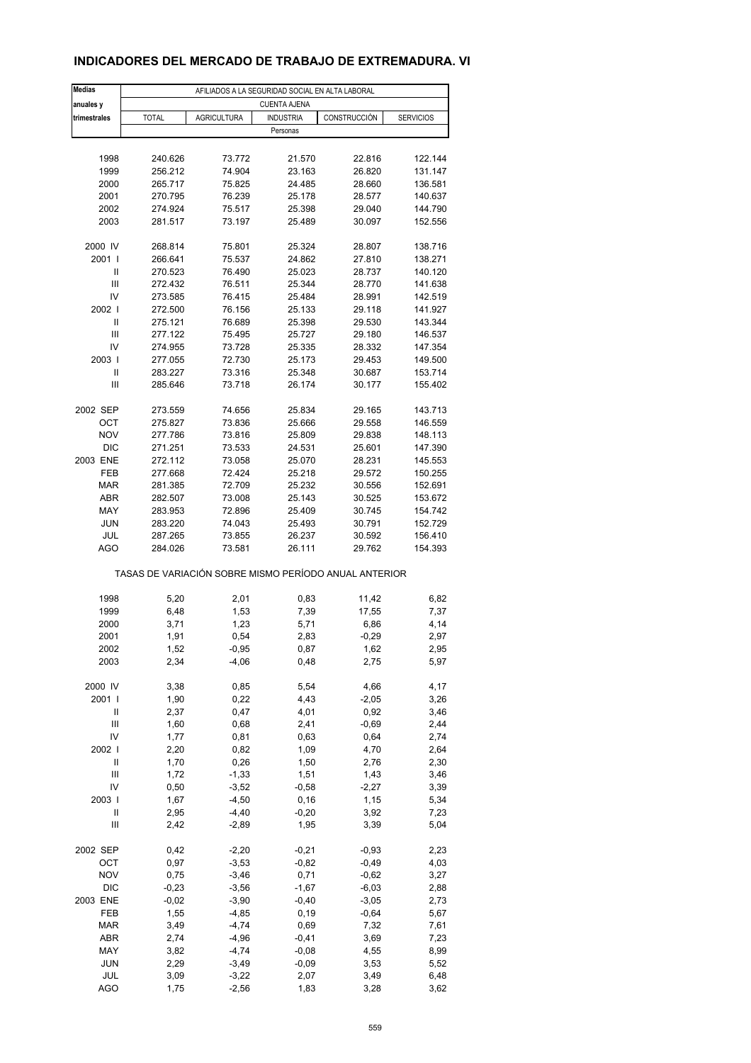# INDICADORES DEL MERCADO DE TRABAJO DE EXTREMADURA. VI

| Medias anuales y trimestrales | AFILIADOS A LA SEGURIDAD SOCIAL EN ALTA LABORAL | | | | |
|---|---|---|---|---|---|
| | CUENTA AJENA | | | | |
| | TOTAL | AGRICULTURA | INDUSTRIA | CONSTRUCCIÓN | SERVICIOS |
| | Personas | | | | |
| 1998 | 240.626 | 73.772 | 21.570 | 22.816 | 122.144 |
| 1999 | 256.212 | 74.904 | 23.163 | 26.820 | 131.147 |
| 2000 | 265.717 | 75.825 | 24.485 | 28.660 | 136.581 |
| 2001 | 270.795 | 76.239 | 25.178 | 28.577 | 140.637 |
| 2002 | 274.924 | 75.517 | 25.398 | 29.040 | 144.790 |
| 2003 | 281.517 | 73.197 | 25.489 | 30.097 | 152.556 |
| 2000 IV | 268.814 | 75.801 | 25.324 | 28.807 | 138.716 |
| 2001 I | 266.641 | 75.537 | 24.862 | 27.810 | 138.271 |
| II | 270.523 | 76.490 | 25.023 | 28.737 | 140.120 |
| III | 272.432 | 76.511 | 25.344 | 28.770 | 141.638 |
| IV | 273.585 | 76.415 | 25.484 | 28.991 | 142.519 |
| 2002 I | 272.500 | 76.156 | 25.133 | 29.118 | 141.927 |
| II | 275.121 | 76.689 | 25.398 | 29.530 | 143.344 |
| III | 277.122 | 75.495 | 25.727 | 29.180 | 146.537 |
| IV | 274.955 | 73.728 | 25.335 | 28.332 | 147.354 |
| 2003 I | 277.055 | 72.730 | 25.173 | 29.453 | 149.500 |
| II | 283.227 | 73.316 | 25.348 | 30.687 | 153.714 |
| III | 285.646 | 73.718 | 26.174 | 30.177 | 155.402 |
| 2002 SEP | 273.559 | 74.656 | 25.834 | 29.165 | 143.713 |
| OCT | 275.827 | 73.836 | 25.666 | 29.558 | 146.559 |
| NOV | 277.786 | 73.816 | 25.809 | 29.838 | 148.113 |
| DIC | 271.251 | 73.533 | 24.531 | 25.601 | 147.390 |
| 2003 ENE | 272.112 | 73.058 | 25.070 | 28.231 | 145.553 |
| FEB | 277.668 | 72.424 | 25.218 | 29.572 | 150.255 |
| MAR | 281.385 | 72.709 | 25.232 | 30.556 | 152.691 |
| ABR | 282.507 | 73.008 | 25.143 | 30.525 | 153.672 |
| MAY | 283.953 | 72.896 | 25.409 | 30.745 | 154.742 |
| JUN | 283.220 | 74.043 | 25.493 | 30.791 | 152.729 |
| JUL | 287.265 | 73.855 | 26.237 | 30.592 | 156.410 |
| AGO | 284.026 | 73.581 | 26.111 | 29.762 | 154.393 |
| | TASAS DE VARIACIÓN SOBRE MISMO PERÍODO ANUAL ANTERIOR | | | | |
| 1998 | 5,20 | 2,01 | 0,83 | 11,42 | 6,82 |
| 1999 | 6,48 | 1,53 | 7,39 | 17,55 | 7,37 |
| 2000 | 3,71 | 1,23 | 5,71 | 6,86 | 4,14 |
| 2001 | 1,91 | 0,54 | 2,83 | -0,29 | 2,97 |
| 2002 | 1,52 | -0,95 | 0,87 | 1,62 | 2,95 |
| 2003 | 2,34 | -4,06 | 0,48 | 2,75 | 5,97 |
| 2000 IV | 3,38 | 0,85 | 5,54 | 4,66 | 4,17 |
| 2001 I | 1,90 | 0,22 | 4,43 | -2,05 | 3,26 |
| II | 2,37 | 0,47 | 4,01 | 0,92 | 3,46 |
| III | 1,60 | 0,68 | 2,41 | -0,69 | 2,44 |
| IV | 1,77 | 0,81 | 0,63 | 0,64 | 2,74 |
| 2002 I | 2,20 | 0,82 | 1,09 | 4,70 | 2,64 |
| II | 1,70 | 0,26 | 1,50 | 2,76 | 2,30 |
| III | 1,72 | -1,33 | 1,51 | 1,43 | 3,46 |
| IV | 0,50 | -3,52 | -0,58 | -2,27 | 3,39 |
| 2003 I | 1,67 | -4,50 | 0,16 | 1,15 | 5,34 |
| II | 2,95 | -4,40 | -0,20 | 3,92 | 7,23 |
| III | 2,42 | -2,89 | 1,95 | 3,39 | 5,04 |
| 2002 SEP | 0,42 | -2,20 | -0,21 | -0,93 | 2,23 |
| OCT | 0,97 | -3,53 | -0,82 | -0,49 | 4,03 |
| NOV | 0,75 | -3,46 | 0,71 | -0,62 | 3,27 |
| DIC | -0,23 | -3,56 | -1,67 | -6,03 | 2,88 |
| 2003 ENE | -0,02 | -3,90 | -0,40 | -3,05 | 2,73 |
| FEB | 1,55 | -4,85 | 0,19 | -0,64 | 5,67 |
| MAR | 3,49 | -4,74 | 0,69 | 7,32 | 7,61 |
| ABR | 2,74 | -4,96 | -0,41 | 3,69 | 7,23 |
| MAY | 3,82 | -4,74 | -0,08 | 4,55 | 8,99 |
| JUN | 2,29 | -3,49 | -0,09 | 3,53 | 5,52 |
| JUL | 3,09 | -3,22 | 2,07 | 3,49 | 6,48 |
| AGO | 1,75 | -2,56 | 1,83 | 3,28 | 3,62 |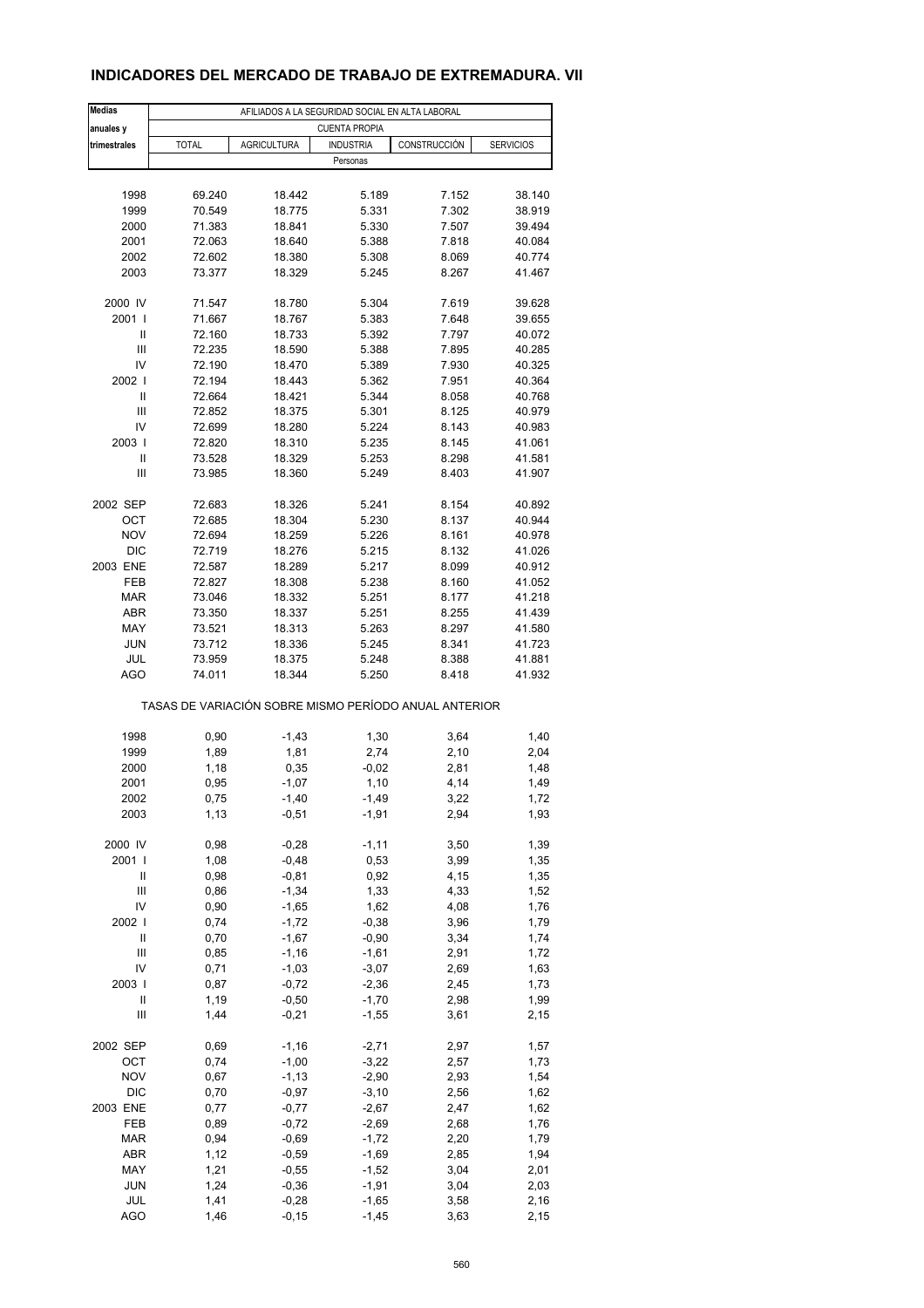## INDICADORES DEL MERCADO DE TRABAJO DE EXTREMADURA. VII

| Medias anuales y trimestrales | AFILIADOS A LA SEGURIDAD SOCIAL EN ALTA LABORAL | | | | |
|---|---|---|---|---|---|
| | CUENTA PROPIA | | | | |
| | TOTAL | AGRICULTURA | INDUSTRIA | CONSTRUCCIÓN | SERVICIOS |
| | Personas | | | | |
| 1998 | 69.240 | 18.442 | 5.189 | 7.152 | 38.140 |
| 1999 | 70.549 | 18.775 | 5.331 | 7.302 | 38.919 |
| 2000 | 71.383 | 18.841 | 5.330 | 7.507 | 39.494 |
| 2001 | 72.063 | 18.640 | 5.388 | 7.818 | 40.084 |
| 2002 | 72.602 | 18.380 | 5.308 | 8.069 | 40.774 |
| 2003 | 73.377 | 18.329 | 5.245 | 8.267 | 41.467 |
| 2000 IV | 71.547 | 18.780 | 5.304 | 7.619 | 39.628 |
| 2001 I | 71.667 | 18.767 | 5.383 | 7.648 | 39.655 |
| II | 72.160 | 18.733 | 5.392 | 7.797 | 40.072 |
| III | 72.235 | 18.590 | 5.388 | 7.895 | 40.285 |
| IV | 72.190 | 18.470 | 5.389 | 7.930 | 40.325 |
| 2002 I | 72.194 | 18.443 | 5.362 | 7.951 | 40.364 |
| II | 72.664 | 18.421 | 5.344 | 8.058 | 40.768 |
| III | 72.852 | 18.375 | 5.301 | 8.125 | 40.979 |
| IV | 72.699 | 18.280 | 5.224 | 8.143 | 40.983 |
| 2003 I | 72.820 | 18.310 | 5.235 | 8.145 | 41.061 |
| II | 73.528 | 18.329 | 5.253 | 8.298 | 41.581 |
| III | 73.985 | 18.360 | 5.249 | 8.403 | 41.907 |
| 2002 SEP | 72.683 | 18.326 | 5.241 | 8.154 | 40.892 |
| OCT | 72.685 | 18.304 | 5.230 | 8.137 | 40.944 |
| NOV | 72.694 | 18.259 | 5.226 | 8.161 | 40.978 |
| DIC | 72.719 | 18.276 | 5.215 | 8.132 | 41.026 |
| 2003 ENE | 72.587 | 18.289 | 5.217 | 8.099 | 40.912 |
| FEB | 72.827 | 18.308 | 5.238 | 8.160 | 41.052 |
| MAR | 73.046 | 18.332 | 5.251 | 8.177 | 41.218 |
| ABR | 73.350 | 18.337 | 5.251 | 8.255 | 41.439 |
| MAY | 73.521 | 18.313 | 5.263 | 8.297 | 41.580 |
| JUN | 73.712 | 18.336 | 5.245 | 8.341 | 41.723 |
| JUL | 73.959 | 18.375 | 5.248 | 8.388 | 41.881 |
| AGO | 74.011 | 18.344 | 5.250 | 8.418 | 41.932 |
| | TASAS DE VARIACIÓN SOBRE MISMO PERÍODO ANUAL ANTERIOR | | | | |
| 1998 | 0,90 | -1,43 | 1,30 | 3,64 | 1,40 |
| 1999 | 1,89 | 1,81 | 2,74 | 2,10 | 2,04 |
| 2000 | 1,18 | 0,35 | -0,02 | 2,81 | 1,48 |
| 2001 | 0,95 | -1,07 | 1,10 | 4,14 | 1,49 |
| 2002 | 0,75 | -1,40 | -1,49 | 3,22 | 1,72 |
| 2003 | 1,13 | -0,51 | -1,91 | 2,94 | 1,93 |
| 2000 IV | 0,98 | -0,28 | -1,11 | 3,50 | 1,39 |
| 2001 I | 1,08 | -0,48 | 0,53 | 3,99 | 1,35 |
| II | 0,98 | -0,81 | 0,92 | 4,15 | 1,35 |
| III | 0,86 | -1,34 | 1,33 | 4,33 | 1,52 |
| IV | 0,90 | -1,65 | 1,62 | 4,08 | 1,76 |
| 2002 I | 0,74 | -1,72 | -0,38 | 3,96 | 1,79 |
| II | 0,70 | -1,67 | -0,90 | 3,34 | 1,74 |
| III | 0,85 | -1,16 | -1,61 | 2,91 | 1,72 |
| IV | 0,71 | -1,03 | -3,07 | 2,69 | 1,63 |
| 2003 I | 0,87 | -0,72 | -2,36 | 2,45 | 1,73 |
| II | 1,19 | -0,50 | -1,70 | 2,98 | 1,99 |
| III | 1,44 | -0,21 | -1,55 | 3,61 | 2,15 |
| 2002 SEP | 0,69 | -1,16 | -2,71 | 2,97 | 1,57 |
| OCT | 0,74 | -1,00 | -3,22 | 2,57 | 1,73 |
| NOV | 0,67 | -1,13 | -2,90 | 2,93 | 1,54 |
| DIC | 0,70 | -0,97 | -3,10 | 2,56 | 1,62 |
| 2003 ENE | 0,77 | -0,77 | -2,67 | 2,47 | 1,62 |
| FEB | 0,89 | -0,72 | -2,69 | 2,68 | 1,76 |
| MAR | 0,94 | -0,69 | -1,72 | 2,20 | 1,79 |
| ABR | 1,12 | -0,59 | -1,69 | 2,85 | 1,94 |
| MAY | 1,21 | -0,55 | -1,52 | 3,04 | 2,01 |
| JUN | 1,24 | -0,36 | -1,91 | 3,04 | 2,03 |
| JUL | 1,41 | -0,28 | -1,65 | 3,58 | 2,16 |
| AGO | 1,46 | -0,15 | -1,45 | 3,63 | 2,15 |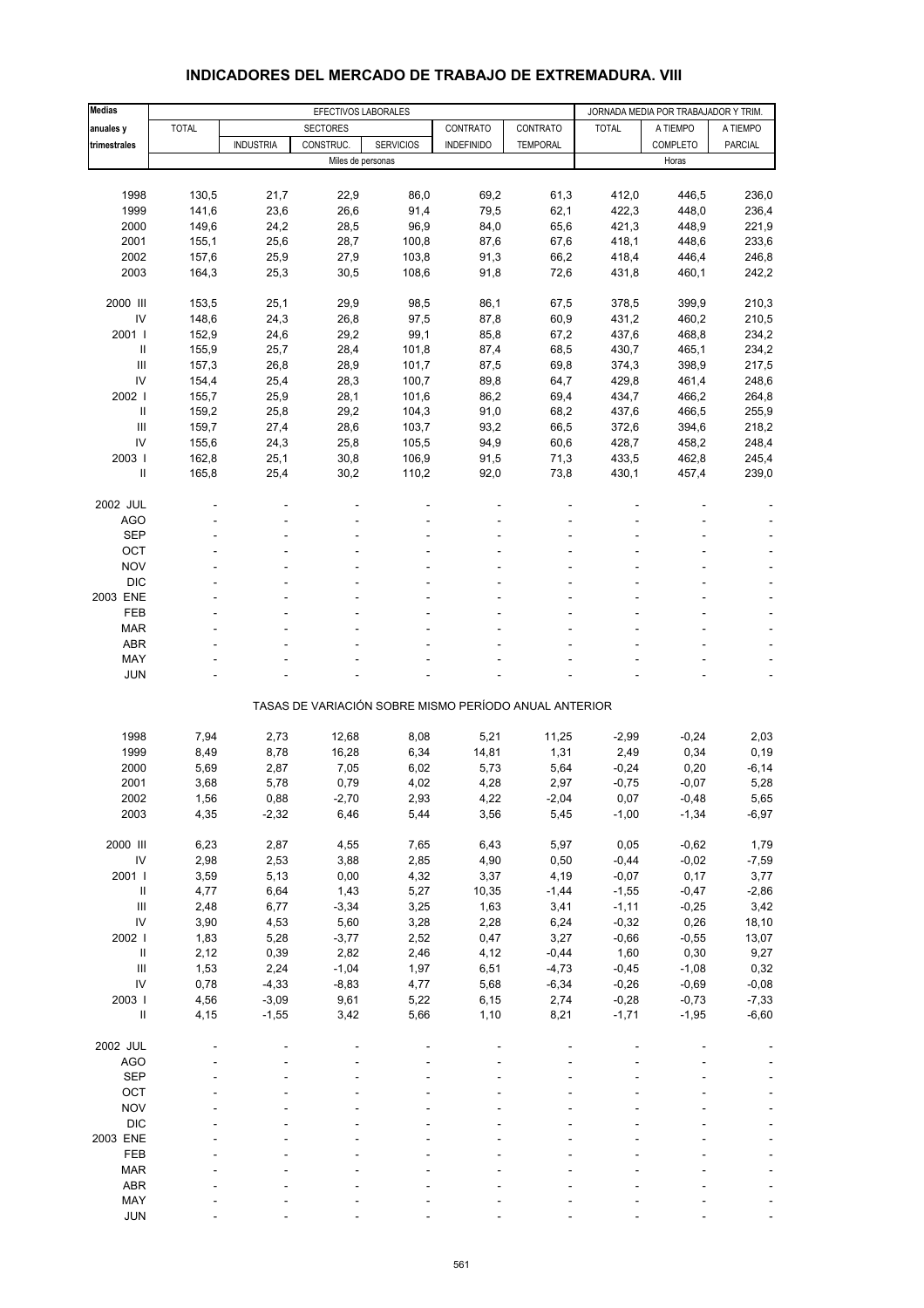## INDICADORES DEL MERCADO DE TRABAJO DE EXTREMADURA. VIII

| Medias anuales y trimestrales | EFECTIVOS LABORALES | | | | | | JORNADA MEDIA POR TRABAJADOR Y TRIM. | | |
|---|---|---|---|---|---|---|---|---|---|
| | TOTAL | SECTORES | | | CONTRATO | CONTRATO | TOTAL | A TIEMPO | A TIEMPO |
| | | INDUSTRIA | CONSTRUC. | SERVICIOS | INDEFINIDO | TEMPORAL | | COMPLETO | PARCIAL |
| | Miles de personas | | | | | | Horas | | |
| 1998 | 130,5 | 21,7 | 22,9 | 86,0 | 69,2 | 61,3 | 412,0 | 446,5 | 236,0 |
| 1999 | 141,6 | 23,6 | 26,6 | 91,4 | 79,5 | 62,1 | 422,3 | 448,0 | 236,4 |
| 2000 | 149,6 | 24,2 | 28,5 | 96,9 | 84,0 | 65,6 | 421,3 | 448,9 | 221,9 |
| 2001 | 155,1 | 25,6 | 28,7 | 100,8 | 87,6 | 67,6 | 418,1 | 448,6 | 233,6 |
| 2002 | 157,6 | 25,9 | 27,9 | 103,8 | 91,3 | 66,2 | 418,4 | 446,4 | 246,8 |
| 2003 | 164,3 | 25,3 | 30,5 | 108,6 | 91,8 | 72,6 | 431,8 | 460,1 | 242,2 |
| 2000 III | 153,5 | 25,1 | 29,9 | 98,5 | 86,1 | 67,5 | 378,5 | 399,9 | 210,3 |
| IV | 148,6 | 24,3 | 26,8 | 97,5 | 87,8 | 60,9 | 431,2 | 460,2 | 210,5 |
| 2001 I | 152,9 | 24,6 | 29,2 | 99,1 | 85,8 | 67,2 | 437,6 | 468,8 | 234,2 |
| II | 155,9 | 25,7 | 28,4 | 101,8 | 87,4 | 68,5 | 430,7 | 465,1 | 234,2 |
| III | 157,3 | 26,8 | 28,9 | 101,7 | 87,5 | 69,8 | 374,3 | 398,9 | 217,5 |
| IV | 154,4 | 25,4 | 28,3 | 100,7 | 89,8 | 64,7 | 429,8 | 461,4 | 248,6 |
| 2002 I | 155,7 | 25,9 | 28,1 | 101,6 | 86,2 | 69,4 | 434,7 | 466,2 | 264,8 |
| II | 159,2 | 25,8 | 29,2 | 104,3 | 91,0 | 68,2 | 437,6 | 466,5 | 255,9 |
| III | 159,7 | 27,4 | 28,6 | 103,7 | 93,2 | 66,5 | 372,6 | 394,6 | 218,2 |
| IV | 155,6 | 24,3 | 25,8 | 105,5 | 94,9 | 60,6 | 428,7 | 458,2 | 248,4 |
| 2003 I | 162,8 | 25,1 | 30,8 | 106,9 | 91,5 | 71,3 | 433,5 | 462,8 | 245,4 |
| II | 165,8 | 25,4 | 30,2 | 110,2 | 92,0 | 73,8 | 430,1 | 457,4 | 239,0 |
| 2002 JUL | - | - | - | - | - | - | - | - | - |
| AGO | - | - | - | - | - | - | - | - | - |
| SEP | - | - | - | - | - | - | - | - | - |
| OCT | - | - | - | - | - | - | - | - | - |
| NOV | - | - | - | - | - | - | - | - | - |
| DIC | - | - | - | - | - | - | - | - | - |
| 2003 ENE | - | - | - | - | - | - | - | - | - |
| FEB | - | - | - | - | - | - | - | - | - |
| MAR | - | - | - | - | - | - | - | - | - |
| ABR | - | - | - | - | - | - | - | - | - |
| MAY | - | - | - | - | - | - | - | - | - |
| JUN | - | - | - | - | - | - | - | - | - |
| | TASAS DE VARIACIÓN SOBRE MISMO PERÍODO ANUAL ANTERIOR | | | | | | | | |
| 1998 | 7,94 | 2,73 | 12,68 | 8,08 | 5,21 | 11,25 | -2,99 | -0,24 | 2,03 |
| 1999 | 8,49 | 8,78 | 16,28 | 6,34 | 14,81 | 1,31 | 2,49 | 0,34 | 0,19 |
| 2000 | 5,69 | 2,87 | 7,05 | 6,02 | 5,73 | 5,64 | -0,24 | 0,20 | -6,14 |
| 2001 | 3,68 | 5,78 | 0,79 | 4,02 | 4,28 | 2,97 | -0,75 | -0,07 | 5,28 |
| 2002 | 1,56 | 0,88 | -2,70 | 2,93 | 4,22 | -2,04 | 0,07 | -0,48 | 5,65 |
| 2003 | 4,35 | -2,32 | 6,46 | 5,44 | 3,56 | 5,45 | -1,00 | -1,34 | -6,97 |
| 2000 III | 6,23 | 2,87 | 4,55 | 7,65 | 6,43 | 5,97 | 0,05 | -0,62 | 1,79 |
| IV | 2,98 | 2,53 | 3,88 | 2,85 | 4,90 | 0,50 | -0,44 | -0,02 | -7,59 |
| 2001 I | 3,59 | 5,13 | 0,00 | 4,32 | 3,37 | 4,19 | -0,07 | 0,17 | 3,77 |
| II | 4,77 | 6,64 | 1,43 | 5,27 | 10,35 | -1,44 | -1,55 | -0,47 | -2,86 |
| III | 2,48 | 6,77 | -3,34 | 3,25 | 1,63 | 3,41 | -1,11 | -0,25 | 3,42 |
| IV | 3,90 | 4,53 | 5,60 | 3,28 | 2,28 | 6,24 | -0,32 | 0,26 | 18,10 |
| 2002 I | 1,83 | 5,28 | -3,77 | 2,52 | 0,47 | 3,27 | -0,66 | -0,55 | 13,07 |
| II | 2,12 | 0,39 | 2,82 | 2,46 | 4,12 | -0,44 | 1,60 | 0,30 | 9,27 |
| III | 1,53 | 2,24 | -1,04 | 1,97 | 6,51 | -4,73 | -0,45 | -1,08 | 0,32 |
| IV | 0,78 | -4,33 | -8,83 | 4,77 | 5,68 | -6,34 | -0,26 | -0,69 | -0,08 |
| 2003 I | 4,56 | -3,09 | 9,61 | 5,22 | 6,15 | 2,74 | -0,28 | -0,73 | -7,33 |
| II | 4,15 | -1,55 | 3,42 | 5,66 | 1,10 | 8,21 | -1,71 | -1,95 | -6,60 |
| 2002 JUL | - | - | - | - | - | - | - | - | - |
| AGO | - | - | - | - | - | - | - | - | - |
| SEP | - | - | - | - | - | - | - | - | - |
| OCT | - | - | - | - | - | - | - | - | - |
| NOV | - | - | - | - | - | - | - | - | - |
| DIC | - | - | - | - | - | - | - | - | - |
| 2003 ENE | - | - | - | - | - | - | - | - | - |
| FEB | - | - | - | - | - | - | - | - | - |
| MAR | - | - | - | - | - | - | - | - | - |
| ABR | - | - | - | - | - | - | - | - | - |
| MAY | - | - | - | - | - | - | - | - | - |
| JUN | - | - | - | - | - | - | - | - | - |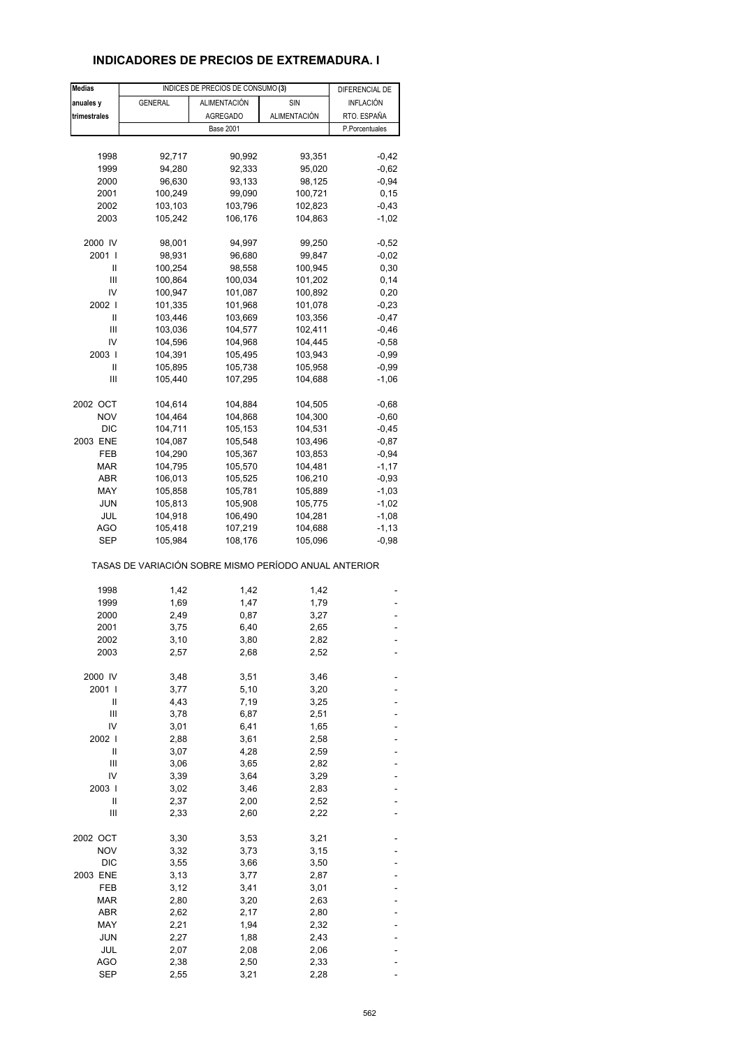## INDICADORES DE PRECIOS DE EXTREMADURA. I

| Medias anuales y trimestrales | INDICES DE PRECIOS DE CONSUMO (3) | | | DIFERENCIAL DE INFLACIÓN RTO. ESPAÑA |
|---|---|---|---|---|
| | GENERAL | ALIMENTACIÓN AGREGADO | SIN ALIMENTACIÓN | |
| | Base 2001 | | | P.Porcentuales |
| 1998 | 92,717 | 90,992 | 93,351 | -0,42 |
| 1999 | 94,280 | 92,333 | 95,020 | -0,62 |
| 2000 | 96,630 | 93,133 | 98,125 | -0,94 |
| 2001 | 100,249 | 99,090 | 100,721 | 0,15 |
| 2002 | 103,103 | 103,796 | 102,823 | -0,43 |
| 2003 | 105,242 | 106,176 | 104,863 | -1,02 |
| 2000 IV | 98,001 | 94,997 | 99,250 | -0,52 |
| 2001 I | 98,931 | 96,680 | 99,847 | -0,02 |
| II | 100,254 | 98,558 | 100,945 | 0,30 |
| III | 100,864 | 100,034 | 101,202 | 0,14 |
| IV | 100,947 | 101,087 | 100,892 | 0,20 |
| 2002 I | 101,335 | 101,968 | 101,078 | -0,23 |
| II | 103,446 | 103,669 | 103,356 | -0,47 |
| III | 103,036 | 104,577 | 102,411 | -0,46 |
| IV | 104,596 | 104,968 | 104,445 | -0,58 |
| 2003 I | 104,391 | 105,495 | 103,943 | -0,99 |
| II | 105,895 | 105,738 | 105,958 | -0,99 |
| III | 105,440 | 107,295 | 104,688 | -1,06 |
| 2002 OCT | 104,614 | 104,884 | 104,505 | -0,68 |
| NOV | 104,464 | 104,868 | 104,300 | -0,60 |
| DIC | 104,711 | 105,153 | 104,531 | -0,45 |
| 2003 ENE | 104,087 | 105,548 | 103,496 | -0,87 |
| FEB | 104,290 | 105,367 | 103,853 | -0,94 |
| MAR | 104,795 | 105,570 | 104,481 | -1,17 |
| ABR | 106,013 | 105,525 | 106,210 | -0,93 |
| MAY | 105,858 | 105,781 | 105,889 | -1,03 |
| JUN | 105,813 | 105,908 | 105,775 | -1,02 |
| JUL | 104,918 | 106,490 | 104,281 | -1,08 |
| AGO | 105,418 | 107,219 | 104,688 | -1,13 |
| SEP | 105,984 | 108,176 | 105,096 | -0,98 |
| TASAS DE VARIACIÓN SOBRE MISMO PERÍODO ANUAL ANTERIOR | | | | |
| 1998 | 1,42 | 1,42 | 1,42 | - |
| 1999 | 1,69 | 1,47 | 1,79 | - |
| 2000 | 2,49 | 0,87 | 3,27 | - |
| 2001 | 3,75 | 6,40 | 2,65 | - |
| 2002 | 3,10 | 3,80 | 2,82 | - |
| 2003 | 2,57 | 2,68 | 2,52 | - |
| 2000 IV | 3,48 | 3,51 | 3,46 | - |
| 2001 I | 3,77 | 5,10 | 3,20 | - |
| II | 4,43 | 7,19 | 3,25 | - |
| III | 3,78 | 6,87 | 2,51 | - |
| IV | 3,01 | 6,41 | 1,65 | - |
| 2002 I | 2,88 | 3,61 | 2,58 | - |
| II | 3,07 | 4,28 | 2,59 | - |
| III | 3,06 | 3,65 | 2,82 | - |
| IV | 3,39 | 3,64 | 3,29 | - |
| 2003 I | 3,02 | 3,46 | 2,83 | - |
| II | 2,37 | 2,00 | 2,52 | - |
| III | 2,33 | 2,60 | 2,22 | - |
| 2002 OCT | 3,30 | 3,53 | 3,21 | - |
| NOV | 3,32 | 3,73 | 3,15 | - |
| DIC | 3,55 | 3,66 | 3,50 | - |
| 2003 ENE | 3,13 | 3,77 | 2,87 | - |
| FEB | 3,12 | 3,41 | 3,01 | - |
| MAR | 2,80 | 3,20 | 2,63 | - |
| ABR | 2,62 | 2,17 | 2,80 | - |
| MAY | 2,21 | 1,94 | 2,32 | - |
| JUN | 2,27 | 1,88 | 2,43 | - |
| JUL | 2,07 | 2,08 | 2,06 | - |
| AGO | 2,38 | 2,50 | 2,33 | - |
| SEP | 2,55 | 3,21 | 2,28 | - |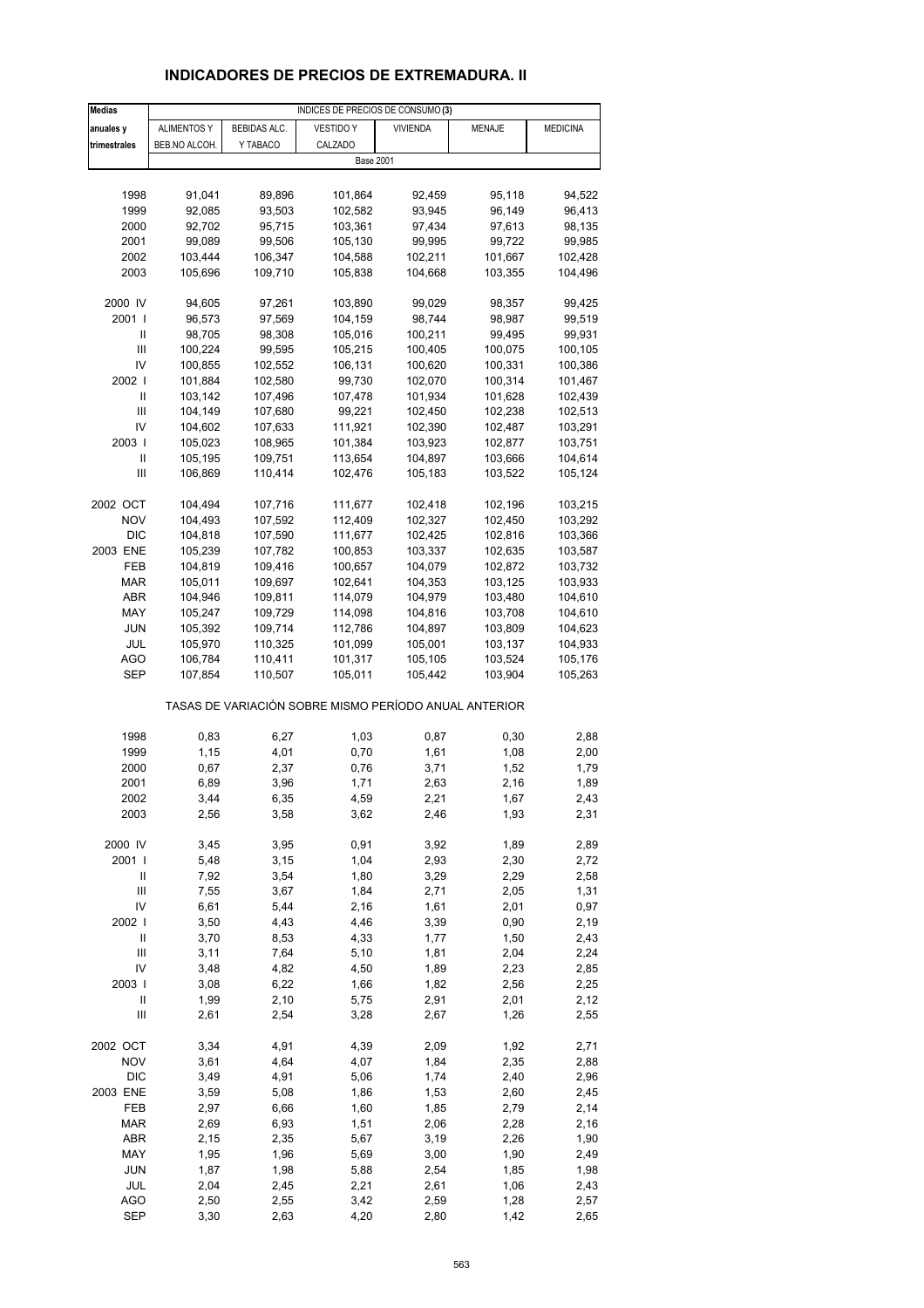## INDICADORES DE PRECIOS DE EXTREMADURA. II

| Medias anuales y trimestrales | INDICES DE PRECIOS DE CONSUMO (3) | | | | | |
|---|---|---|---|---|---|---|
| | ALIMENTOS Y BEB.NO ALCOH. | BEBIDAS ALC. Y TABACO | VESTIDO Y CALZADO | VIVIENDA | MENAJE | MEDICINA |
| | Base 2001 | | | | | |
| 1998 | 91,041 | 89,896 | 101,864 | 92,459 | 95,118 | 94,522 |
| 1999 | 92,085 | 93,503 | 102,582 | 93,945 | 96,149 | 96,413 |
| 2000 | 92,702 | 95,715 | 103,361 | 97,434 | 97,613 | 98,135 |
| 2001 | 99,089 | 99,506 | 105,130 | 99,995 | 99,722 | 99,985 |
| 2002 | 103,444 | 106,347 | 104,588 | 102,211 | 101,667 | 102,428 |
| 2003 | 105,696 | 109,710 | 105,838 | 104,668 | 103,355 | 104,496 |
| 2000 IV | 94,605 | 97,261 | 103,890 | 99,029 | 98,357 | 99,425 |
| 2001 I | 96,573 | 97,569 | 104,159 | 98,744 | 98,987 | 99,519 |
| II | 98,705 | 98,308 | 105,016 | 100,211 | 99,495 | 99,931 |
| III | 100,224 | 99,595 | 105,215 | 100,405 | 100,075 | 100,105 |
| IV | 100,855 | 102,552 | 106,131 | 100,620 | 100,331 | 100,386 |
| 2002 I | 101,884 | 102,580 | 99,730 | 102,070 | 100,314 | 101,467 |
| II | 103,142 | 107,496 | 107,478 | 101,934 | 101,628 | 102,439 |
| III | 104,149 | 107,680 | 99,221 | 102,450 | 102,238 | 102,513 |
| IV | 104,602 | 107,633 | 111,921 | 102,390 | 102,487 | 103,291 |
| 2003 I | 105,023 | 108,965 | 101,384 | 103,923 | 102,877 | 103,751 |
| II | 105,195 | 109,751 | 113,654 | 104,897 | 103,666 | 104,614 |
| III | 106,869 | 110,414 | 102,476 | 105,183 | 103,522 | 105,124 |
| 2002 OCT | 104,494 | 107,716 | 111,677 | 102,418 | 102,196 | 103,215 |
| NOV | 104,493 | 107,592 | 112,409 | 102,327 | 102,450 | 103,292 |
| DIC | 104,818 | 107,590 | 111,677 | 102,425 | 102,816 | 103,366 |
| 2003 ENE | 105,239 | 107,782 | 100,853 | 103,337 | 102,635 | 103,587 |
| FEB | 104,819 | 109,416 | 100,657 | 104,079 | 102,872 | 103,732 |
| MAR | 105,011 | 109,697 | 102,641 | 104,353 | 103,125 | 103,933 |
| ABR | 104,946 | 109,811 | 114,079 | 104,979 | 103,480 | 104,610 |
| MAY | 105,247 | 109,729 | 114,098 | 104,816 | 103,708 | 104,610 |
| JUN | 105,392 | 109,714 | 112,786 | 104,897 | 103,809 | 104,623 |
| JUL | 105,970 | 110,325 | 101,099 | 105,001 | 103,137 | 104,933 |
| AGO | 106,784 | 110,411 | 101,317 | 105,105 | 103,524 | 105,176 |
| SEP | 107,854 | 110,507 | 105,011 | 105,442 | 103,904 | 105,263 |
| | TASAS DE VARIACIÓN SOBRE MISMO PERÍODO ANUAL ANTERIOR | | | | | |
| 1998 | 0,83 | 6,27 | 1,03 | 0,87 | 0,30 | 2,88 |
| 1999 | 1,15 | 4,01 | 0,70 | 1,61 | 1,08 | 2,00 |
| 2000 | 0,67 | 2,37 | 0,76 | 3,71 | 1,52 | 1,79 |
| 2001 | 6,89 | 3,96 | 1,71 | 2,63 | 2,16 | 1,89 |
| 2002 | 3,44 | 6,35 | 4,59 | 2,21 | 1,67 | 2,43 |
| 2003 | 2,56 | 3,58 | 3,62 | 2,46 | 1,93 | 2,31 |
| 2000 IV | 3,45 | 3,95 | 0,91 | 3,92 | 1,89 | 2,89 |
| 2001 I | 5,48 | 3,15 | 1,04 | 2,93 | 2,30 | 2,72 |
| II | 7,92 | 3,54 | 1,80 | 3,29 | 2,29 | 2,58 |
| III | 7,55 | 3,67 | 1,84 | 2,71 | 2,05 | 1,31 |
| IV | 6,61 | 5,44 | 2,16 | 1,61 | 2,01 | 0,97 |
| 2002 I | 3,50 | 4,43 | 4,46 | 3,39 | 0,90 | 2,19 |
| II | 3,70 | 8,53 | 4,33 | 1,77 | 1,50 | 2,43 |
| III | 3,11 | 7,64 | 5,10 | 1,81 | 2,04 | 2,24 |
| IV | 3,48 | 4,82 | 4,50 | 1,89 | 2,23 | 2,85 |
| 2003 I | 3,08 | 6,22 | 1,66 | 1,82 | 2,56 | 2,25 |
| II | 1,99 | 2,10 | 5,75 | 2,91 | 2,01 | 2,12 |
| III | 2,61 | 2,54 | 3,28 | 2,67 | 1,26 | 2,55 |
| 2002 OCT | 3,34 | 4,91 | 4,39 | 2,09 | 1,92 | 2,71 |
| NOV | 3,61 | 4,64 | 4,07 | 1,84 | 2,35 | 2,88 |
| DIC | 3,49 | 4,91 | 5,06 | 1,74 | 2,40 | 2,96 |
| 2003 ENE | 3,59 | 5,08 | 1,86 | 1,53 | 2,60 | 2,45 |
| FEB | 2,97 | 6,66 | 1,60 | 1,85 | 2,79 | 2,14 |
| MAR | 2,69 | 6,93 | 1,51 | 2,06 | 2,28 | 2,16 |
| ABR | 2,15 | 2,35 | 5,67 | 3,19 | 2,26 | 1,90 |
| MAY | 1,95 | 1,96 | 5,69 | 3,00 | 1,90 | 2,49 |
| JUN | 1,87 | 1,98 | 5,88 | 2,54 | 1,85 | 1,98 |
| JUL | 2,04 | 2,45 | 2,21 | 2,61 | 1,06 | 2,43 |
| AGO | 2,50 | 2,55 | 3,42 | 2,59 | 1,28 | 2,57 |
| SEP | 3,30 | 2,63 | 4,20 | 2,80 | 1,42 | 2,65 |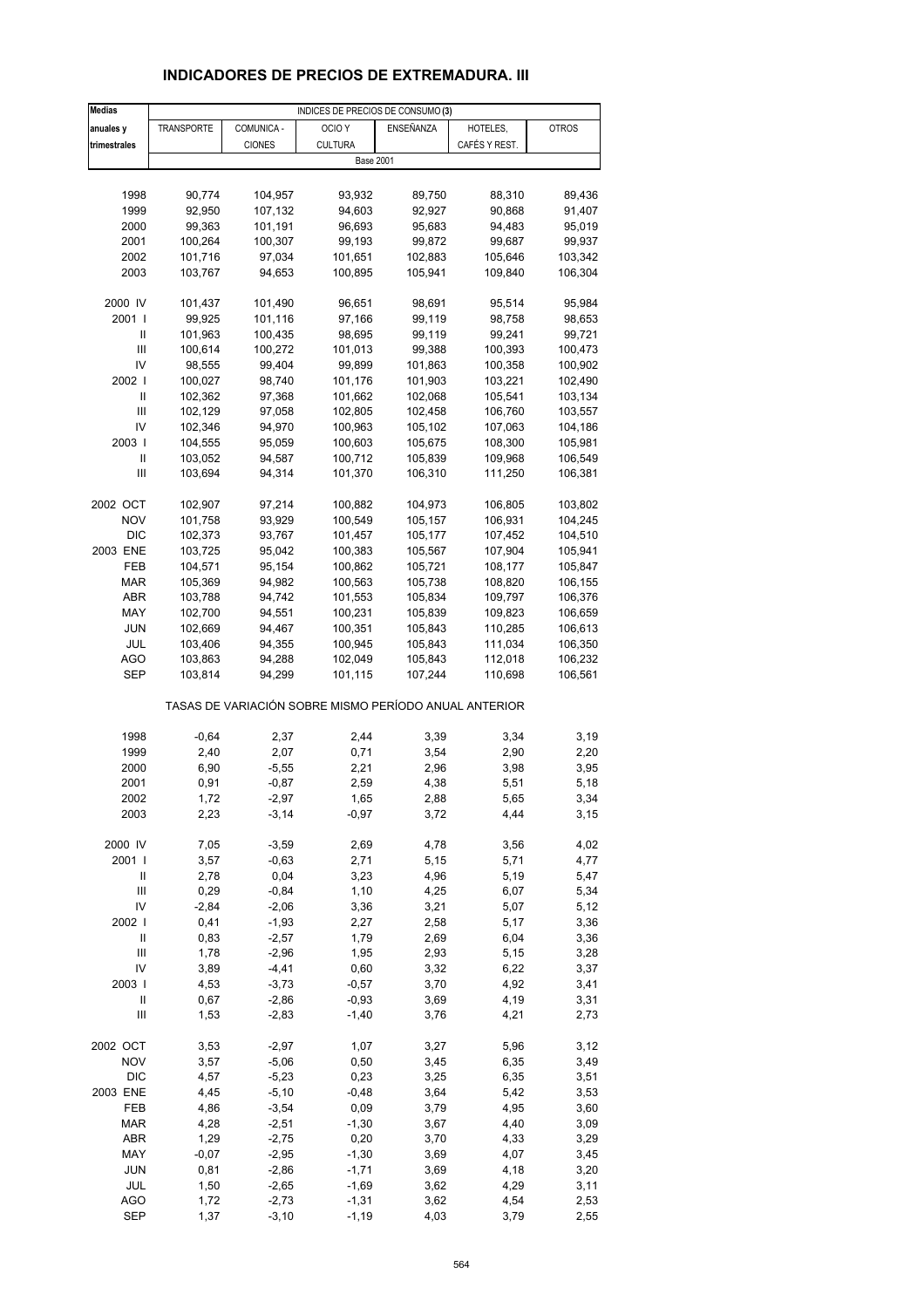# INDICADORES DE PRECIOS DE EXTREMADURA. III

| Medias anuales y trimestrales | INDICES DE PRECIOS DE CONSUMO (3) | | | | | |
|---|---|---|---|---|---|---|
| | TRANSPORTE | COMUNICA - CIONES | OCIO Y CULTURA | ENSEÑANZA | HOTELES, CAFÉS Y REST. | OTROS |
| | Base 2001 | | | | | |
| 1998 | 90,774 | 104,957 | 93,932 | 89,750 | 88,310 | 89,436 |
| 1999 | 92,950 | 107,132 | 94,603 | 92,927 | 90,868 | 91,407 |
| 2000 | 99,363 | 101,191 | 96,693 | 95,683 | 94,483 | 95,019 |
| 2001 | 100,264 | 100,307 | 99,193 | 99,872 | 99,687 | 99,937 |
| 2002 | 101,716 | 97,034 | 101,651 | 102,883 | 105,646 | 103,342 |
| 2003 | 103,767 | 94,653 | 100,895 | 105,941 | 109,840 | 106,304 |
| 2000 IV | 101,437 | 101,490 | 96,651 | 98,691 | 95,514 | 95,984 |
| 2001 I | 99,925 | 101,116 | 97,166 | 99,119 | 98,758 | 98,653 |
| II | 101,963 | 100,435 | 98,695 | 99,119 | 99,241 | 99,721 |
| III | 100,614 | 100,272 | 101,013 | 99,388 | 100,393 | 100,473 |
| IV | 98,555 | 99,404 | 99,899 | 101,863 | 100,358 | 100,902 |
| 2002 I | 100,027 | 98,740 | 101,176 | 101,903 | 103,221 | 102,490 |
| II | 102,362 | 97,368 | 101,662 | 102,068 | 105,541 | 103,134 |
| III | 102,129 | 97,058 | 102,805 | 102,458 | 106,760 | 103,557 |
| IV | 102,346 | 94,970 | 100,963 | 105,102 | 107,063 | 104,186 |
| 2003 I | 104,555 | 95,059 | 100,603 | 105,675 | 108,300 | 105,981 |
| II | 103,052 | 94,587 | 100,712 | 105,839 | 109,968 | 106,549 |
| III | 103,694 | 94,314 | 101,370 | 106,310 | 111,250 | 106,381 |
| 2002 OCT | 102,907 | 97,214 | 100,882 | 104,973 | 106,805 | 103,802 |
| NOV | 101,758 | 93,929 | 100,549 | 105,157 | 106,931 | 104,245 |
| DIC | 102,373 | 93,767 | 101,457 | 105,177 | 107,452 | 104,510 |
| 2003 ENE | 103,725 | 95,042 | 100,383 | 105,567 | 107,904 | 105,941 |
| FEB | 104,571 | 95,154 | 100,862 | 105,721 | 108,177 | 105,847 |
| MAR | 105,369 | 94,982 | 100,563 | 105,738 | 108,820 | 106,155 |
| ABR | 103,788 | 94,742 | 101,553 | 105,834 | 109,797 | 106,376 |
| MAY | 102,700 | 94,551 | 100,231 | 105,839 | 109,823 | 106,659 |
| JUN | 102,669 | 94,467 | 100,351 | 105,843 | 110,285 | 106,613 |
| JUL | 103,406 | 94,355 | 100,945 | 105,843 | 111,034 | 106,350 |
| AGO | 103,863 | 94,288 | 102,049 | 105,843 | 112,018 | 106,232 |
| SEP | 103,814 | 94,299 | 101,115 | 107,244 | 110,698 | 106,561 |
| | TASAS DE VARIACIÓN SOBRE MISMO PERÍODO ANUAL ANTERIOR | | | | | |
| 1998 | -0,64 | 2,37 | 2,44 | 3,39 | 3,34 | 3,19 |
| 1999 | 2,40 | 2,07 | 0,71 | 3,54 | 2,90 | 2,20 |
| 2000 | 6,90 | -5,55 | 2,21 | 2,96 | 3,98 | 3,95 |
| 2001 | 0,91 | -0,87 | 2,59 | 4,38 | 5,51 | 5,18 |
| 2002 | 1,72 | -2,97 | 1,65 | 2,88 | 5,65 | 3,34 |
| 2003 | 2,23 | -3,14 | -0,97 | 3,72 | 4,44 | 3,15 |
| 2000 IV | 7,05 | -3,59 | 2,69 | 4,78 | 3,56 | 4,02 |
| 2001 I | 3,57 | -0,63 | 2,71 | 5,15 | 5,71 | 4,77 |
| II | 2,78 | 0,04 | 3,23 | 4,96 | 5,19 | 5,47 |
| III | 0,29 | -0,84 | 1,10 | 4,25 | 6,07 | 5,34 |
| IV | -2,84 | -2,06 | 3,36 | 3,21 | 5,07 | 5,12 |
| 2002 I | 0,41 | -1,93 | 2,27 | 2,58 | 5,17 | 3,36 |
| II | 0,83 | -2,57 | 1,79 | 2,69 | 6,04 | 3,36 |
| III | 1,78 | -2,96 | 1,95 | 2,93 | 5,15 | 3,28 |
| IV | 3,89 | -4,41 | 0,60 | 3,32 | 6,22 | 3,37 |
| 2003 I | 4,53 | -3,73 | -0,57 | 3,70 | 4,92 | 3,41 |
| II | 0,67 | -2,86 | -0,93 | 3,69 | 4,19 | 3,31 |
| III | 1,53 | -2,83 | -1,40 | 3,76 | 4,21 | 2,73 |
| 2002 OCT | 3,53 | -2,97 | 1,07 | 3,27 | 5,96 | 3,12 |
| NOV | 3,57 | -5,06 | 0,50 | 3,45 | 6,35 | 3,49 |
| DIC | 4,57 | -5,23 | 0,23 | 3,25 | 6,35 | 3,51 |
| 2003 ENE | 4,45 | -5,10 | -0,48 | 3,64 | 5,42 | 3,53 |
| FEB | 4,86 | -3,54 | 0,09 | 3,79 | 4,95 | 3,60 |
| MAR | 4,28 | -2,51 | -1,30 | 3,67 | 4,40 | 3,09 |
| ABR | 1,29 | -2,75 | 0,20 | 3,70 | 4,33 | 3,29 |
| MAY | -0,07 | -2,95 | -1,30 | 3,69 | 4,07 | 3,45 |
| JUN | 0,81 | -2,86 | -1,71 | 3,69 | 4,18 | 3,20 |
| JUL | 1,50 | -2,65 | -1,69 | 3,62 | 4,29 | 3,11 |
| AGO | 1,72 | -2,73 | -1,31 | 3,62 | 4,54 | 2,53 |
| SEP | 1,37 | -3,10 | -1,19 | 4,03 | 3,79 | 2,55 |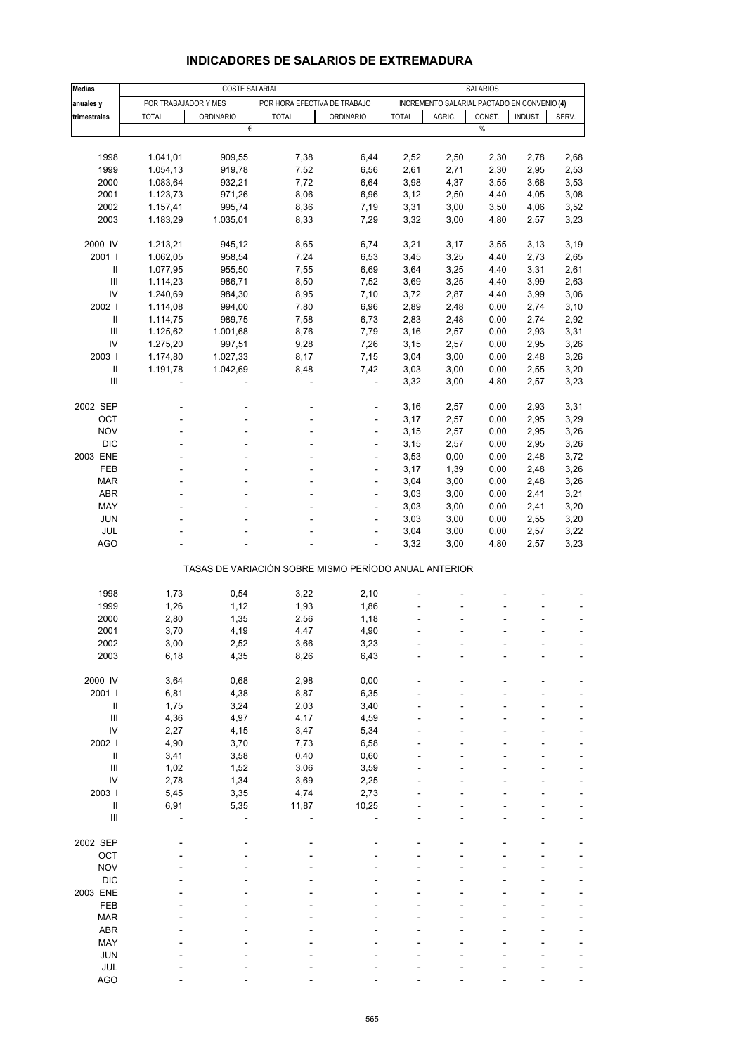## INDICADORES DE SALARIOS DE EXTREMADURA

| Medias anuales y trimestrales | COSTE SALARIAL | | | | SALARIOS | | | | |
|---|---|---|---|---|---|---|---|---|---|
| | POR TRABAJADOR Y MES | | POR HORA EFECTIVA DE TRABAJO | | INCREMENTO SALARIAL PACTADO EN CONVENIO (4) | | | | |
| | TOTAL | ORDINARIO | TOTAL | ORDINARIO | TOTAL | AGRIC. | CONST. | INDUST. | SERV. |
| | € | | | | % | | | | |
| 1998 | 1.041,01 | 909,55 | 7,38 | 6,44 | 2,52 | 2,50 | 2,30 | 2,78 | 2,68 |
| 1999 | 1.054,13 | 919,78 | 7,52 | 6,56 | 2,61 | 2,71 | 2,30 | 2,95 | 2,53 |
| 2000 | 1.083,64 | 932,21 | 7,72 | 6,64 | 3,98 | 4,37 | 3,55 | 3,68 | 3,53 |
| 2001 | 1.123,73 | 971,26 | 8,06 | 6,96 | 3,12 | 2,50 | 4,40 | 4,05 | 3,08 |
| 2002 | 1.157,41 | 995,74 | 8,36 | 7,19 | 3,31 | 3,00 | 3,50 | 4,06 | 3,52 |
| 2003 | 1.183,29 | 1.035,01 | 8,33 | 7,29 | 3,32 | 3,00 | 4,80 | 2,57 | 3,23 |
| 2000 IV | 1.213,21 | 945,12 | 8,65 | 6,74 | 3,21 | 3,17 | 3,55 | 3,13 | 3,19 |
| 2001 I | 1.062,05 | 958,54 | 7,24 | 6,53 | 3,45 | 3,25 | 4,40 | 2,73 | 2,65 |
| II | 1.077,95 | 955,50 | 7,55 | 6,69 | 3,64 | 3,25 | 4,40 | 3,31 | 2,61 |
| III | 1.114,23 | 986,71 | 8,50 | 7,52 | 3,69 | 3,25 | 4,40 | 3,99 | 2,63 |
| IV | 1.240,69 | 984,30 | 8,95 | 7,10 | 3,72 | 2,87 | 4,40 | 3,99 | 3,06 |
| 2002 I | 1.114,08 | 994,00 | 7,80 | 6,96 | 2,89 | 2,48 | 0,00 | 2,74 | 3,10 |
| II | 1.114,75 | 989,75 | 7,58 | 6,73 | 2,83 | 2,48 | 0,00 | 2,74 | 2,92 |
| III | 1.125,62 | 1.001,68 | 8,76 | 7,79 | 3,16 | 2,57 | 0,00 | 2,93 | 3,31 |
| IV | 1.275,20 | 997,51 | 9,28 | 7,26 | 3,15 | 2,57 | 0,00 | 2,95 | 3,26 |
| 2003 I | 1.174,80 | 1.027,33 | 8,17 | 7,15 | 3,04 | 3,00 | 0,00 | 2,48 | 3,26 |
| II | 1.191,78 | 1.042,69 | 8,48 | 7,42 | 3,03 | 3,00 | 0,00 | 2,55 | 3,20 |
| III | - | - | - | - | 3,32 | 3,00 | 4,80 | 2,57 | 3,23 |
| 2002 SEP | - | - | - | - | 3,16 | 2,57 | 0,00 | 2,93 | 3,31 |
| OCT | - | - | - | - | 3,17 | 2,57 | 0,00 | 2,95 | 3,29 |
| NOV | - | - | - | - | 3,15 | 2,57 | 0,00 | 2,95 | 3,26 |
| DIC | - | - | - | - | 3,15 | 2,57 | 0,00 | 2,95 | 3,26 |
| 2003 ENE | - | - | - | - | 3,53 | 0,00 | 0,00 | 2,48 | 3,72 |
| FEB | - | - | - | - | 3,17 | 1,39 | 0,00 | 2,48 | 3,26 |
| MAR | - | - | - | - | 3,04 | 3,00 | 0,00 | 2,48 | 3,26 |
| ABR | - | - | - | - | 3,03 | 3,00 | 0,00 | 2,41 | 3,21 |
| MAY | - | - | - | - | 3,03 | 3,00 | 0,00 | 2,41 | 3,20 |
| JUN | - | - | - | - | 3,03 | 3,00 | 0,00 | 2,55 | 3,20 |
| JUL | - | - | - | - | 3,04 | 3,00 | 0,00 | 2,57 | 3,22 |
| AGO | - | - | - | - | 3,32 | 3,00 | 4,80 | 2,57 | 3,23 |
| **TASAS DE VARIACIÓN SOBRE MISMO PERÍODO ANUAL ANTERIOR** | | | | | | | | | |
| 1998 | 1,73 | 0,54 | 3,22 | 2,10 | - | - | - | - | - |
| 1999 | 1,26 | 1,12 | 1,93 | 1,86 | - | - | - | - | - |
| 2000 | 2,80 | 1,35 | 2,56 | 1,18 | - | - | - | - | - |
| 2001 | 3,70 | 4,19 | 4,47 | 4,90 | - | - | - | - | - |
| 2002 | 3,00 | 2,52 | 3,66 | 3,23 | - | - | - | - | - |
| 2003 | 6,18 | 4,35 | 8,26 | 6,43 | - | - | - | - | - |
| 2000 IV | 3,64 | 0,68 | 2,98 | 0,00 | - | - | - | - | - |
| 2001 I | 6,81 | 4,38 | 8,87 | 6,35 | - | - | - | - | - |
| II | 1,75 | 3,24 | 2,03 | 3,40 | - | - | - | - | - |
| III | 4,36 | 4,97 | 4,17 | 4,59 | - | - | - | - | - |
| IV | 2,27 | 4,15 | 3,47 | 5,34 | - | - | - | - | - |
| 2002 I | 4,90 | 3,70 | 7,73 | 6,58 | - | - | - | - | - |
| II | 3,41 | 3,58 | 0,40 | 0,60 | - | - | - | - | - |
| III | 1,02 | 1,52 | 3,06 | 3,59 | - | - | - | - | - |
| IV | 2,78 | 1,34 | 3,69 | 2,25 | - | - | - | - | - |
| 2003 I | 5,45 | 3,35 | 4,74 | 2,73 | - | - | - | - | - |
| II | 6,91 | 5,35 | 11,87 | 10,25 | - | - | - | - | - |
| III | - | - | - | - | - | - | - | - | - |
| 2002 SEP | - | - | - | - | - | - | - | - | - |
| OCT | - | - | - | - | - | - | - | - | - |
| NOV | - | - | - | - | - | - | - | - | - |
| DIC | - | - | - | - | - | - | - | - | - |
| 2003 ENE | - | - | - | - | - | - | - | - | - |
| FEB | - | - | - | - | - | - | - | - | - |
| MAR | - | - | - | - | - | - | - | - | - |
| ABR | - | - | - | - | - | - | - | - | - |
| MAY | - | - | - | - | - | - | - | - | - |
| JUN | - | - | - | - | - | - | - | - | - |
| JUL | - | - | - | - | - | - | - | - | - |
| AGO | - | - | - | - | - | - | - | - | - |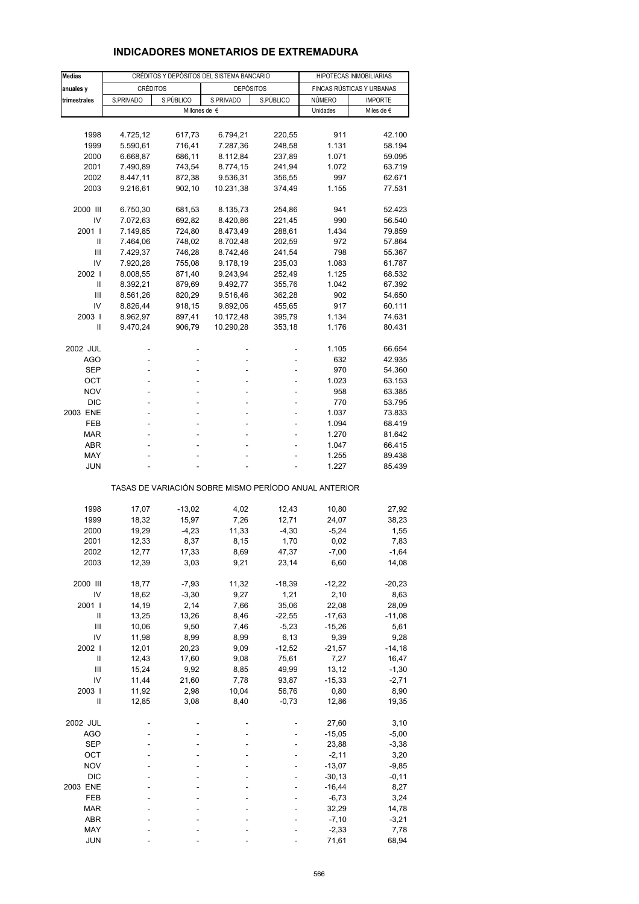# INDICADORES MONETARIOS DE EXTREMADURA

| Medias anuales y trimestrales | CRÉDITOS Y DEPÓSITOS DEL SISTEMA BANCARIO | | | | HIPOTECAS INMOBILIARIAS | |
|---|---|---|---|---|---|---|
| | CRÉDITOS | | DEPÓSITOS | | FINCAS RÚSTICAS Y URBANAS | |
| | S.PRIVADO | S.PÚBLICO | S.PRIVADO | S.PÚBLICO | NÚMERO | IMPORTE |
| | Millones de € | | | | Unidades | Miles de € |
| 1998 | 4.725,12 | 617,73 | 6.794,21 | 220,55 | 911 | 42.100 |
| 1999 | 5.590,61 | 716,41 | 7.287,36 | 248,58 | 1.131 | 58.194 |
| 2000 | 6.668,87 | 686,11 | 8.112,84 | 237,89 | 1.071 | 59.095 |
| 2001 | 7.490,89 | 743,54 | 8.774,15 | 241,94 | 1.072 | 63.719 |
| 2002 | 8.447,11 | 872,38 | 9.536,31 | 356,55 | 997 | 62.671 |
| 2003 | 9.216,61 | 902,10 | 10.231,38 | 374,49 | 1.155 | 77.531 |
| 2000 III | 6.750,30 | 681,53 | 8.135,73 | 254,86 | 941 | 52.423 |
| IV | 7.072,63 | 692,82 | 8.420,86 | 221,45 | 990 | 56.540 |
| 2001 I | 7.149,85 | 724,80 | 8.473,49 | 288,61 | 1.434 | 79.859 |
| II | 7.464,06 | 748,02 | 8.702,48 | 202,59 | 972 | 57.864 |
| III | 7.429,37 | 746,28 | 8.742,46 | 241,54 | 798 | 55.367 |
| IV | 7.920,28 | 755,08 | 9.178,19 | 235,03 | 1.083 | 61.787 |
| 2002 I | 8.008,55 | 871,40 | 9.243,94 | 252,49 | 1.125 | 68.532 |
| II | 8.392,21 | 879,69 | 9.492,77 | 355,76 | 1.042 | 67.392 |
| III | 8.561,26 | 820,29 | 9.516,46 | 362,28 | 902 | 54.650 |
| IV | 8.826,44 | 918,15 | 9.892,06 | 455,65 | 917 | 60.111 |
| 2003 I | 8.962,97 | 897,41 | 10.172,48 | 395,79 | 1.134 | 74.631 |
| II | 9.470,24 | 906,79 | 10.290,28 | 353,18 | 1.176 | 80.431 |
| 2002 JUL | - | - | - | - | 1.105 | 66.654 |
| AGO | - | - | - | - | 632 | 42.935 |
| SEP | - | - | - | - | 970 | 54.360 |
| OCT | - | - | - | - | 1.023 | 63.153 |
| NOV | - | - | - | - | 958 | 63.385 |
| DIC | - | - | - | - | 770 | 53.795 |
| 2003 ENE | - | - | - | - | 1.037 | 73.833 |
| FEB | - | - | - | - | 1.094 | 68.419 |
| MAR | - | - | - | - | 1.270 | 81.642 |
| ABR | - | - | - | - | 1.047 | 66.415 |
| MAY | - | - | - | - | 1.255 | 89.438 |
| JUN | - | - | - | - | 1.227 | 85.439 |
| **TASAS DE VARIACIÓN SOBRE MISMO PERÍODO ANUAL ANTERIOR** | | | | | | |
| 1998 | 17,07 | -13,02 | 4,02 | 12,43 | 10,80 | 27,92 |
| 1999 | 18,32 | 15,97 | 7,26 | 12,71 | 24,07 | 38,23 |
| 2000 | 19,29 | -4,23 | 11,33 | -4,30 | -5,24 | 1,55 |
| 2001 | 12,33 | 8,37 | 8,15 | 1,70 | 0,02 | 7,83 |
| 2002 | 12,77 | 17,33 | 8,69 | 47,37 | -7,00 | -1,64 |
| 2003 | 12,39 | 3,03 | 9,21 | 23,14 | 6,60 | 14,08 |
| 2000 III | 18,77 | -7,93 | 11,32 | -18,39 | -12,22 | -20,23 |
| IV | 18,62 | -3,30 | 9,27 | 1,21 | 2,10 | 8,63 |
| 2001 I | 14,19 | 2,14 | 7,66 | 35,06 | 22,08 | 28,09 |
| II | 13,25 | 13,26 | 8,46 | -22,55 | -17,63 | -11,08 |
| III | 10,06 | 9,50 | 7,46 | -5,23 | -15,26 | 5,61 |
| IV | 11,98 | 8,99 | 8,99 | 6,13 | 9,39 | 9,28 |
| 2002 I | 12,01 | 20,23 | 9,09 | -12,52 | -21,57 | -14,18 |
| II | 12,43 | 17,60 | 9,08 | 75,61 | 7,27 | 16,47 |
| III | 15,24 | 9,92 | 8,85 | 49,99 | 13,12 | -1,30 |
| IV | 11,44 | 21,60 | 7,78 | 93,87 | -15,33 | -2,71 |
| 2003 I | 11,92 | 2,98 | 10,04 | 56,76 | 0,80 | 8,90 |
| II | 12,85 | 3,08 | 8,40 | -0,73 | 12,86 | 19,35 |
| 2002 JUL | - | - | - | - | 27,60 | 3,10 |
| AGO | - | - | - | - | -15,05 | -5,00 |
| SEP | - | - | - | - | 23,88 | -3,38 |
| OCT | - | - | - | - | -2,11 | 3,20 |
| NOV | - | - | - | - | -13,07 | -9,85 |
| DIC | - | - | - | - | -30,13 | -0,11 |
| 2003 ENE | - | - | - | - | -16,44 | 8,27 |
| FEB | - | - | - | - | -6,73 | 3,24 |
| MAR | - | - | - | - | 32,29 | 14,78 |
| ABR | - | - | - | - | -7,10 | -3,21 |
| MAY | - | - | - | - | -2,33 | 7,78 |
| JUN | - | - | - | - | 71,61 | 68,94 |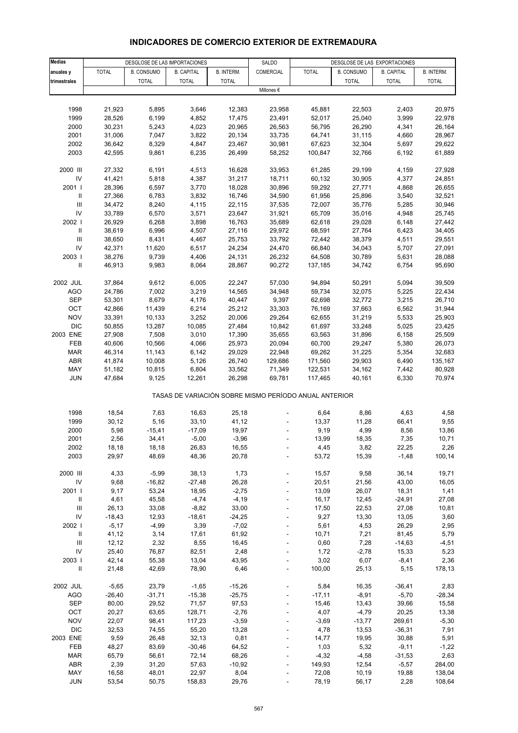## INDICADORES DE COMERCIO EXTERIOR DE EXTREMADURA

| Medias anuales y trimestrales | DESGLOSE DE LAS IMPORTACIONES | | | | SALDO | DESGLOSE DE LAS EXPORTACIONES | | | |
|---|---|---|---|---|---|---|---|---|---|
| | TOTAL | B. CONSUMO TOTAL | B. CAPITAL TOTAL | B. INTERM. TOTAL | COMERCIAL | TOTAL | B. CONSUMO TOTAL | B. CAPITAL TOTAL | B. INTERM. TOTAL |
| | | | | | Millones € | | | | |
| 1998 | 21,923 | 5,895 | 3,646 | 12,383 | 23,958 | 45,881 | 22,503 | 2,403 | 20,975 |
| 1999 | 28,526 | 6,199 | 4,852 | 17,475 | 23,491 | 52,017 | 25,040 | 3,999 | 22,978 |
| 2000 | 30,231 | 5,243 | 4,023 | 20,965 | 26,563 | 56,795 | 26,290 | 4,341 | 26,164 |
| 2001 | 31,006 | 7,047 | 3,822 | 20,134 | 33,735 | 64,741 | 31,115 | 4,660 | 28,967 |
| 2002 | 36,642 | 8,329 | 4,847 | 23,467 | 30,981 | 67,623 | 32,304 | 5,697 | 29,622 |
| 2003 | 42,595 | 9,861 | 6,235 | 26,499 | 58,252 | 100,847 | 32,766 | 6,192 | 61,889 |
| 2000 III | 27,332 | 6,191 | 4,513 | 16,628 | 33,953 | 61,285 | 29,199 | 4,159 | 27,928 |
| IV | 41,421 | 5,818 | 4,387 | 31,217 | 18,711 | 60,132 | 30,905 | 4,377 | 24,851 |
| 2001 I | 28,396 | 6,597 | 3,770 | 18,028 | 30,896 | 59,292 | 27,771 | 4,868 | 26,655 |
| II | 27,366 | 6,783 | 3,832 | 16,746 | 34,590 | 61,956 | 25,896 | 3,540 | 32,521 |
| III | 34,472 | 8,240 | 4,115 | 22,115 | 37,535 | 72,007 | 35,776 | 5,285 | 30,946 |
| IV | 33,789 | 6,570 | 3,571 | 23,647 | 31,921 | 65,709 | 35,016 | 4,948 | 25,745 |
| 2002 I | 26,929 | 6,268 | 3,898 | 16,763 | 35,689 | 62,618 | 29,028 | 6,148 | 27,442 |
| II | 38,619 | 6,996 | 4,507 | 27,116 | 29,972 | 68,591 | 27,764 | 6,423 | 34,405 |
| III | 38,650 | 8,431 | 4,467 | 25,753 | 33,792 | 72,442 | 38,379 | 4,511 | 29,551 |
| IV | 42,371 | 11,620 | 6,517 | 24,234 | 24,470 | 66,840 | 34,043 | 5,707 | 27,091 |
| 2003 I | 38,276 | 9,739 | 4,406 | 24,131 | 26,232 | 64,508 | 30,789 | 5,631 | 28,088 |
| II | 46,913 | 9,983 | 8,064 | 28,867 | 90,272 | 137,185 | 34,742 | 6,754 | 95,690 |
| 2002 JUL | 37,864 | 9,612 | 6,005 | 22,247 | 57,030 | 94,894 | 50,291 | 5,094 | 39,509 |
| AGO | 24,786 | 7,002 | 3,219 | 14,565 | 34,948 | 59,734 | 32,075 | 5,225 | 22,434 |
| SEP | 53,301 | 8,679 | 4,176 | 40,447 | 9,397 | 62,698 | 32,772 | 3,215 | 26,710 |
| OCT | 42,866 | 11,439 | 6,214 | 25,212 | 33,303 | 76,169 | 37,663 | 6,562 | 31,944 |
| NOV | 33,391 | 10,133 | 3,252 | 20,006 | 29,264 | 62,655 | 31,219 | 5,533 | 25,903 |
| DIC | 50,855 | 13,287 | 10,085 | 27,484 | 10,842 | 61,697 | 33,248 | 5,025 | 23,425 |
| 2003 ENE | 27,908 | 7,508 | 3,010 | 17,390 | 35,655 | 63,563 | 31,896 | 6,158 | 25,509 |
| FEB | 40,606 | 10,566 | 4,066 | 25,973 | 20,094 | 60,700 | 29,247 | 5,380 | 26,073 |
| MAR | 46,314 | 11,143 | 6,142 | 29,029 | 22,948 | 69,262 | 31,225 | 5,354 | 32,683 |
| ABR | 41,874 | 10,008 | 5,126 | 26,740 | 129,686 | 171,560 | 29,903 | 6,490 | 135,167 |
| MAY | 51,182 | 10,815 | 6,804 | 33,562 | 71,349 | 122,531 | 34,162 | 7,442 | 80,928 |
| JUN | 47,684 | 9,125 | 12,261 | 26,298 | 69,781 | 117,465 | 40,161 | 6,330 | 70,974 |
| | | | | TASAS DE VARIACIÓN SOBRE MISMO PERÍODO ANUAL ANTERIOR | | | | | |
| 1998 | 18,54 | 7,63 | 16,63 | 25,18 | - | 6,64 | 8,86 | 4,63 | 4,58 |
| 1999 | 30,12 | 5,16 | 33,10 | 41,12 | - | 13,37 | 11,28 | 66,41 | 9,55 |
| 2000 | 5,98 | -15,41 | -17,09 | 19,97 | - | 9,19 | 4,99 | 8,56 | 13,86 |
| 2001 | 2,56 | 34,41 | -5,00 | -3,96 | - | 13,99 | 18,35 | 7,35 | 10,71 |
| 2002 | 18,18 | 18,18 | 26,83 | 16,55 | - | 4,45 | 3,82 | 22,25 | 2,26 |
| 2003 | 29,97 | 48,69 | 48,36 | 20,78 | - | 53,72 | 15,39 | -1,48 | 100,14 |
| 2000 III | 4,33 | -5,99 | 38,13 | 1,73 | - | 15,57 | 9,58 | 36,14 | 19,71 |
| IV | 9,68 | -16,82 | -27,48 | 26,28 | - | 20,51 | 21,56 | 43,00 | 16,05 |
| 2001 I | 9,17 | 53,24 | 18,95 | -2,75 | - | 13,09 | 26,07 | 18,31 | 1,41 |
| II | 4,61 | 45,58 | -4,74 | -4,19 | - | 16,17 | 12,45 | -24,91 | 27,08 |
| III | 26,13 | 33,08 | -8,82 | 33,00 | - | 17,50 | 22,53 | 27,08 | 10,81 |
| IV | -18,43 | 12,93 | -18,61 | -24,25 | - | 9,27 | 13,30 | 13,05 | 3,60 |
| 2002 I | -5,17 | -4,99 | 3,39 | -7,02 | - | 5,61 | 4,53 | 26,29 | 2,95 |
| II | 41,12 | 3,14 | 17,61 | 61,92 | - | 10,71 | 7,21 | 81,45 | 5,79 |
| III | 12,12 | 2,32 | 8,55 | 16,45 | - | 0,60 | 7,28 | -14,63 | -4,51 |
| IV | 25,40 | 76,87 | 82,51 | 2,48 | - | 1,72 | -2,78 | 15,33 | 5,23 |
| 2003 I | 42,14 | 55,38 | 13,04 | 43,95 | - | 3,02 | 6,07 | -8,41 | 2,36 |
| II | 21,48 | 42,69 | 78,90 | 6,46 | - | 100,00 | 25,13 | 5,15 | 178,13 |
| 2002 JUL | -5,65 | 23,79 | -1,65 | -15,26 | - | 5,84 | 16,35 | -36,41 | 2,83 |
| AGO | -26,40 | -31,71 | -15,38 | -25,75 | - | -17,11 | -8,91 | -5,70 | -28,34 |
| SEP | 80,00 | 29,52 | 71,57 | 97,53 | - | 15,46 | 13,43 | 39,66 | 15,58 |
| OCT | 20,27 | 63,65 | 128,71 | -2,76 | - | 4,07 | -4,79 | 20,25 | 13,38 |
| NOV | 22,07 | 98,41 | 117,23 | -3,59 | - | -3,69 | -13,77 | 269,61 | -5,30 |
| DIC | 32,53 | 74,55 | 55,20 | 13,28 | - | 4,78 | 13,53 | -36,31 | 7,91 |
| 2003 ENE | 9,59 | 26,48 | 32,13 | 0,81 | - | 14,77 | 19,95 | 30,88 | 5,91 |
| FEB | 48,27 | 83,69 | -30,46 | 64,52 | - | 1,03 | 5,32 | -9,11 | -1,22 |
| MAR | 65,79 | 56,61 | 72,14 | 68,26 | - | -4,32 | -4,58 | -31,53 | 2,63 |
| ABR | 2,39 | 31,20 | 57,63 | -10,92 | - | 149,93 | 12,54 | -5,57 | 284,00 |
| MAY | 16,58 | 48,01 | 22,97 | 8,04 | - | 72,08 | 10,19 | 19,88 | 138,04 |
| JUN | 53,54 | 50,75 | 158,83 | 29,76 | - | 78,19 | 56,17 | 2,28 | 108,64 |